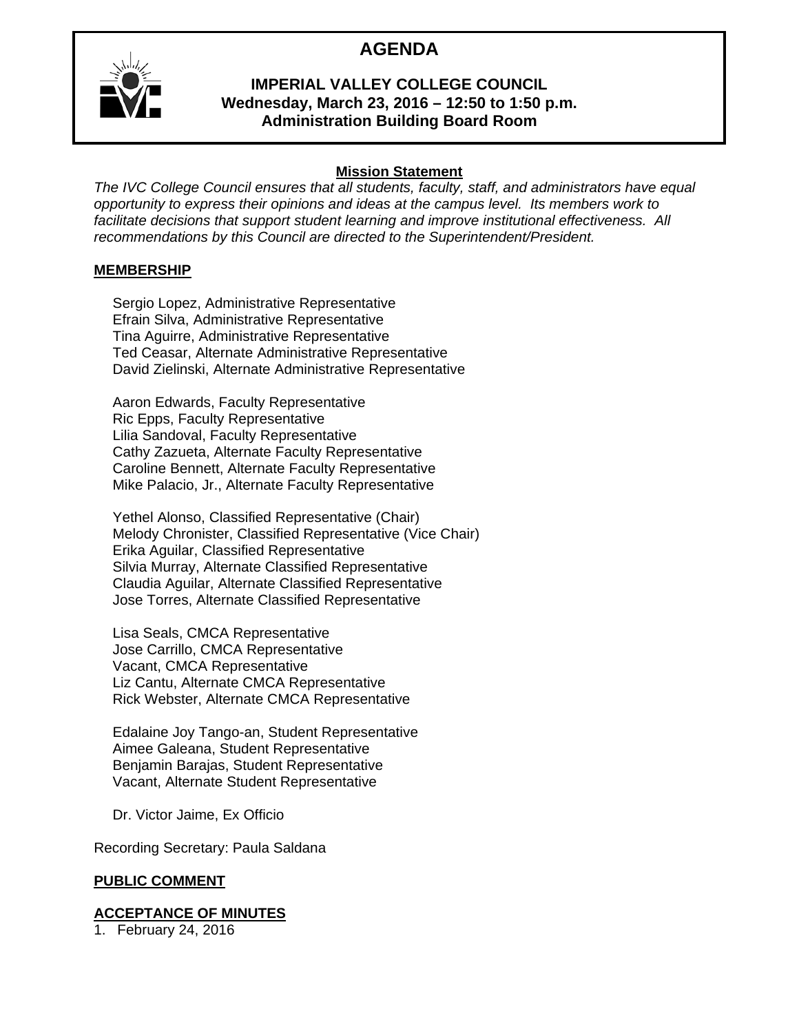# AGENDA

## IMPERIAL VALLEY COLLEGE COUNCIL
**Wednesday, March 23, 2016 – 12:50 to 1:50 p.m.**
**Administration Building Board Room**

**Mission Statement**

*The IVC College Council ensures that all students, faculty, staff, and administrators have equal opportunity to express their opinions and ideas at the campus level. Its members work to facilitate decisions that support student learning and improve institutional effectiveness. All recommendations by this Council are directed to the Superintendent/President.*

## MEMBERSHIP

Sergio Lopez, Administrative Representative
Efrain Silva, Administrative Representative
Tina Aguirre, Administrative Representative
Ted Ceasar, Alternate Administrative Representative
David Zielinski, Alternate Administrative Representative

Aaron Edwards, Faculty Representative
Ric Epps, Faculty Representative
Lilia Sandoval, Faculty Representative
Cathy Zazueta, Alternate Faculty Representative
Caroline Bennett, Alternate Faculty Representative
Mike Palacio, Jr., Alternate Faculty Representative

Yethel Alonso, Classified Representative (Chair)
Melody Chronister, Classified Representative (Vice Chair)
Erika Aguilar, Classified Representative
Silvia Murray, Alternate Classified Representative
Claudia Aguilar, Alternate Classified Representative
Jose Torres, Alternate Classified Representative

Lisa Seals, CMCA Representative
Jose Carrillo, CMCA Representative
Vacant, CMCA Representative
Liz Cantu, Alternate CMCA Representative
Rick Webster, Alternate CMCA Representative

Edalaine Joy Tango-an, Student Representative
Aimee Galeana, Student Representative
Benjamin Barajas, Student Representative
Vacant, Alternate Student Representative

Dr. Victor Jaime, Ex Officio

Recording Secretary: Paula Saldana

## PUBLIC COMMENT

## ACCEPTANCE OF MINUTES

1. February 24, 2016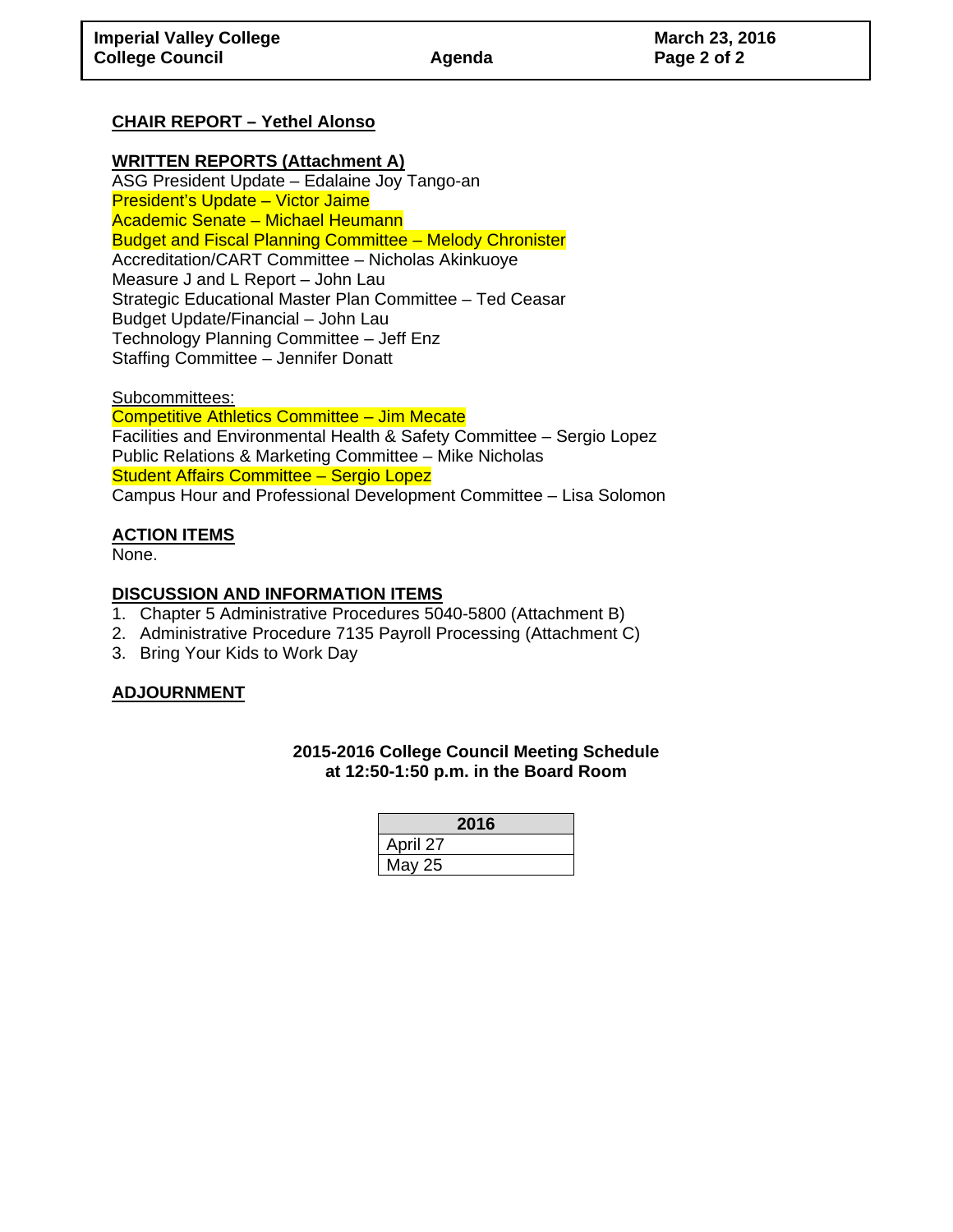## CHAIR REPORT – Yethel Alonso

## WRITTEN REPORTS (Attachment A)

ASG President Update – Edalaine Joy Tango-an
President's Update – Victor Jaime
Academic Senate – Michael Heumann
Budget and Fiscal Planning Committee – Melody Chronister
Accreditation/CART Committee – Nicholas Akinkuoye
Measure J and L Report – John Lau
Strategic Educational Master Plan Committee – Ted Ceasar
Budget Update/Financial – John Lau
Technology Planning Committee – Jeff Enz
Staffing Committee – Jennifer Donatt

Subcommittees:
Competitive Athletics Committee – Jim Mecate
Facilities and Environmental Health & Safety Committee – Sergio Lopez
Public Relations & Marketing Committee – Mike Nicholas
Student Affairs Committee – Sergio Lopez
Campus Hour and Professional Development Committee – Lisa Solomon

## ACTION ITEMS

None.

## DISCUSSION AND INFORMATION ITEMS

1. Chapter 5 Administrative Procedures 5040-5800 (Attachment B)
2. Administrative Procedure 7135 Payroll Processing (Attachment C)
3. Bring Your Kids to Work Day

## ADJOURNMENT

**2015-2016 College Council Meeting Schedule at 12:50-1:50 p.m. in the Board Room**

| 2016 |
| --- |
| April 27 |
| May 25 |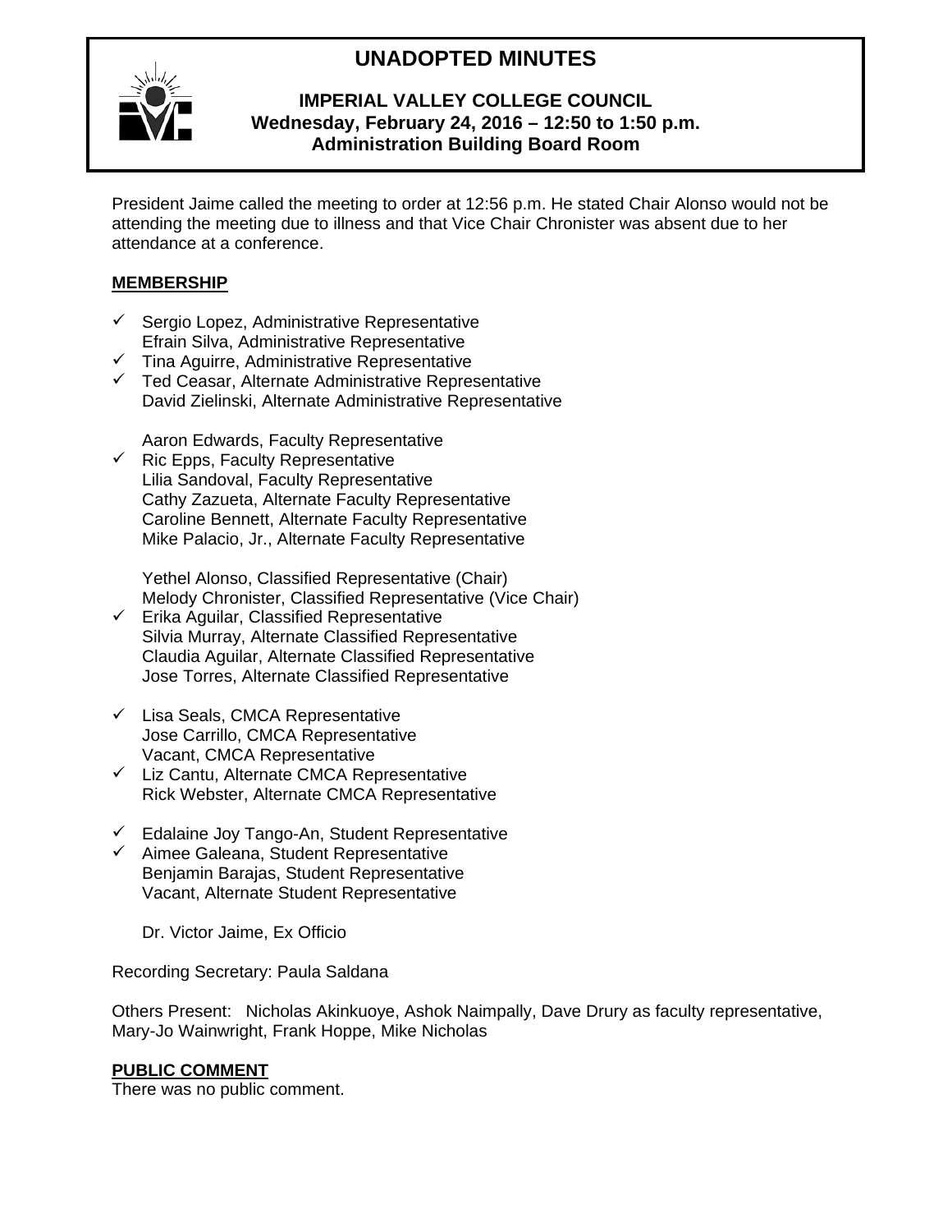# UNADOPTED MINUTES

**IMPERIAL VALLEY COLLEGE COUNCIL**
**Wednesday, February 24, 2016 – 12:50 to 1:50 p.m.**
**Administration Building Board Room**

President Jaime called the meeting to order at 12:56 p.m. He stated Chair Alonso would not be attending the meeting due to illness and that Vice Chair Chronister was absent due to her attendance at a conference.

## MEMBERSHIP

- ✓ Sergio Lopez, Administrative Representative
- Efrain Silva, Administrative Representative
- ✓ Tina Aguirre, Administrative Representative
- ✓ Ted Ceasar, Alternate Administrative Representative
- David Zielinski, Alternate Administrative Representative

- Aaron Edwards, Faculty Representative
- ✓ Ric Epps, Faculty Representative
- Lilia Sandoval, Faculty Representative
- Cathy Zazueta, Alternate Faculty Representative
- Caroline Bennett, Alternate Faculty Representative
- Mike Palacio, Jr., Alternate Faculty Representative

- Yethel Alonso, Classified Representative (Chair)
- Melody Chronister, Classified Representative (Vice Chair)
- ✓ Erika Aguilar, Classified Representative
- Silvia Murray, Alternate Classified Representative
- Claudia Aguilar, Alternate Classified Representative
- Jose Torres, Alternate Classified Representative

- ✓ Lisa Seals, CMCA Representative
- Jose Carrillo, CMCA Representative
- Vacant, CMCA Representative
- ✓ Liz Cantu, Alternate CMCA Representative
- Rick Webster, Alternate CMCA Representative

- ✓ Edalaine Joy Tango-An, Student Representative
- ✓ Aimee Galeana, Student Representative
- Benjamin Barajas, Student Representative
- Vacant, Alternate Student Representative

- Dr. Victor Jaime, Ex Officio

Recording Secretary: Paula Saldana

Others Present: Nicholas Akinkuoye, Ashok Naimpally, Dave Drury as faculty representative, Mary-Jo Wainwright, Frank Hoppe, Mike Nicholas

## PUBLIC COMMENT

There was no public comment.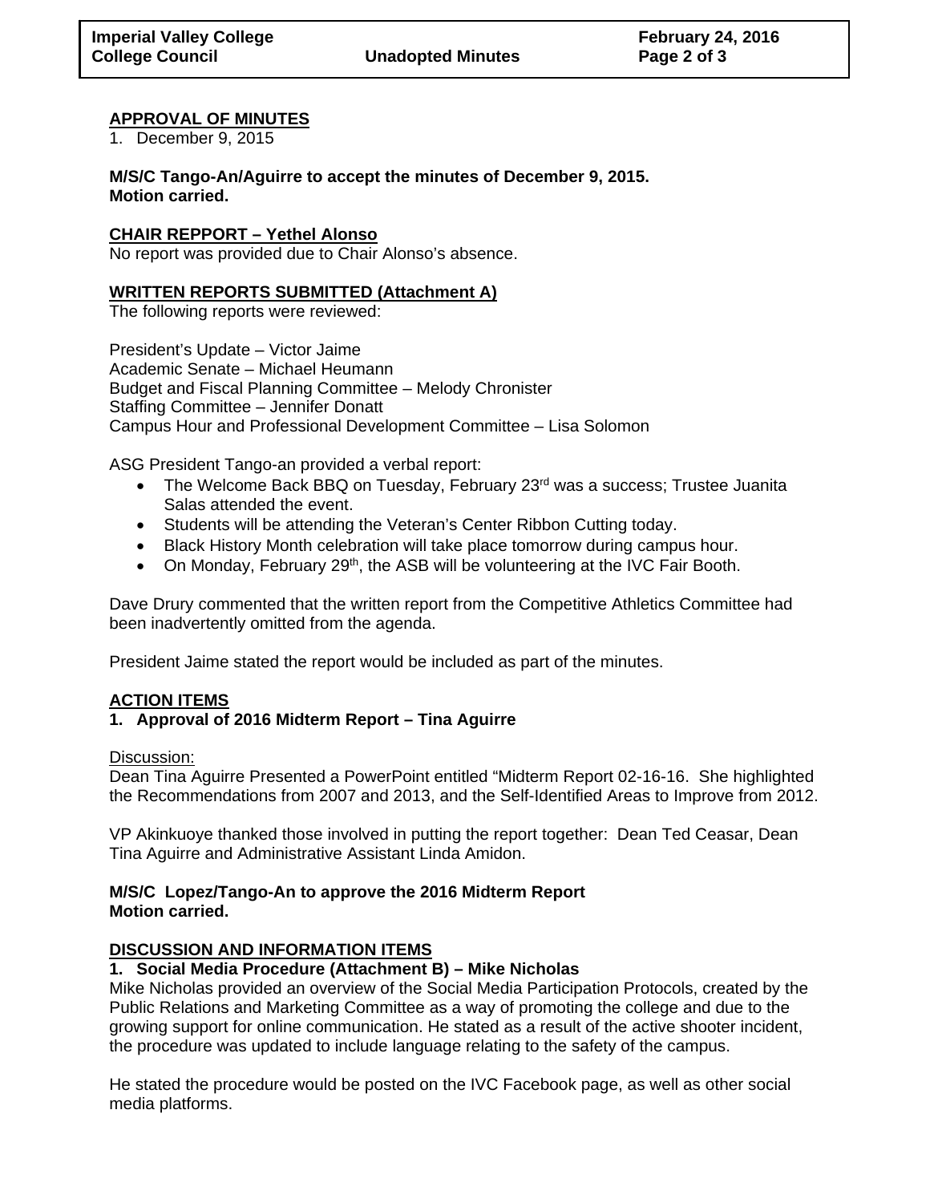**APPROVAL OF MINUTES**

1. December 9, 2015

**M/S/C Tango-An/Aguirre to accept the minutes of December 9, 2015.**
**Motion carried.**

**CHAIR REPPORT – Yethel Alonso**

No report was provided due to Chair Alonso's absence.

**WRITTEN REPORTS SUBMITTED (Attachment A)**

The following reports were reviewed:

President's Update – Victor Jaime
Academic Senate – Michael Heumann
Budget and Fiscal Planning Committee – Melody Chronister
Staffing Committee – Jennifer Donatt
Campus Hour and Professional Development Committee – Lisa Solomon

ASG President Tango-an provided a verbal report:

- The Welcome Back BBQ on Tuesday, February 23rd was a success; Trustee Juanita Salas attended the event.
- Students will be attending the Veteran's Center Ribbon Cutting today.
- Black History Month celebration will take place tomorrow during campus hour.
- On Monday, February 29th, the ASB will be volunteering at the IVC Fair Booth.

Dave Drury commented that the written report from the Competitive Athletics Committee had been inadvertently omitted from the agenda.

President Jaime stated the report would be included as part of the minutes.

**ACTION ITEMS**

**1. Approval of 2016 Midterm Report – Tina Aguirre**

Discussion:

Dean Tina Aguirre Presented a PowerPoint entitled "Midterm Report 02-16-16. She highlighted the Recommendations from 2007 and 2013, and the Self-Identified Areas to Improve from 2012.

VP Akinkuoye thanked those involved in putting the report together: Dean Ted Ceasar, Dean Tina Aguirre and Administrative Assistant Linda Amidon.

**M/S/C Lopez/Tango-An to approve the 2016 Midterm Report**
**Motion carried.**

**DISCUSSION AND INFORMATION ITEMS**

**1. Social Media Procedure (Attachment B) – Mike Nicholas**

Mike Nicholas provided an overview of the Social Media Participation Protocols, created by the Public Relations and Marketing Committee as a way of promoting the college and due to the growing support for online communication. He stated as a result of the active shooter incident, the procedure was updated to include language relating to the safety of the campus.

He stated the procedure would be posted on the IVC Facebook page, as well as other social media platforms.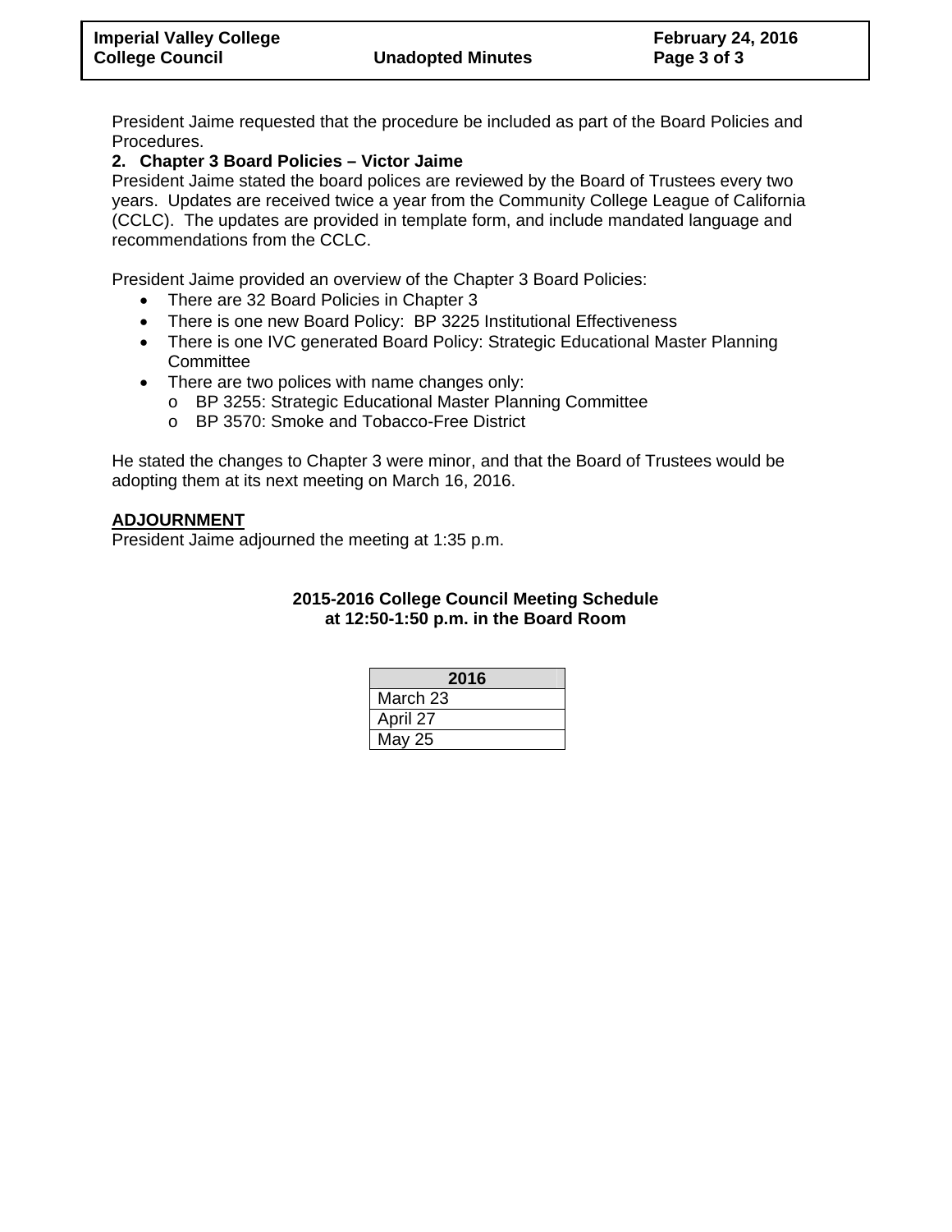President Jaime requested that the procedure be included as part of the Board Policies and Procedures.

**2. Chapter 3 Board Policies – Victor Jaime**

President Jaime stated the board polices are reviewed by the Board of Trustees every two years. Updates are received twice a year from the Community College League of California (CCLC). The updates are provided in template form, and include mandated language and recommendations from the CCLC.

President Jaime provided an overview of the Chapter 3 Board Policies:

- There are 32 Board Policies in Chapter 3
- There is one new Board Policy: BP 3225 Institutional Effectiveness
- There is one IVC generated Board Policy: Strategic Educational Master Planning Committee
- There are two polices with name changes only:
  - BP 3255: Strategic Educational Master Planning Committee
  - BP 3570: Smoke and Tobacco-Free District

He stated the changes to Chapter 3 were minor, and that the Board of Trustees would be adopting them at its next meeting on March 16, 2016.

**ADJOURNMENT**

President Jaime adjourned the meeting at 1:35 p.m.

**2015-2016 College Council Meeting Schedule at 12:50-1:50 p.m. in the Board Room**

| 2016 |
|---|
| March 23 |
| April 27 |
| May 25 |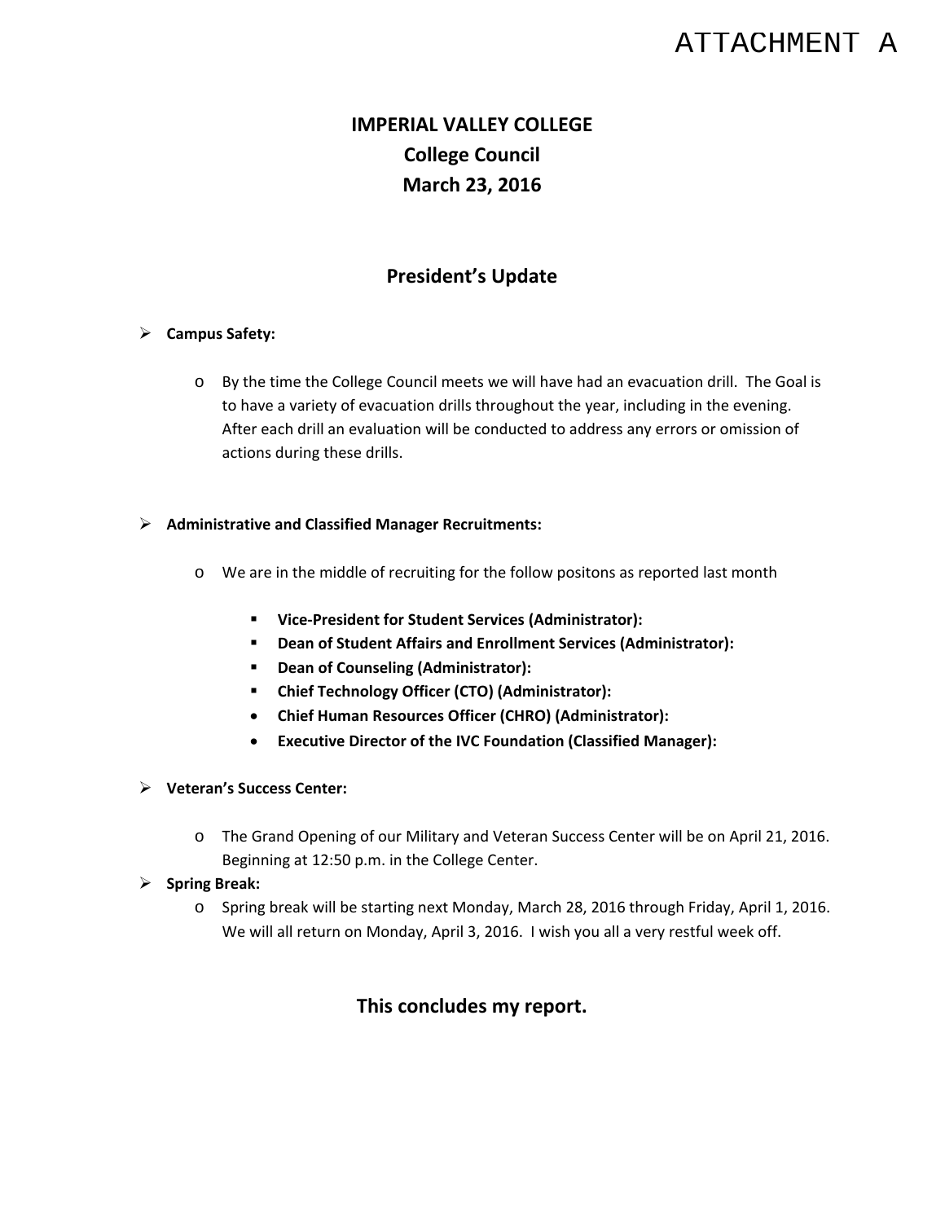ATTACHMENT A

# IMPERIAL VALLEY COLLEGE
# College Council
# March 23, 2016

## President's Update

- **Campus Safety:**
  - By the time the College Council meets we will have had an evacuation drill. The Goal is to have a variety of evacuation drills throughout the year, including in the evening. After each drill an evaluation will be conducted to address any errors or omission of actions during these drills.

- **Administrative and Classified Manager Recruitments:**
  - We are in the middle of recruiting for the follow positons as reported last month
    - **Vice-President for Student Services (Administrator):**
    - **Dean of Student Affairs and Enrollment Services (Administrator):**
    - **Dean of Counseling (Administrator):**
    - **Chief Technology Officer (CTO) (Administrator):**
    - **Chief Human Resources Officer (CHRO) (Administrator):**
    - **Executive Director of the IVC Foundation (Classified Manager):**

- **Veteran's Success Center:**
  - The Grand Opening of our Military and Veteran Success Center will be on April 21, 2016. Beginning at 12:50 p.m. in the College Center.

- **Spring Break:**
  - Spring break will be starting next Monday, March 28, 2016 through Friday, April 1, 2016. We will all return on Monday, April 3, 2016. I wish you all a very restful week off.

## This concludes my report.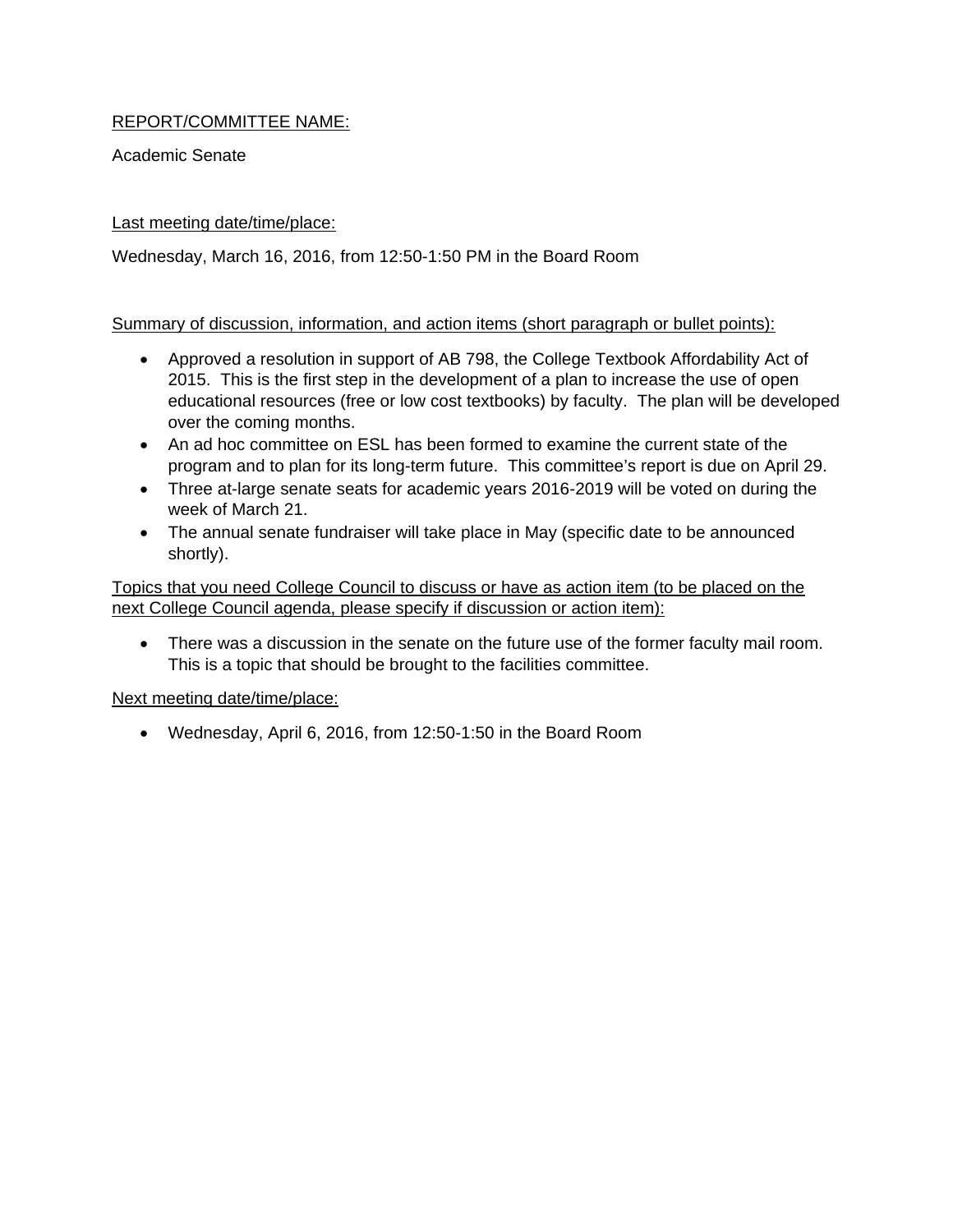REPORT/COMMITTEE NAME:

Academic Senate

Last meeting date/time/place:

Wednesday, March 16, 2016, from 12:50-1:50 PM in the Board Room

Summary of discussion, information, and action items (short paragraph or bullet points):

- Approved a resolution in support of AB 798, the College Textbook Affordability Act of 2015. This is the first step in the development of a plan to increase the use of open educational resources (free or low cost textbooks) by faculty. The plan will be developed over the coming months.
- An ad hoc committee on ESL has been formed to examine the current state of the program and to plan for its long-term future. This committee's report is due on April 29.
- Three at-large senate seats for academic years 2016-2019 will be voted on during the week of March 21.
- The annual senate fundraiser will take place in May (specific date to be announced shortly).

Topics that you need College Council to discuss or have as action item (to be placed on the next College Council agenda, please specify if discussion or action item):

- There was a discussion in the senate on the future use of the former faculty mail room. This is a topic that should be brought to the facilities committee.

Next meeting date/time/place:

- Wednesday, April 6, 2016, from 12:50-1:50 in the Board Room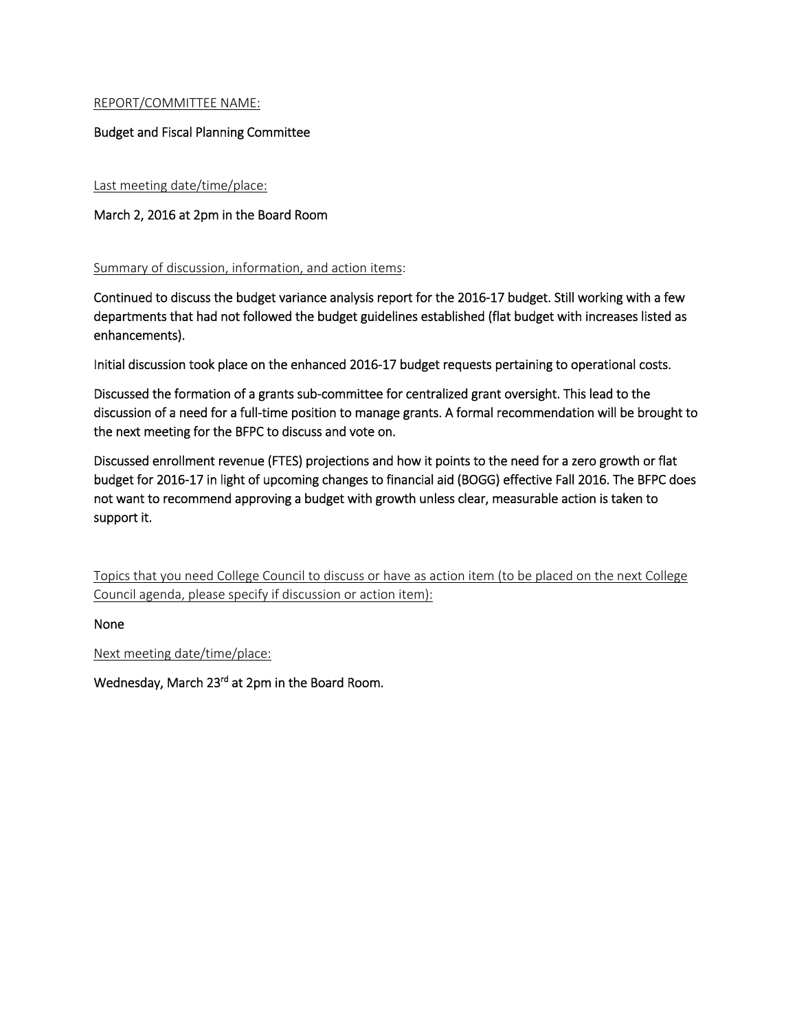REPORT/COMMITTEE NAME:

Budget and Fiscal Planning Committee

Last meeting date/time/place:

March 2, 2016 at 2pm in the Board Room

Summary of discussion, information, and action items:

Continued to discuss the budget variance analysis report for the 2016-17 budget. Still working with a few departments that had not followed the budget guidelines established (flat budget with increases listed as enhancements).

Initial discussion took place on the enhanced 2016-17 budget requests pertaining to operational costs.

Discussed the formation of a grants sub-committee for centralized grant oversight. This lead to the discussion of a need for a full-time position to manage grants. A formal recommendation will be brought to the next meeting for the BFPC to discuss and vote on.

Discussed enrollment revenue (FTES) projections and how it points to the need for a zero growth or flat budget for 2016-17 in light of upcoming changes to financial aid (BOGG) effective Fall 2016. The BFPC does not want to recommend approving a budget with growth unless clear, measurable action is taken to support it.

Topics that you need College Council to discuss or have as action item (to be placed on the next College Council agenda, please specify if discussion or action item):

None

Next meeting date/time/place:

Wednesday, March 23rd at 2pm in the Board Room.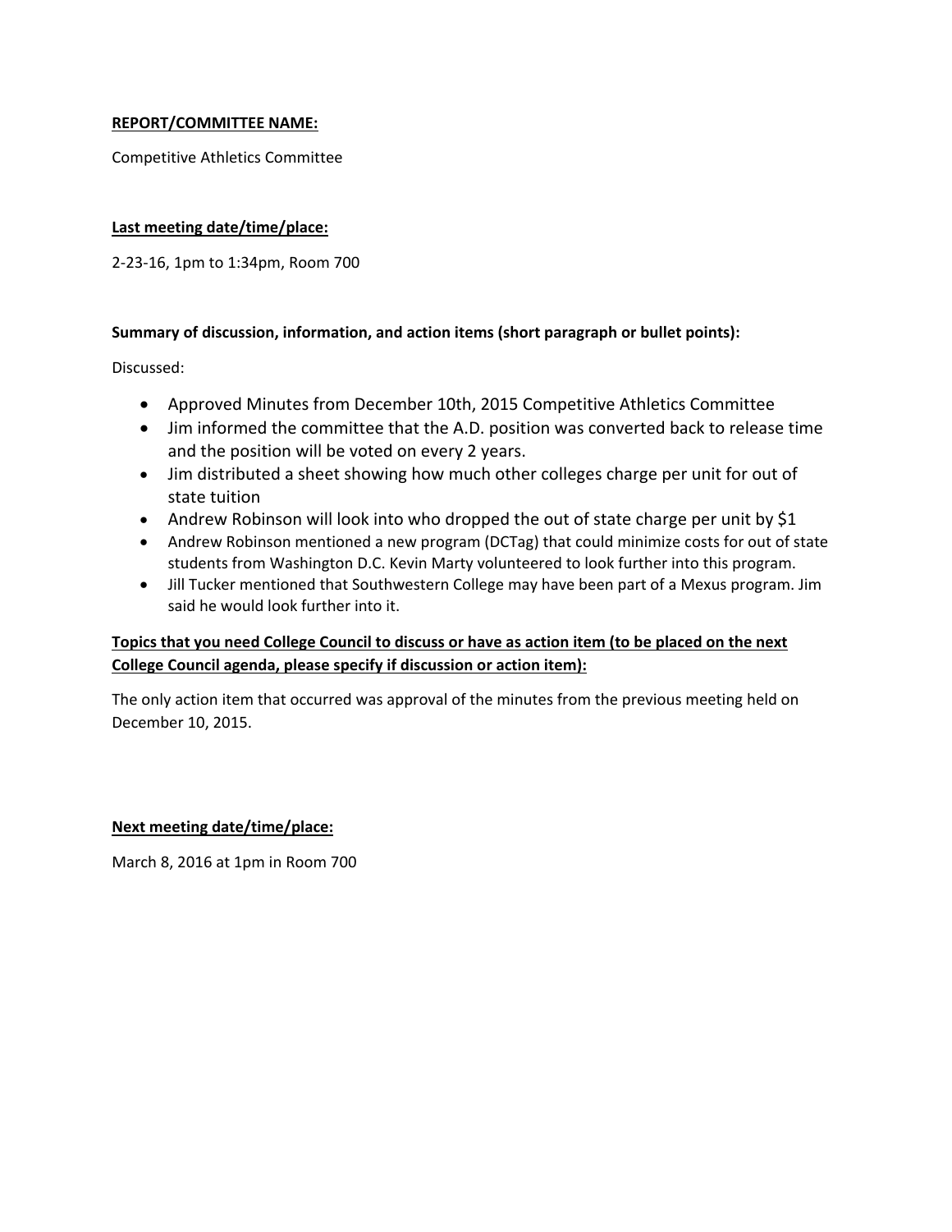**REPORT/COMMITTEE NAME:**

Competitive Athletics Committee

**Last meeting date/time/place:**

2-23-16, 1pm to 1:34pm, Room 700

**Summary of discussion, information, and action items (short paragraph or bullet points):**

Discussed:

- Approved Minutes from December 10th, 2015 Competitive Athletics Committee
- Jim informed the committee that the A.D. position was converted back to release time and the position will be voted on every 2 years.
- Jim distributed a sheet showing how much other colleges charge per unit for out of state tuition
- Andrew Robinson will look into who dropped the out of state charge per unit by $1
- Andrew Robinson mentioned a new program (DCTag) that could minimize costs for out of state students from Washington D.C. Kevin Marty volunteered to look further into this program.
- Jill Tucker mentioned that Southwestern College may have been part of a Mexus program. Jim said he would look further into it.

**Topics that you need College Council to discuss or have as action item (to be placed on the next College Council agenda, please specify if discussion or action item):**

The only action item that occurred was approval of the minutes from the previous meeting held on December 10, 2015.

**Next meeting date/time/place:**

March 8, 2016 at 1pm in Room 700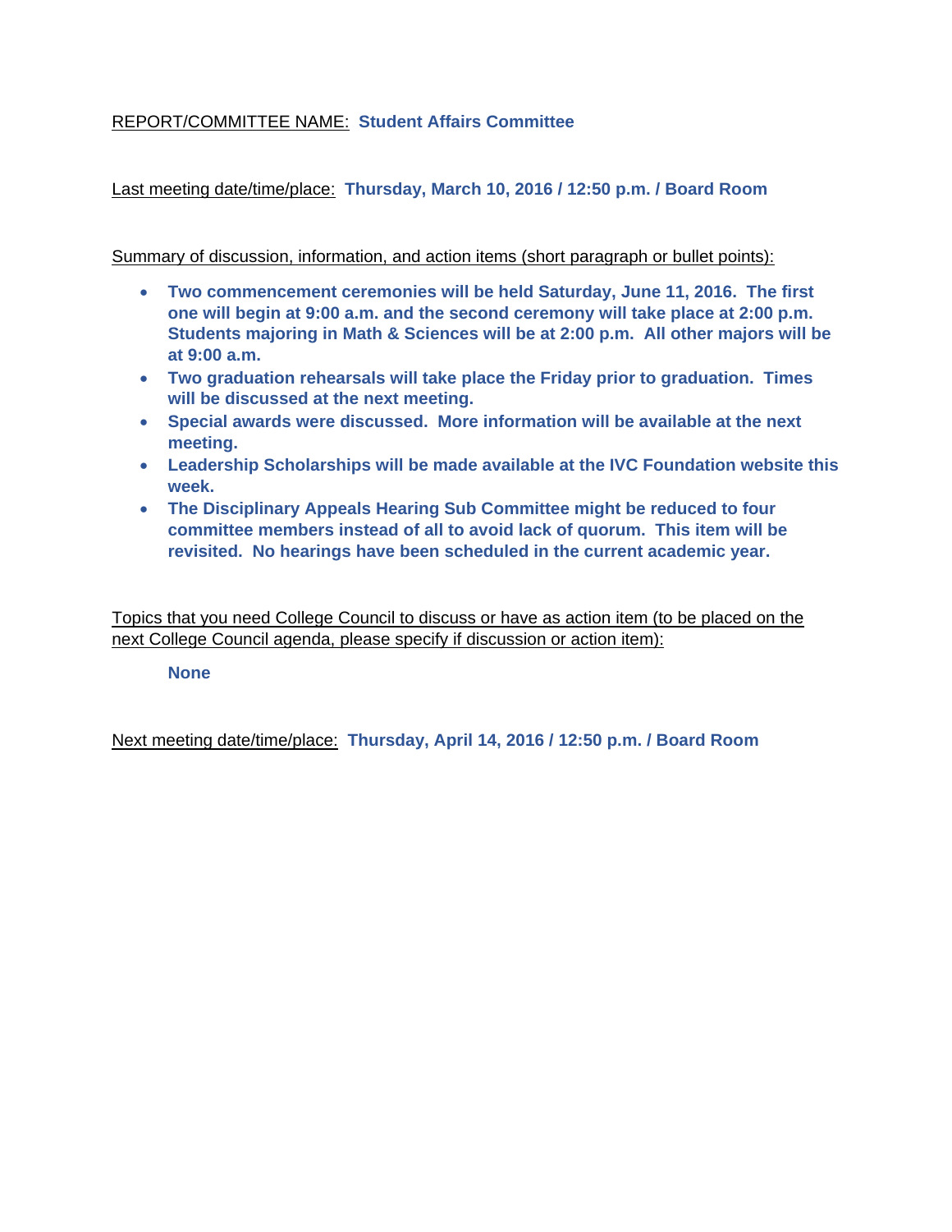REPORT/COMMITTEE NAME: **Student Affairs Committee**

Last meeting date/time/place: **Thursday, March 10, 2016 / 12:50 p.m. / Board Room**

Summary of discussion, information, and action items (short paragraph or bullet points):

- **Two commencement ceremonies will be held Saturday, June 11, 2016. The first one will begin at 9:00 a.m. and the second ceremony will take place at 2:00 p.m. Students majoring in Math & Sciences will be at 2:00 p.m. All other majors will be at 9:00 a.m.**
- **Two graduation rehearsals will take place the Friday prior to graduation. Times will be discussed at the next meeting.**
- **Special awards were discussed. More information will be available at the next meeting.**
- **Leadership Scholarships will be made available at the IVC Foundation website this week.**
- **The Disciplinary Appeals Hearing Sub Committee might be reduced to four committee members instead of all to avoid lack of quorum. This item will be revisited. No hearings have been scheduled in the current academic year.**

Topics that you need College Council to discuss or have as action item (to be placed on the next College Council agenda, please specify if discussion or action item):

**None**

Next meeting date/time/place: **Thursday, April 14, 2016 / 12:50 p.m. / Board Room**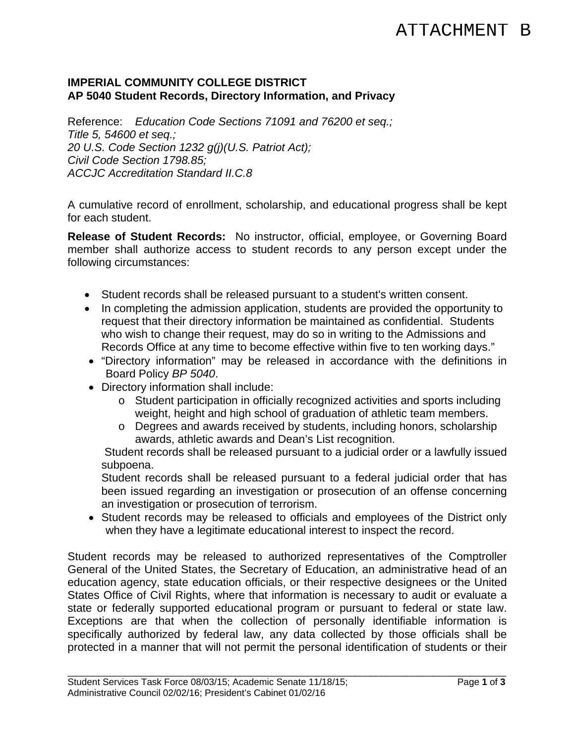# ATTACHMENT B

**IMPERIAL COMMUNITY COLLEGE DISTRICT**
**AP 5040 Student Records, Directory Information, and Privacy**

Reference: *Education Code Sections 71091 and 76200 et seq.;*
*Title 5, 54600 et seq.;*
*20 U.S. Code Section 1232 g(j)(U.S. Patriot Act);*
*Civil Code Section 1798.85;*
*ACCJC Accreditation Standard II.C.8*

A cumulative record of enrollment, scholarship, and educational progress shall be kept for each student.

**Release of Student Records:** No instructor, official, employee, or Governing Board member shall authorize access to student records to any person except under the following circumstances:

- Student records shall be released pursuant to a student's written consent.
- In completing the admission application, students are provided the opportunity to request that their directory information be maintained as confidential. Students who wish to change their request, may do so in writing to the Admissions and Records Office at any time to become effective within five to ten working days."
- "Directory information" may be released in accordance with the definitions in Board Policy *BP 5040*.
- Directory information shall include:
  - Student participation in officially recognized activities and sports including weight, height and high school of graduation of athletic team members.
  - Degrees and awards received by students, including honors, scholarship awards, athletic awards and Dean's List recognition.

  Student records shall be released pursuant to a judicial order or a lawfully issued subpoena.

  Student records shall be released pursuant to a federal judicial order that has been issued regarding an investigation or prosecution of an offense concerning an investigation or prosecution of terrorism.
- Student records may be released to officials and employees of the District only when they have a legitimate educational interest to inspect the record.

Student records may be released to authorized representatives of the Comptroller General of the United States, the Secretary of Education, an administrative head of an education agency, state education officials, or their respective designees or the United States Office of Civil Rights, where that information is necessary to audit or evaluate a state or federally supported educational program or pursuant to federal or state law. Exceptions are that when the collection of personally identifiable information is specifically authorized by federal law, any data collected by those officials shall be protected in a manner that will not permit the personal identification of students or their

Student Services Task Force 08/03/15; Academic Senate 11/18/15; Administrative Council 02/02/16; President's Cabinet 01/02/16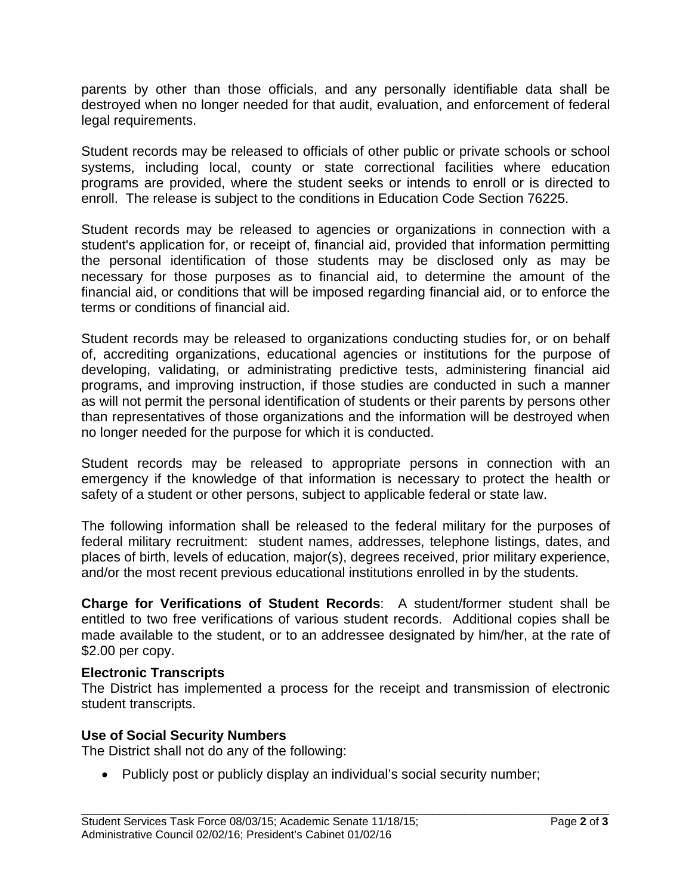parents by other than those officials, and any personally identifiable data shall be destroyed when no longer needed for that audit, evaluation, and enforcement of federal legal requirements.

Student records may be released to officials of other public or private schools or school systems, including local, county or state correctional facilities where education programs are provided, where the student seeks or intends to enroll or is directed to enroll. The release is subject to the conditions in Education Code Section 76225.

Student records may be released to agencies or organizations in connection with a student's application for, or receipt of, financial aid, provided that information permitting the personal identification of those students may be disclosed only as may be necessary for those purposes as to financial aid, to determine the amount of the financial aid, or conditions that will be imposed regarding financial aid, or to enforce the terms or conditions of financial aid.

Student records may be released to organizations conducting studies for, or on behalf of, accrediting organizations, educational agencies or institutions for the purpose of developing, validating, or administrating predictive tests, administering financial aid programs, and improving instruction, if those studies are conducted in such a manner as will not permit the personal identification of students or their parents by persons other than representatives of those organizations and the information will be destroyed when no longer needed for the purpose for which it is conducted.

Student records may be released to appropriate persons in connection with an emergency if the knowledge of that information is necessary to protect the health or safety of a student or other persons, subject to applicable federal or state law.

The following information shall be released to the federal military for the purposes of federal military recruitment: student names, addresses, telephone listings, dates, and places of birth, levels of education, major(s), degrees received, prior military experience, and/or the most recent previous educational institutions enrolled in by the students.

**Charge for Verifications of Student Records**: A student/former student shall be entitled to two free verifications of various student records. Additional copies shall be made available to the student, or to an addressee designated by him/her, at the rate of $2.00 per copy.

**Electronic Transcripts**

The District has implemented a process for the receipt and transmission of electronic student transcripts.

**Use of Social Security Numbers**

The District shall not do any of the following:

- Publicly post or publicly display an individual's social security number;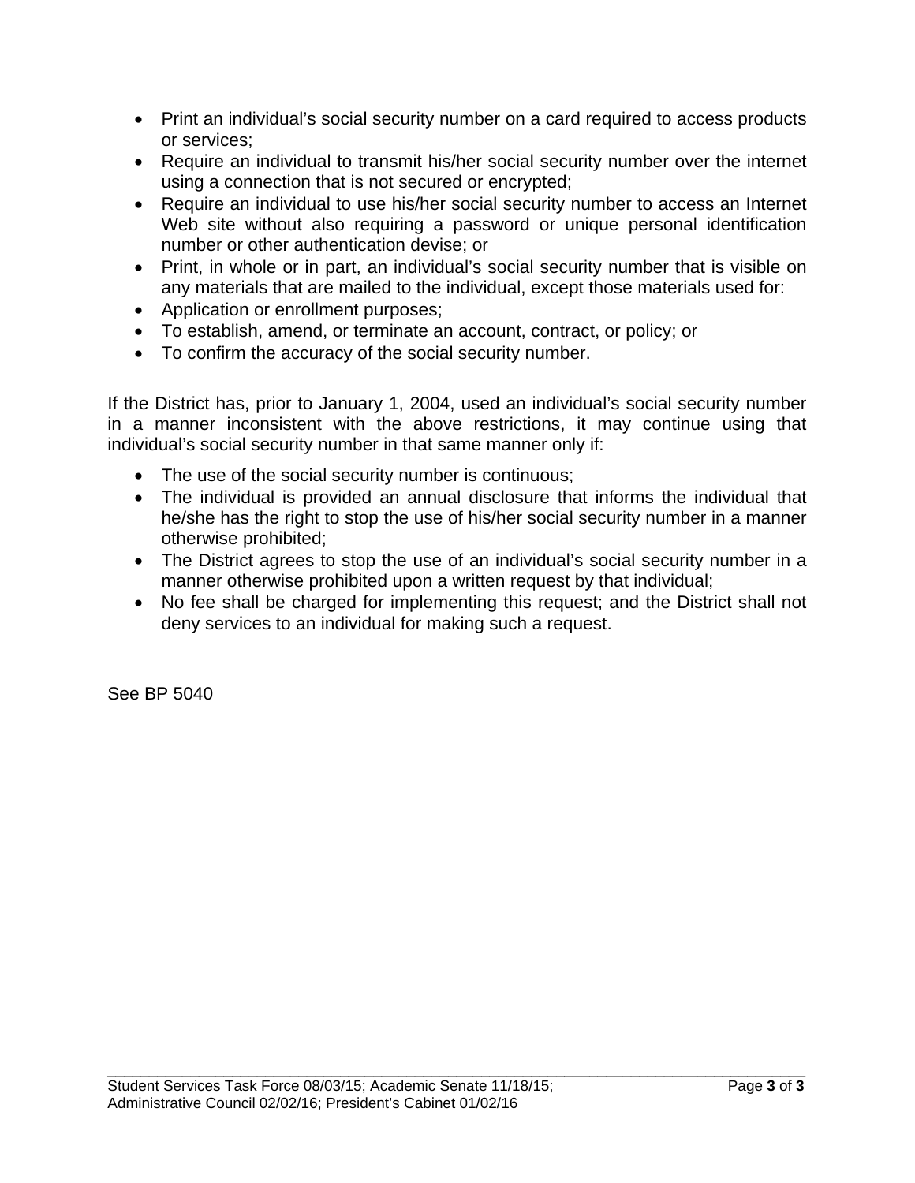- Print an individual's social security number on a card required to access products or services;
- Require an individual to transmit his/her social security number over the internet using a connection that is not secured or encrypted;
- Require an individual to use his/her social security number to access an Internet Web site without also requiring a password or unique personal identification number or other authentication devise; or
- Print, in whole or in part, an individual's social security number that is visible on any materials that are mailed to the individual, except those materials used for:
- Application or enrollment purposes;
- To establish, amend, or terminate an account, contract, or policy; or
- To confirm the accuracy of the social security number.

If the District has, prior to January 1, 2004, used an individual's social security number in a manner inconsistent with the above restrictions, it may continue using that individual's social security number in that same manner only if:

- The use of the social security number is continuous;
- The individual is provided an annual disclosure that informs the individual that he/she has the right to stop the use of his/her social security number in a manner otherwise prohibited;
- The District agrees to stop the use of an individual's social security number in a manner otherwise prohibited upon a written request by that individual;
- No fee shall be charged for implementing this request; and the District shall not deny services to an individual for making such a request.

See BP 5040

Student Services Task Force 08/03/15; Academic Senate 11/18/15; Administrative Council 02/02/16; President's Cabinet 01/02/16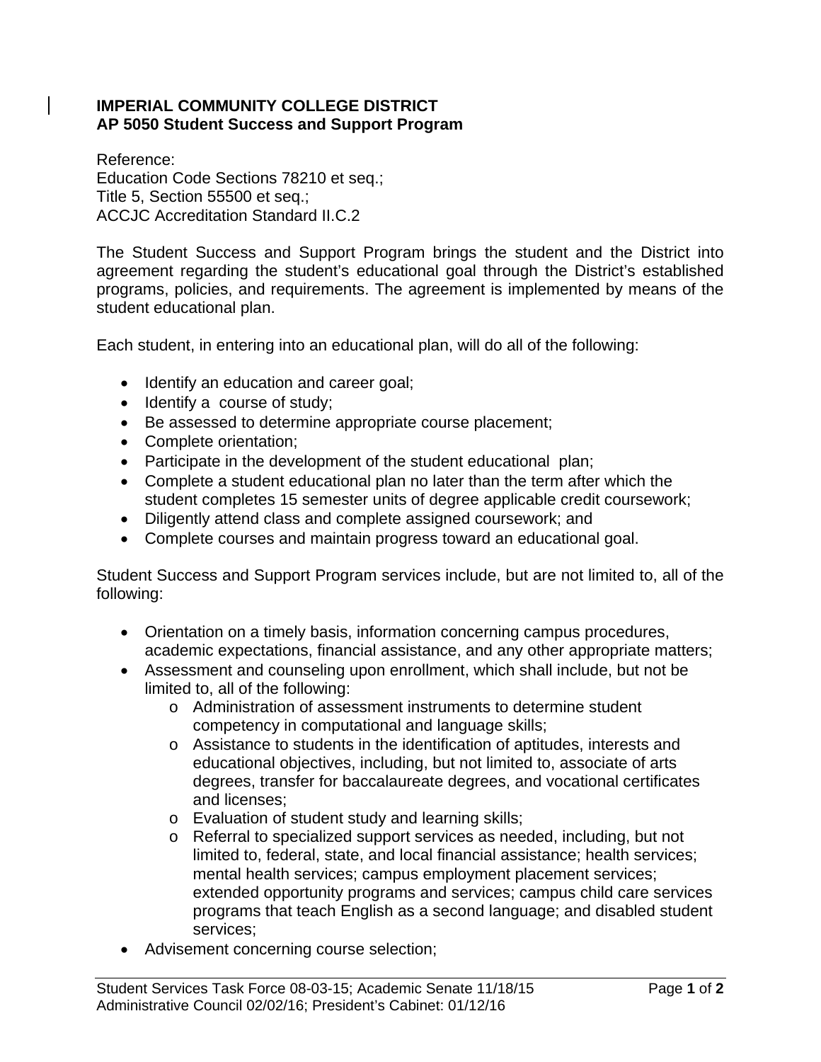**IMPERIAL COMMUNITY COLLEGE DISTRICT**
**AP 5050 Student Success and Support Program**

Reference:
Education Code Sections 78210 et seq.;
Title 5, Section 55500 et seq.;
ACCJC Accreditation Standard II.C.2

The Student Success and Support Program brings the student and the District into agreement regarding the student's educational goal through the District's established programs, policies, and requirements. The agreement is implemented by means of the student educational plan.

Each student, in entering into an educational plan, will do all of the following:

- Identify an education and career goal;
- Identify a course of study;
- Be assessed to determine appropriate course placement;
- Complete orientation;
- Participate in the development of the student educational plan;
- Complete a student educational plan no later than the term after which the student completes 15 semester units of degree applicable credit coursework;
- Diligently attend class and complete assigned coursework; and
- Complete courses and maintain progress toward an educational goal.

Student Success and Support Program services include, but are not limited to, all of the following:

- Orientation on a timely basis, information concerning campus procedures, academic expectations, financial assistance, and any other appropriate matters;
- Assessment and counseling upon enrollment, which shall include, but not be limited to, all of the following:
  - Administration of assessment instruments to determine student competency in computational and language skills;
  - Assistance to students in the identification of aptitudes, interests and educational objectives, including, but not limited to, associate of arts degrees, transfer for baccalaureate degrees, and vocational certificates and licenses;
  - Evaluation of student study and learning skills;
  - Referral to specialized support services as needed, including, but not limited to, federal, state, and local financial assistance; health services; mental health services; campus employment placement services; extended opportunity programs and services; campus child care services programs that teach English as a second language; and disabled student services;
- Advisement concerning course selection;

Student Services Task Force 08-03-15; Academic Senate 11/18/15
Administrative Council 02/02/16; President's Cabinet: 01/12/16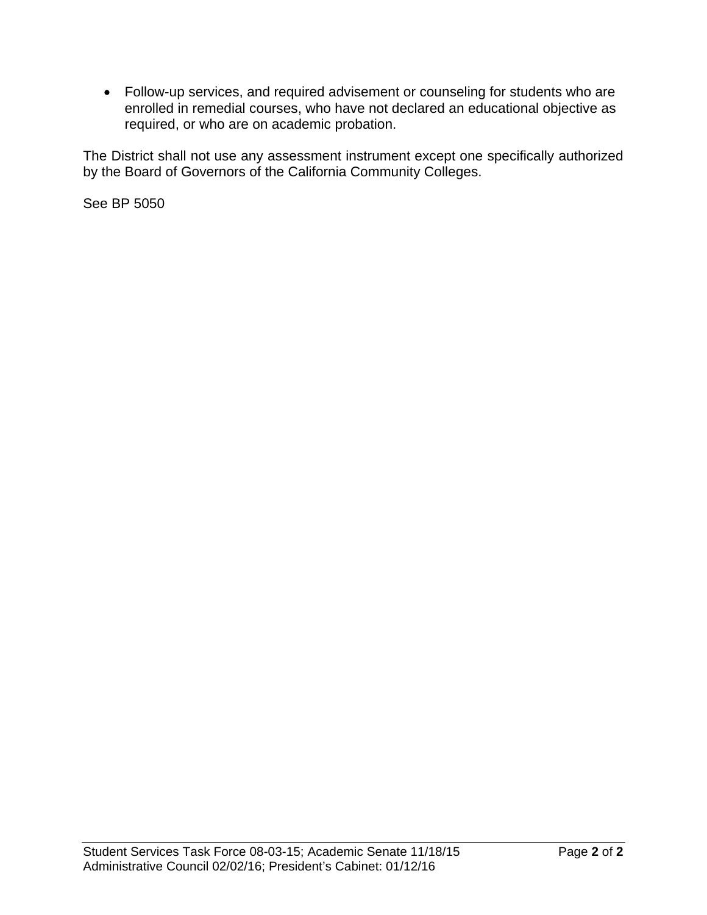- Follow-up services, and required advisement or counseling for students who are enrolled in remedial courses, who have not declared an educational objective as required, or who are on academic probation.

The District shall not use any assessment instrument except one specifically authorized by the Board of Governors of the California Community Colleges.

See BP 5050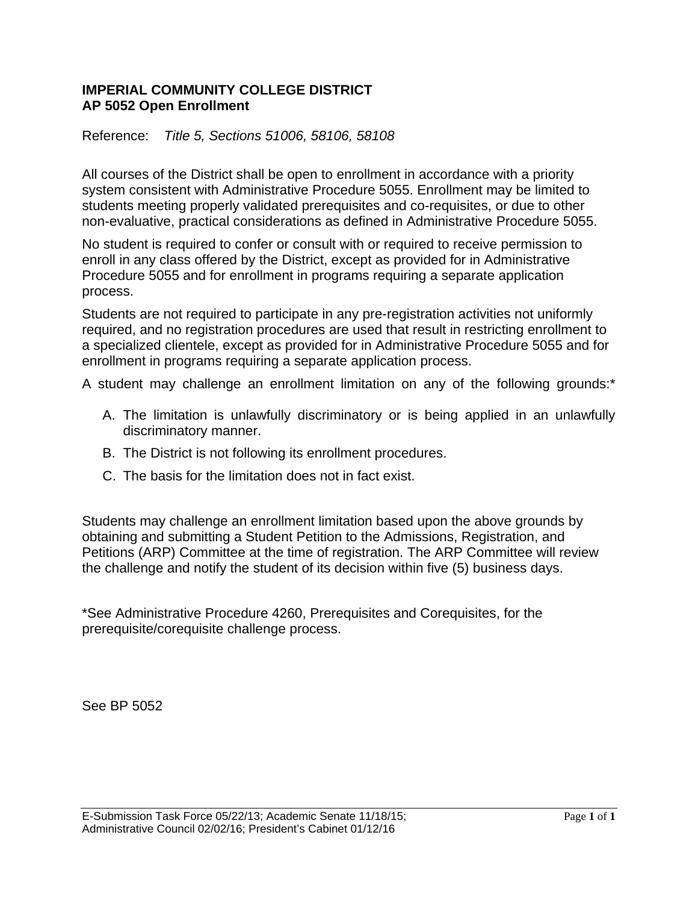**IMPERIAL COMMUNITY COLLEGE DISTRICT**
**AP 5052 Open Enrollment**

Reference: *Title 5, Sections 51006, 58106, 58108*

All courses of the District shall be open to enrollment in accordance with a priority system consistent with Administrative Procedure 5055. Enrollment may be limited to students meeting properly validated prerequisites and co-requisites, or due to other non-evaluative, practical considerations as defined in Administrative Procedure 5055.

No student is required to confer or consult with or required to receive permission to enroll in any class offered by the District, except as provided for in Administrative Procedure 5055 and for enrollment in programs requiring a separate application process.

Students are not required to participate in any pre-registration activities not uniformly required, and no registration procedures are used that result in restricting enrollment to a specialized clientele, except as provided for in Administrative Procedure 5055 and for enrollment in programs requiring a separate application process.

A student may challenge an enrollment limitation on any of the following grounds:*

A. The limitation is unlawfully discriminatory or is being applied in an unlawfully discriminatory manner.
B. The District is not following its enrollment procedures.
C. The basis for the limitation does not in fact exist.

Students may challenge an enrollment limitation based upon the above grounds by obtaining and submitting a Student Petition to the Admissions, Registration, and Petitions (ARP) Committee at the time of registration. The ARP Committee will review the challenge and notify the student of its decision within five (5) business days.

*See Administrative Procedure 4260, Prerequisites and Corequisites, for the prerequisite/corequisite challenge process.

See BP 5052

E-Submission Task Force 05/22/13; Academic Senate 11/18/15; Administrative Council 02/02/16; President's Cabinet 01/12/16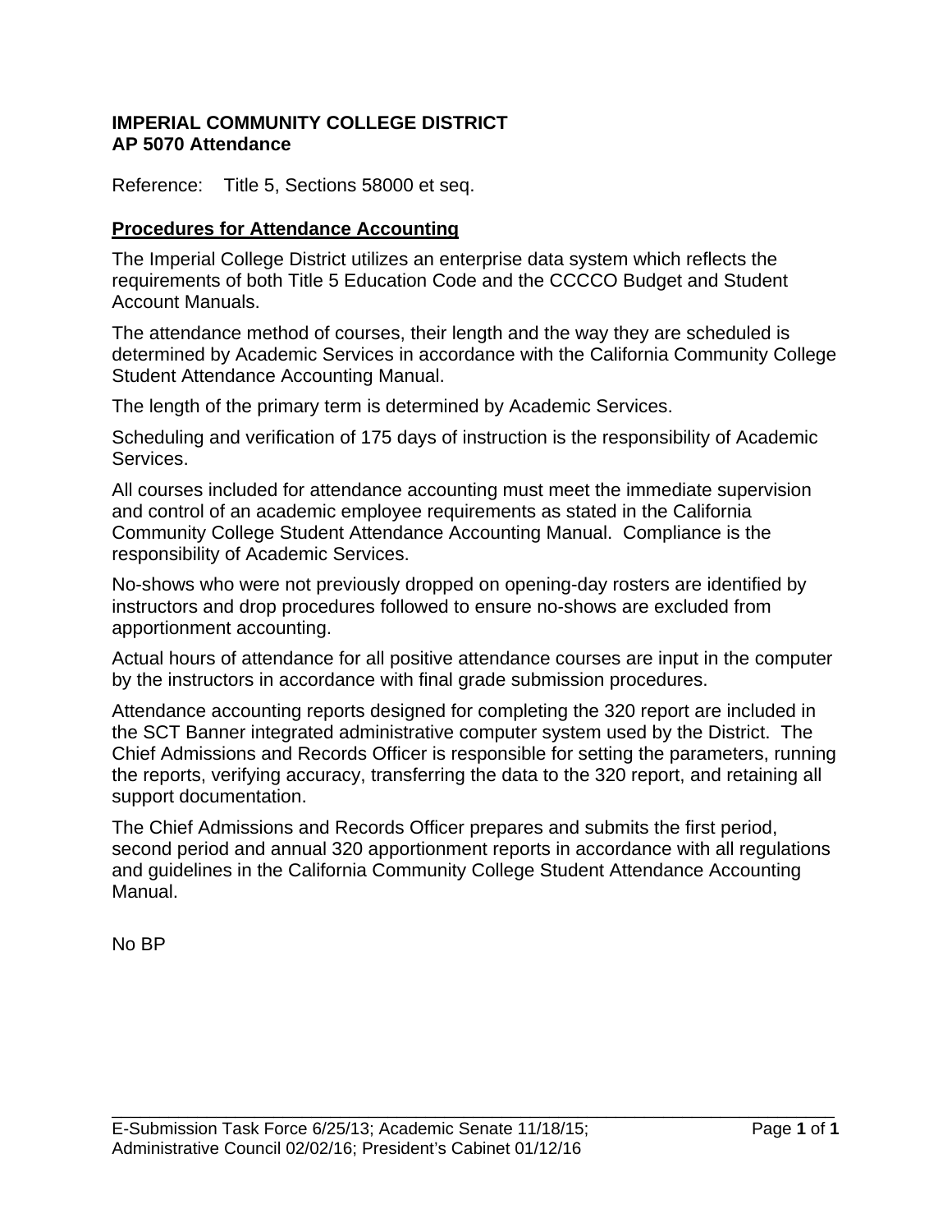**IMPERIAL COMMUNITY COLLEGE DISTRICT**
**AP 5070 Attendance**

Reference: Title 5, Sections 58000 et seq.

## Procedures for Attendance Accounting

The Imperial College District utilizes an enterprise data system which reflects the requirements of both Title 5 Education Code and the CCCCO Budget and Student Account Manuals.

The attendance method of courses, their length and the way they are scheduled is determined by Academic Services in accordance with the California Community College Student Attendance Accounting Manual.

The length of the primary term is determined by Academic Services.

Scheduling and verification of 175 days of instruction is the responsibility of Academic Services.

All courses included for attendance accounting must meet the immediate supervision and control of an academic employee requirements as stated in the California Community College Student Attendance Accounting Manual. Compliance is the responsibility of Academic Services.

No-shows who were not previously dropped on opening-day rosters are identified by instructors and drop procedures followed to ensure no-shows are excluded from apportionment accounting.

Actual hours of attendance for all positive attendance courses are input in the computer by the instructors in accordance with final grade submission procedures.

Attendance accounting reports designed for completing the 320 report are included in the SCT Banner integrated administrative computer system used by the District. The Chief Admissions and Records Officer is responsible for setting the parameters, running the reports, verifying accuracy, transferring the data to the 320 report, and retaining all support documentation.

The Chief Admissions and Records Officer prepares and submits the first period, second period and annual 320 apportionment reports in accordance with all regulations and guidelines in the California Community College Student Attendance Accounting Manual.

No BP

E-Submission Task Force 6/25/13; Academic Senate 11/18/15; Administrative Council 02/02/16; President's Cabinet 01/12/16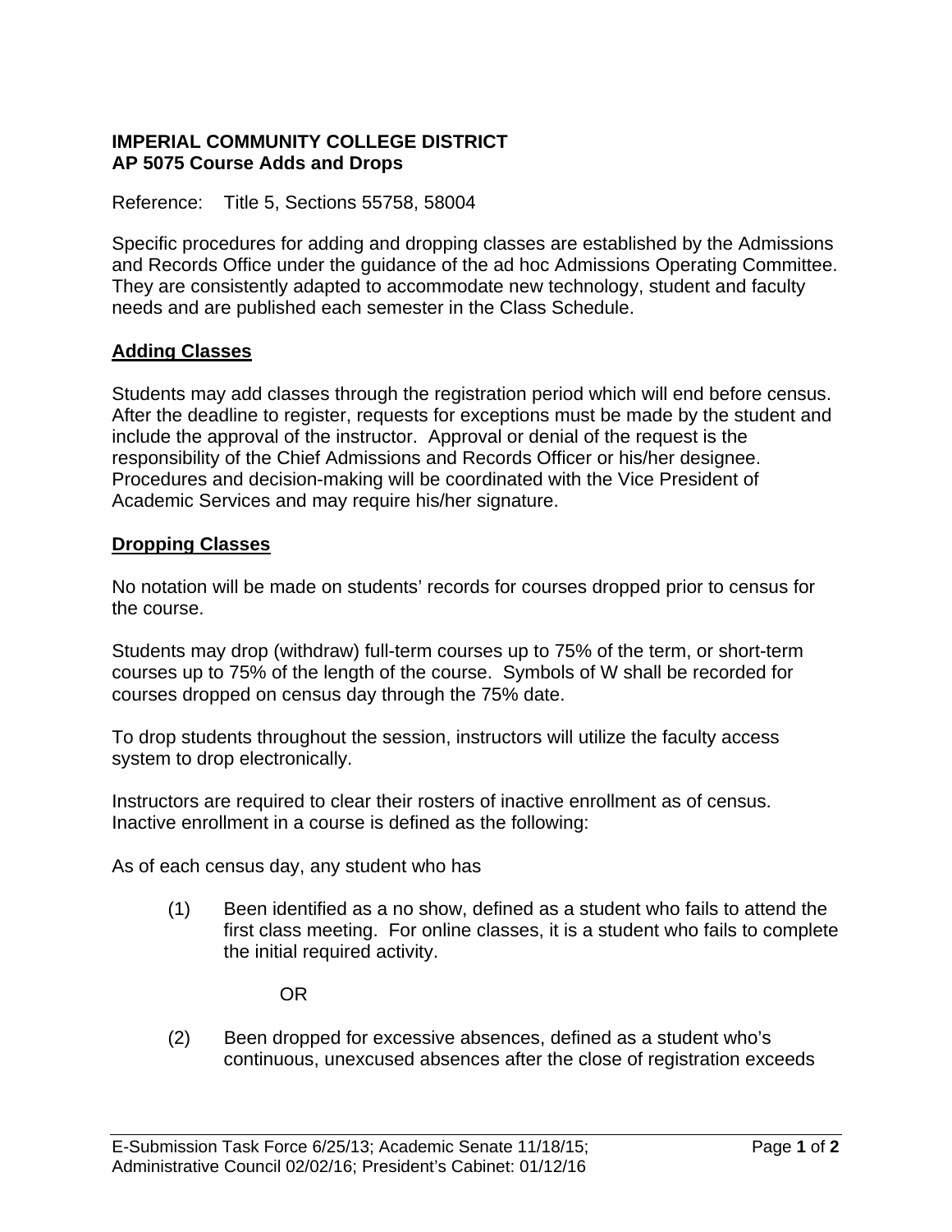**IMPERIAL COMMUNITY COLLEGE DISTRICT**
**AP 5075 Course Adds and Drops**

Reference: Title 5, Sections 55758, 58004

Specific procedures for adding and dropping classes are established by the Admissions and Records Office under the guidance of the ad hoc Admissions Operating Committee. They are consistently adapted to accommodate new technology, student and faculty needs and are published each semester in the Class Schedule.

## Adding Classes

Students may add classes through the registration period which will end before census. After the deadline to register, requests for exceptions must be made by the student and include the approval of the instructor. Approval or denial of the request is the responsibility of the Chief Admissions and Records Officer or his/her designee. Procedures and decision-making will be coordinated with the Vice President of Academic Services and may require his/her signature.

## Dropping Classes

No notation will be made on students' records for courses dropped prior to census for the course.

Students may drop (withdraw) full-term courses up to 75% of the term, or short-term courses up to 75% of the length of the course. Symbols of W shall be recorded for courses dropped on census day through the 75% date.

To drop students throughout the session, instructors will utilize the faculty access system to drop electronically.

Instructors are required to clear their rosters of inactive enrollment as of census. Inactive enrollment in a course is defined as the following:

As of each census day, any student who has

(1) Been identified as a no show, defined as a student who fails to attend the first class meeting. For online classes, it is a student who fails to complete the initial required activity.

OR

(2) Been dropped for excessive absences, defined as a student who's continuous, unexcused absences after the close of registration exceeds

E-Submission Task Force 6/25/13; Academic Senate 11/18/15; Administrative Council 02/02/16; President's Cabinet: 01/12/16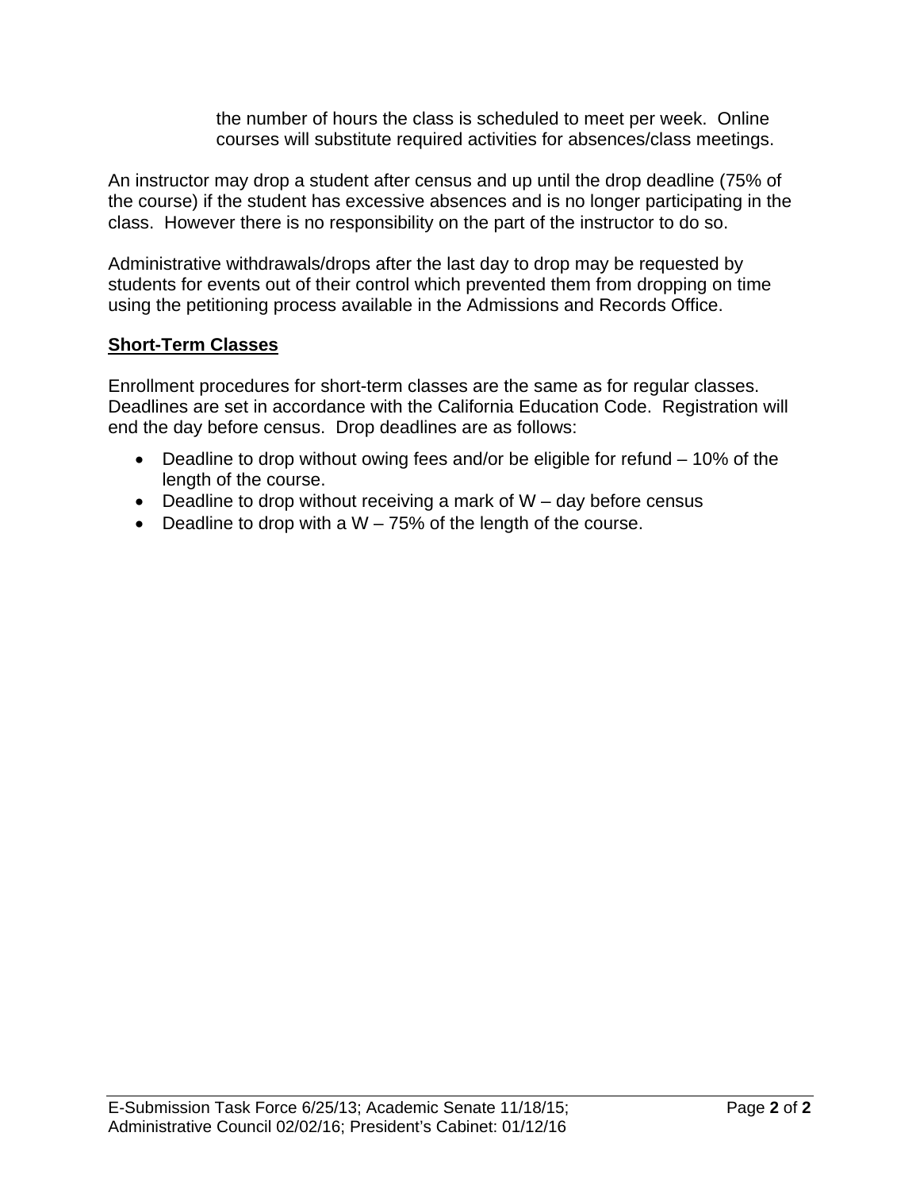the number of hours the class is scheduled to meet per week. Online courses will substitute required activities for absences/class meetings.

An instructor may drop a student after census and up until the drop deadline (75% of the course) if the student has excessive absences and is no longer participating in the class. However there is no responsibility on the part of the instructor to do so.

Administrative withdrawals/drops after the last day to drop may be requested by students for events out of their control which prevented them from dropping on time using the petitioning process available in the Admissions and Records Office.

## Short-Term Classes

Enrollment procedures for short-term classes are the same as for regular classes. Deadlines are set in accordance with the California Education Code. Registration will end the day before census. Drop deadlines are as follows:

- Deadline to drop without owing fees and/or be eligible for refund – 10% of the length of the course.
- Deadline to drop without receiving a mark of W – day before census
- Deadline to drop with a W – 75% of the length of the course.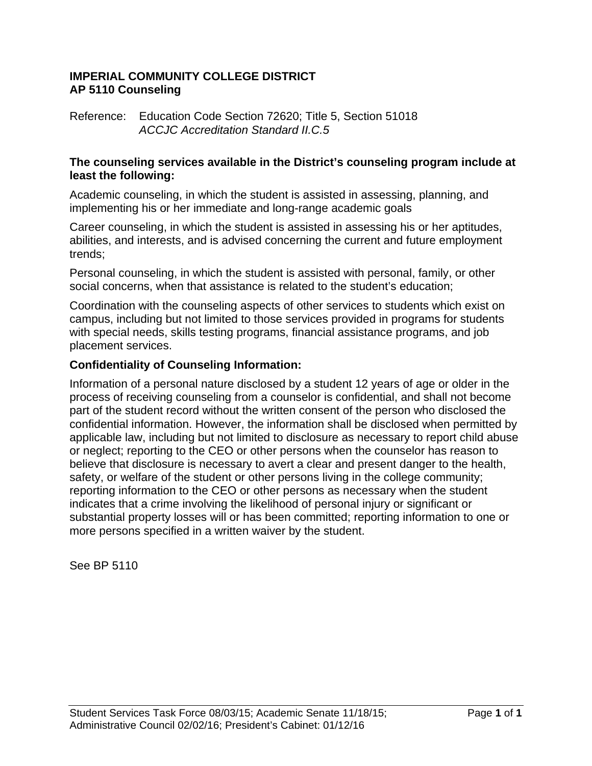# IMPERIAL COMMUNITY COLLEGE DISTRICT
# AP 5110 Counseling

Reference: Education Code Section 72620; Title 5, Section 51018
*ACCJC Accreditation Standard II.C.5*

**The counseling services available in the District's counseling program include at least the following:**

Academic counseling, in which the student is assisted in assessing, planning, and implementing his or her immediate and long-range academic goals

Career counseling, in which the student is assisted in assessing his or her aptitudes, abilities, and interests, and is advised concerning the current and future employment trends;

Personal counseling, in which the student is assisted with personal, family, or other social concerns, when that assistance is related to the student's education;

Coordination with the counseling aspects of other services to students which exist on campus, including but not limited to those services provided in programs for students with special needs, skills testing programs, financial assistance programs, and job placement services.

## Confidentiality of Counseling Information:

Information of a personal nature disclosed by a student 12 years of age or older in the process of receiving counseling from a counselor is confidential, and shall not become part of the student record without the written consent of the person who disclosed the confidential information. However, the information shall be disclosed when permitted by applicable law, including but not limited to disclosure as necessary to report child abuse or neglect; reporting to the CEO or other persons when the counselor has reason to believe that disclosure is necessary to avert a clear and present danger to the health, safety, or welfare of the student or other persons living in the college community; reporting information to the CEO or other persons as necessary when the student indicates that a crime involving the likelihood of personal injury or significant or substantial property losses will or has been committed; reporting information to one or more persons specified in a written waiver by the student.

See BP 5110

Student Services Task Force 08/03/15; Academic Senate 11/18/15; Administrative Council 02/02/16; President's Cabinet: 01/12/16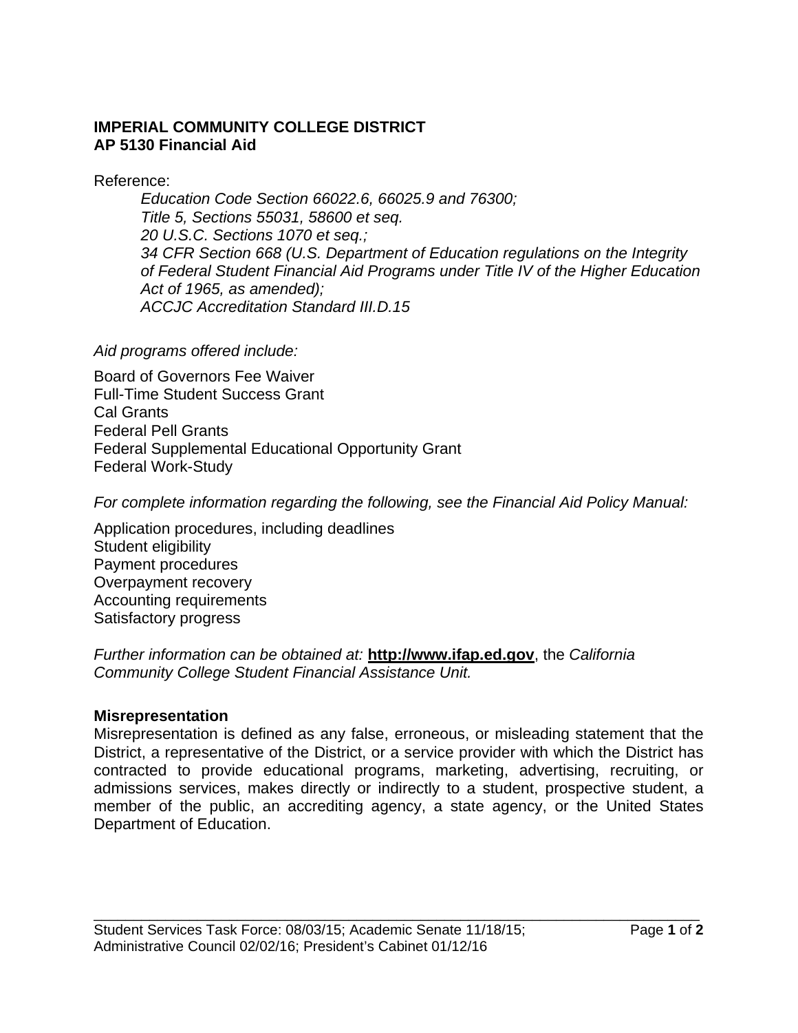**IMPERIAL COMMUNITY COLLEGE DISTRICT**
**AP 5130 Financial Aid**

Reference:

*Education Code Section 66022.6, 66025.9 and 76300;*
*Title 5, Sections 55031, 58600 et seq.*
*20 U.S.C. Sections 1070 et seq.;*
*34 CFR Section 668 (U.S. Department of Education regulations on the Integrity of Federal Student Financial Aid Programs under Title IV of the Higher Education Act of 1965, as amended);*
*ACCJC Accreditation Standard III.D.15*

*Aid programs offered include:*

Board of Governors Fee Waiver
Full-Time Student Success Grant
Cal Grants
Federal Pell Grants
Federal Supplemental Educational Opportunity Grant
Federal Work-Study

*For complete information regarding the following, see the Financial Aid Policy Manual:*

Application procedures, including deadlines
Student eligibility
Payment procedures
Overpayment recovery
Accounting requirements
Satisfactory progress

*Further information can be obtained at:* **http://www.ifap.ed.gov**, the *California Community College Student Financial Assistance Unit.*

**Misrepresentation**

Misrepresentation is defined as any false, erroneous, or misleading statement that the District, a representative of the District, or a service provider with which the District has contracted to provide educational programs, marketing, advertising, recruiting, or admissions services, makes directly or indirectly to a student, prospective student, a member of the public, an accrediting agency, a state agency, or the United States Department of Education.

Student Services Task Force: 08/03/15; Academic Senate 11/18/15; Administrative Council 02/02/16; President's Cabinet 01/12/16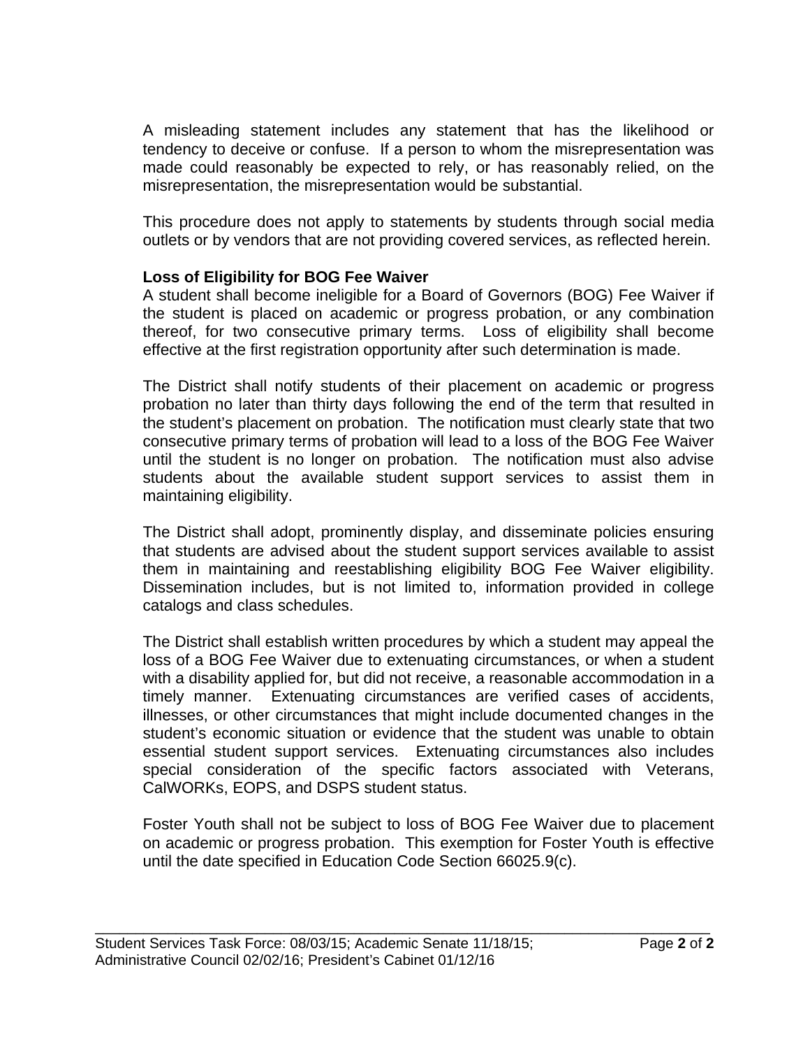A misleading statement includes any statement that has the likelihood or tendency to deceive or confuse. If a person to whom the misrepresentation was made could reasonably be expected to rely, or has reasonably relied, on the misrepresentation, the misrepresentation would be substantial.

This procedure does not apply to statements by students through social media outlets or by vendors that are not providing covered services, as reflected herein.

**Loss of Eligibility for BOG Fee Waiver**

A student shall become ineligible for a Board of Governors (BOG) Fee Waiver if the student is placed on academic or progress probation, or any combination thereof, for two consecutive primary terms. Loss of eligibility shall become effective at the first registration opportunity after such determination is made.

The District shall notify students of their placement on academic or progress probation no later than thirty days following the end of the term that resulted in the student's placement on probation. The notification must clearly state that two consecutive primary terms of probation will lead to a loss of the BOG Fee Waiver until the student is no longer on probation. The notification must also advise students about the available student support services to assist them in maintaining eligibility.

The District shall adopt, prominently display, and disseminate policies ensuring that students are advised about the student support services available to assist them in maintaining and reestablishing eligibility BOG Fee Waiver eligibility. Dissemination includes, but is not limited to, information provided in college catalogs and class schedules.

The District shall establish written procedures by which a student may appeal the loss of a BOG Fee Waiver due to extenuating circumstances, or when a student with a disability applied for, but did not receive, a reasonable accommodation in a timely manner. Extenuating circumstances are verified cases of accidents, illnesses, or other circumstances that might include documented changes in the student's economic situation or evidence that the student was unable to obtain essential student support services. Extenuating circumstances also includes special consideration of the specific factors associated with Veterans, CalWORKs, EOPS, and DSPS student status.

Foster Youth shall not be subject to loss of BOG Fee Waiver due to placement on academic or progress probation. This exemption for Foster Youth is effective until the date specified in Education Code Section 66025.9(c).

Student Services Task Force: 08/03/15; Academic Senate 11/18/15; Administrative Council 02/02/16; President's Cabinet 01/12/16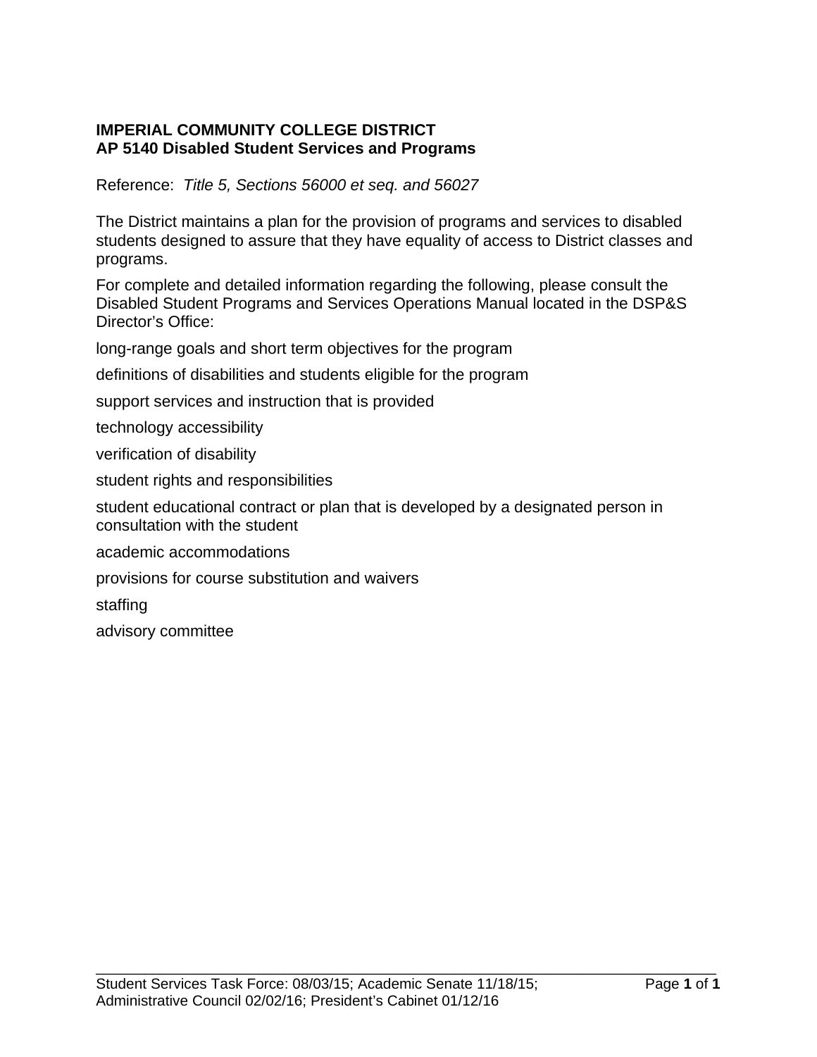**IMPERIAL COMMUNITY COLLEGE DISTRICT**
**AP 5140 Disabled Student Services and Programs**

Reference: *Title 5, Sections 56000 et seq. and 56027*

The District maintains a plan for the provision of programs and services to disabled students designed to assure that they have equality of access to District classes and programs.

For complete and detailed information regarding the following, please consult the Disabled Student Programs and Services Operations Manual located in the DSP&S Director's Office:

long-range goals and short term objectives for the program

definitions of disabilities and students eligible for the program

support services and instruction that is provided

technology accessibility

verification of disability

student rights and responsibilities

student educational contract or plan that is developed by a designated person in consultation with the student

academic accommodations

provisions for course substitution and waivers

staffing

advisory committee

Student Services Task Force: 08/03/15; Academic Senate 11/18/15; Administrative Council 02/02/16; President's Cabinet 01/12/16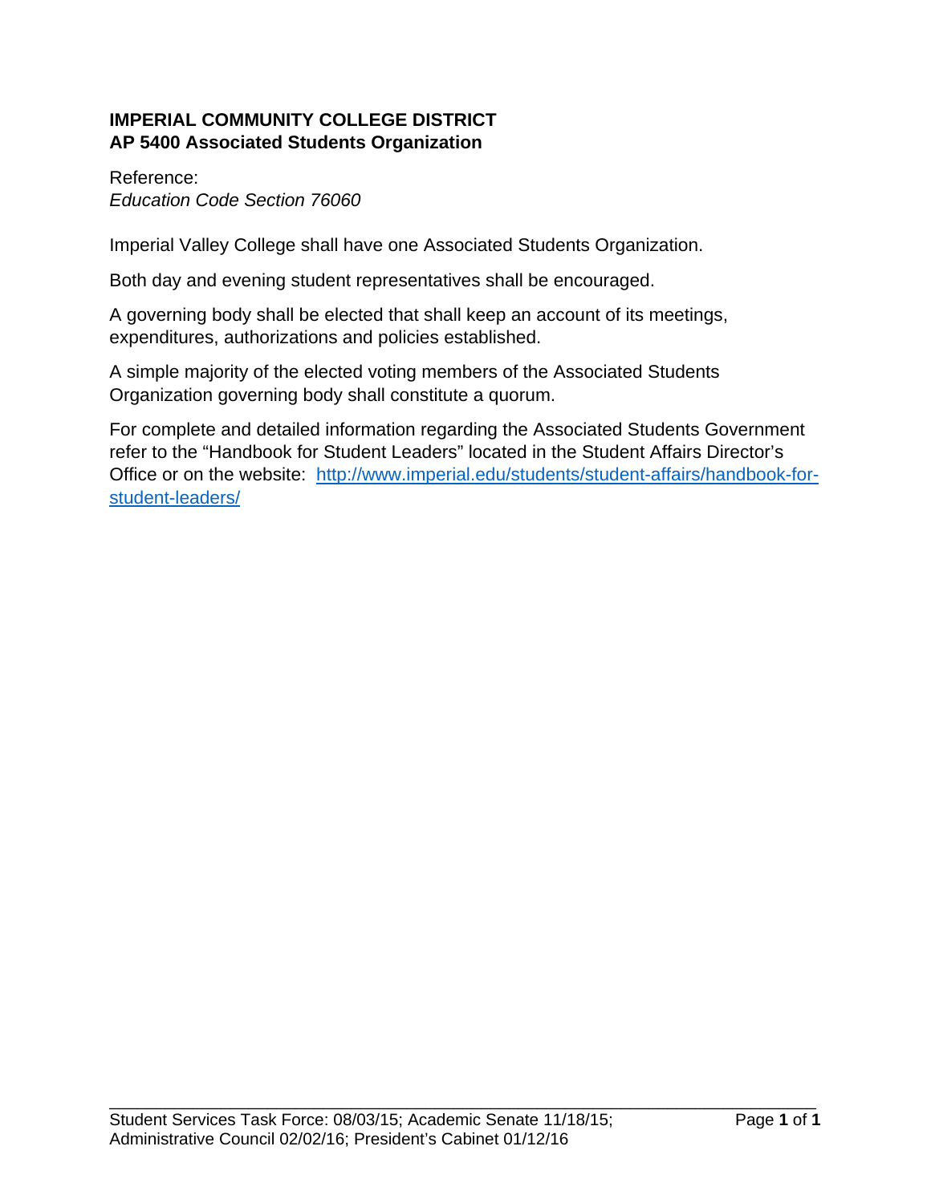# IMPERIAL COMMUNITY COLLEGE DISTRICT
## AP 5400 Associated Students Organization

Reference:
*Education Code Section 76060*

Imperial Valley College shall have one Associated Students Organization.

Both day and evening student representatives shall be encouraged.

A governing body shall be elected that shall keep an account of its meetings, expenditures, authorizations and policies established.

A simple majority of the elected voting members of the Associated Students Organization governing body shall constitute a quorum.

For complete and detailed information regarding the Associated Students Government refer to the "Handbook for Student Leaders" located in the Student Affairs Director's Office or on the website: [http://www.imperial.edu/students/student-affairs/handbook-for-student-leaders/](http://www.imperial.edu/students/student-affairs/handbook-for-student-leaders/)

Student Services Task Force: 08/03/15; Academic Senate 11/18/15; Administrative Council 02/02/16; President's Cabinet 01/12/16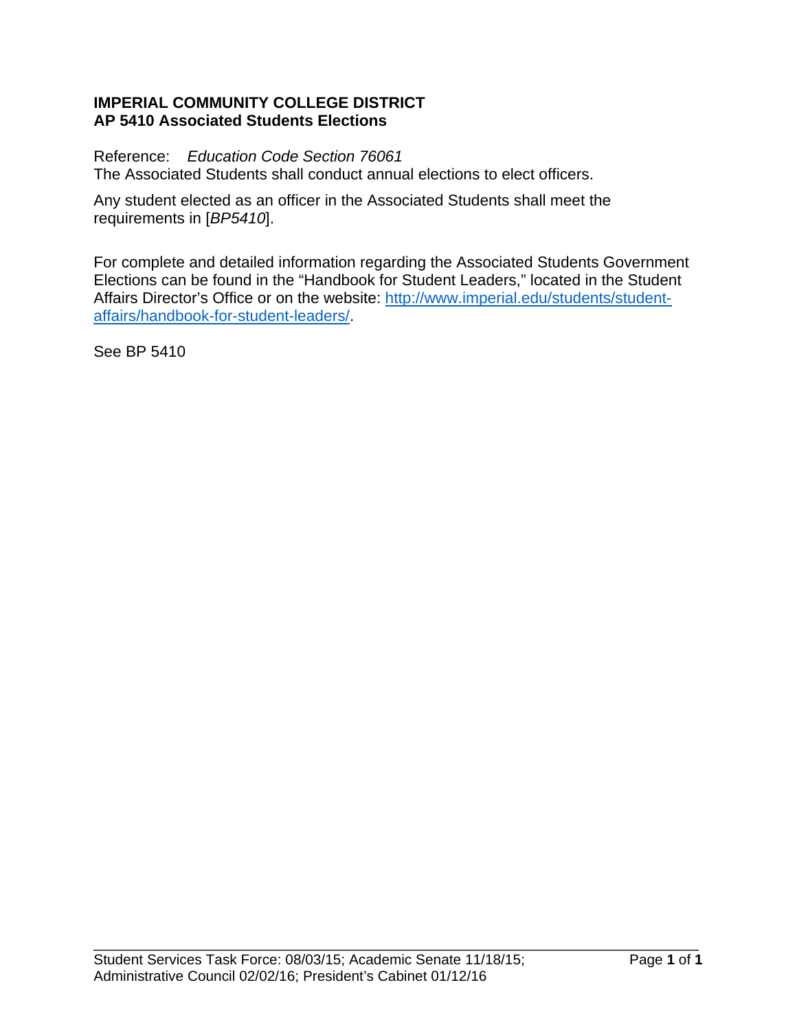**IMPERIAL COMMUNITY COLLEGE DISTRICT**
**AP 5410 Associated Students Elections**

Reference: *Education Code Section 76061*
The Associated Students shall conduct annual elections to elect officers.

Any student elected as an officer in the Associated Students shall meet the requirements in [*BP5410*].

For complete and detailed information regarding the Associated Students Government Elections can be found in the "Handbook for Student Leaders," located in the Student Affairs Director's Office or on the website: [http://www.imperial.edu/students/student-affairs/handbook-for-student-leaders/](http://www.imperial.edu/students/student-affairs/handbook-for-student-leaders/).

See BP 5410

Student Services Task Force: 08/03/15; Academic Senate 11/18/15; Administrative Council 02/02/16; President's Cabinet 01/12/16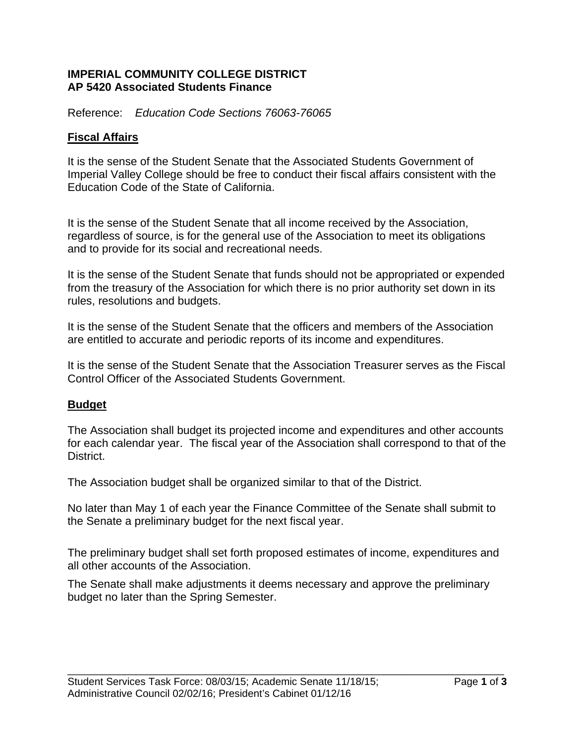**IMPERIAL COMMUNITY COLLEGE DISTRICT**
**AP 5420 Associated Students Finance**

Reference: *Education Code Sections 76063-76065*

## Fiscal Affairs

It is the sense of the Student Senate that the Associated Students Government of Imperial Valley College should be free to conduct their fiscal affairs consistent with the Education Code of the State of California.

It is the sense of the Student Senate that all income received by the Association, regardless of source, is for the general use of the Association to meet its obligations and to provide for its social and recreational needs.

It is the sense of the Student Senate that funds should not be appropriated or expended from the treasury of the Association for which there is no prior authority set down in its rules, resolutions and budgets.

It is the sense of the Student Senate that the officers and members of the Association are entitled to accurate and periodic reports of its income and expenditures.

It is the sense of the Student Senate that the Association Treasurer serves as the Fiscal Control Officer of the Associated Students Government.

## Budget

The Association shall budget its projected income and expenditures and other accounts for each calendar year. The fiscal year of the Association shall correspond to that of the District.

The Association budget shall be organized similar to that of the District.

No later than May 1 of each year the Finance Committee of the Senate shall submit to the Senate a preliminary budget for the next fiscal year.

The preliminary budget shall set forth proposed estimates of income, expenditures and all other accounts of the Association.

The Senate shall make adjustments it deems necessary and approve the preliminary budget no later than the Spring Semester.

Student Services Task Force: 08/03/15; Academic Senate 11/18/15; Administrative Council 02/02/16; President's Cabinet 01/12/16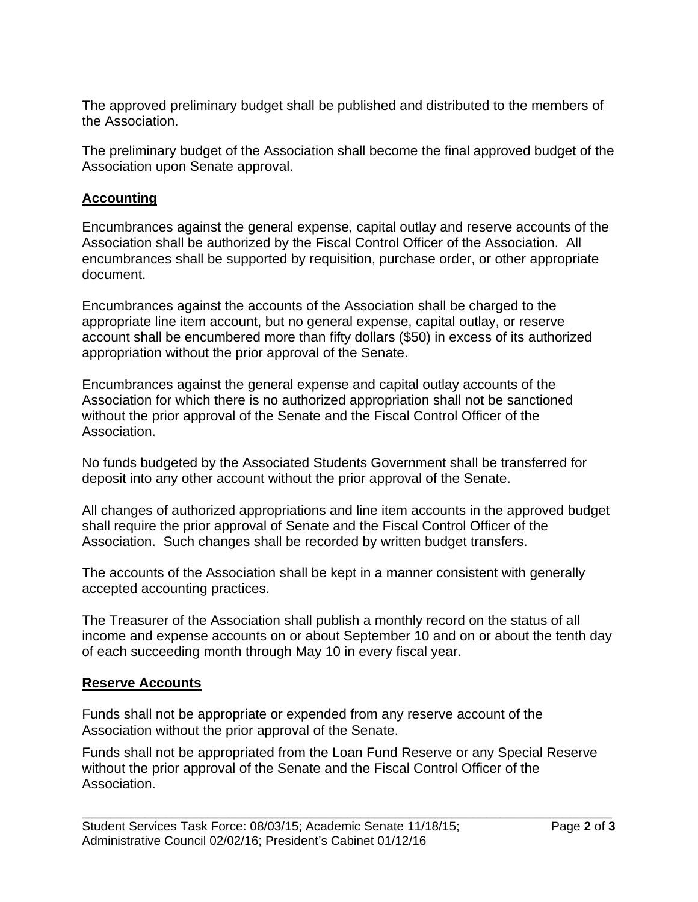The approved preliminary budget shall be published and distributed to the members of the Association.

The preliminary budget of the Association shall become the final approved budget of the Association upon Senate approval.

## Accounting

Encumbrances against the general expense, capital outlay and reserve accounts of the Association shall be authorized by the Fiscal Control Officer of the Association. All encumbrances shall be supported by requisition, purchase order, or other appropriate document.

Encumbrances against the accounts of the Association shall be charged to the appropriate line item account, but no general expense, capital outlay, or reserve account shall be encumbered more than fifty dollars ($50) in excess of its authorized appropriation without the prior approval of the Senate.

Encumbrances against the general expense and capital outlay accounts of the Association for which there is no authorized appropriation shall not be sanctioned without the prior approval of the Senate and the Fiscal Control Officer of the Association.

No funds budgeted by the Associated Students Government shall be transferred for deposit into any other account without the prior approval of the Senate.

All changes of authorized appropriations and line item accounts in the approved budget shall require the prior approval of Senate and the Fiscal Control Officer of the Association. Such changes shall be recorded by written budget transfers.

The accounts of the Association shall be kept in a manner consistent with generally accepted accounting practices.

The Treasurer of the Association shall publish a monthly record on the status of all income and expense accounts on or about September 10 and on or about the tenth day of each succeeding month through May 10 in every fiscal year.

## Reserve Accounts

Funds shall not be appropriate or expended from any reserve account of the Association without the prior approval of the Senate.

Funds shall not be appropriated from the Loan Fund Reserve or any Special Reserve without the prior approval of the Senate and the Fiscal Control Officer of the Association.

Student Services Task Force: 08/03/15; Academic Senate 11/18/15; Administrative Council 02/02/16; President's Cabinet 01/12/16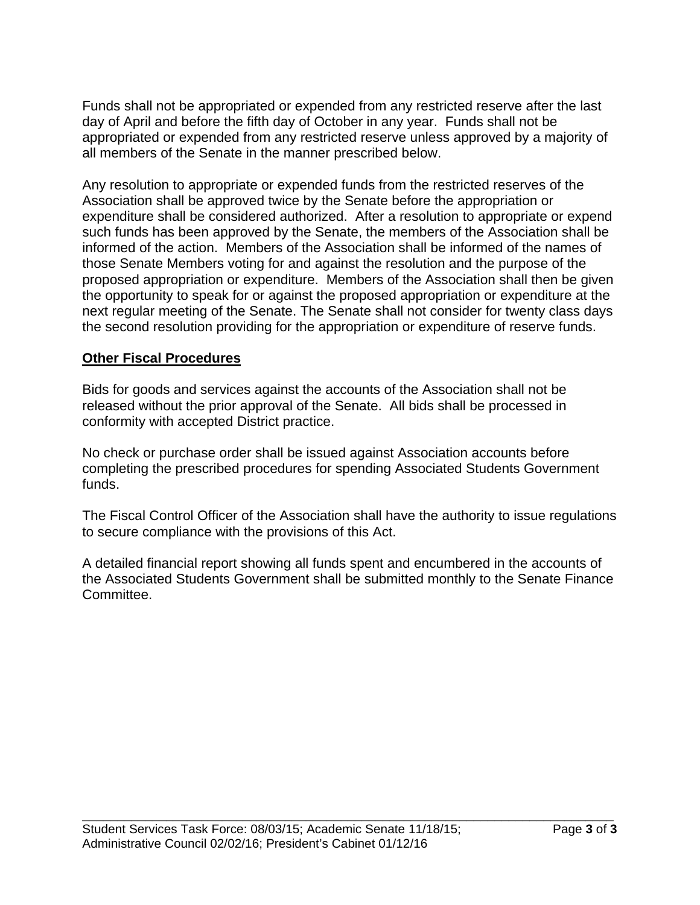Funds shall not be appropriated or expended from any restricted reserve after the last day of April and before the fifth day of October in any year. Funds shall not be appropriated or expended from any restricted reserve unless approved by a majority of all members of the Senate in the manner prescribed below.

Any resolution to appropriate or expended funds from the restricted reserves of the Association shall be approved twice by the Senate before the appropriation or expenditure shall be considered authorized. After a resolution to appropriate or expend such funds has been approved by the Senate, the members of the Association shall be informed of the action. Members of the Association shall be informed of the names of those Senate Members voting for and against the resolution and the purpose of the proposed appropriation or expenditure. Members of the Association shall then be given the opportunity to speak for or against the proposed appropriation or expenditure at the next regular meeting of the Senate. The Senate shall not consider for twenty class days the second resolution providing for the appropriation or expenditure of reserve funds.

## Other Fiscal Procedures

Bids for goods and services against the accounts of the Association shall not be released without the prior approval of the Senate. All bids shall be processed in conformity with accepted District practice.

No check or purchase order shall be issued against Association accounts before completing the prescribed procedures for spending Associated Students Government funds.

The Fiscal Control Officer of the Association shall have the authority to issue regulations to secure compliance with the provisions of this Act.

A detailed financial report showing all funds spent and encumbered in the accounts of the Associated Students Government shall be submitted monthly to the Senate Finance Committee.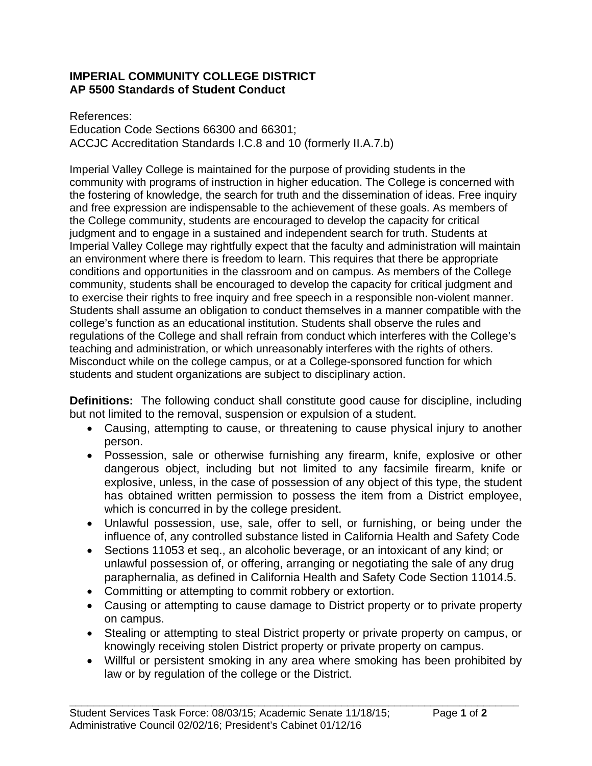**IMPERIAL COMMUNITY COLLEGE DISTRICT**
**AP 5500 Standards of Student Conduct**

References:
Education Code Sections 66300 and 66301;
ACCJC Accreditation Standards I.C.8 and 10 (formerly II.A.7.b)

Imperial Valley College is maintained for the purpose of providing students in the community with programs of instruction in higher education. The College is concerned with the fostering of knowledge, the search for truth and the dissemination of ideas. Free inquiry and free expression are indispensable to the achievement of these goals. As members of the College community, students are encouraged to develop the capacity for critical judgment and to engage in a sustained and independent search for truth. Students at Imperial Valley College may rightfully expect that the faculty and administration will maintain an environment where there is freedom to learn. This requires that there be appropriate conditions and opportunities in the classroom and on campus. As members of the College community, students shall be encouraged to develop the capacity for critical judgment and to exercise their rights to free inquiry and free speech in a responsible non-violent manner. Students shall assume an obligation to conduct themselves in a manner compatible with the college's function as an educational institution. Students shall observe the rules and regulations of the College and shall refrain from conduct which interferes with the College's teaching and administration, or which unreasonably interferes with the rights of others. Misconduct while on the college campus, or at a College-sponsored function for which students and student organizations are subject to disciplinary action.

**Definitions:** The following conduct shall constitute good cause for discipline, including but not limited to the removal, suspension or expulsion of a student.

- Causing, attempting to cause, or threatening to cause physical injury to another person.
- Possession, sale or otherwise furnishing any firearm, knife, explosive or other dangerous object, including but not limited to any facsimile firearm, knife or explosive, unless, in the case of possession of any object of this type, the student has obtained written permission to possess the item from a District employee, which is concurred in by the college president.
- Unlawful possession, use, sale, offer to sell, or furnishing, or being under the influence of, any controlled substance listed in California Health and Safety Code
- Sections 11053 et seq., an alcoholic beverage, or an intoxicant of any kind; or unlawful possession of, or offering, arranging or negotiating the sale of any drug paraphernalia, as defined in California Health and Safety Code Section 11014.5.
- Committing or attempting to commit robbery or extortion.
- Causing or attempting to cause damage to District property or to private property on campus.
- Stealing or attempting to steal District property or private property on campus, or knowingly receiving stolen District property or private property on campus.
- Willful or persistent smoking in any area where smoking has been prohibited by law or by regulation of the college or the District.

Student Services Task Force: 08/03/15; Academic Senate 11/18/15; Administrative Council 02/02/16; President's Cabinet 01/12/16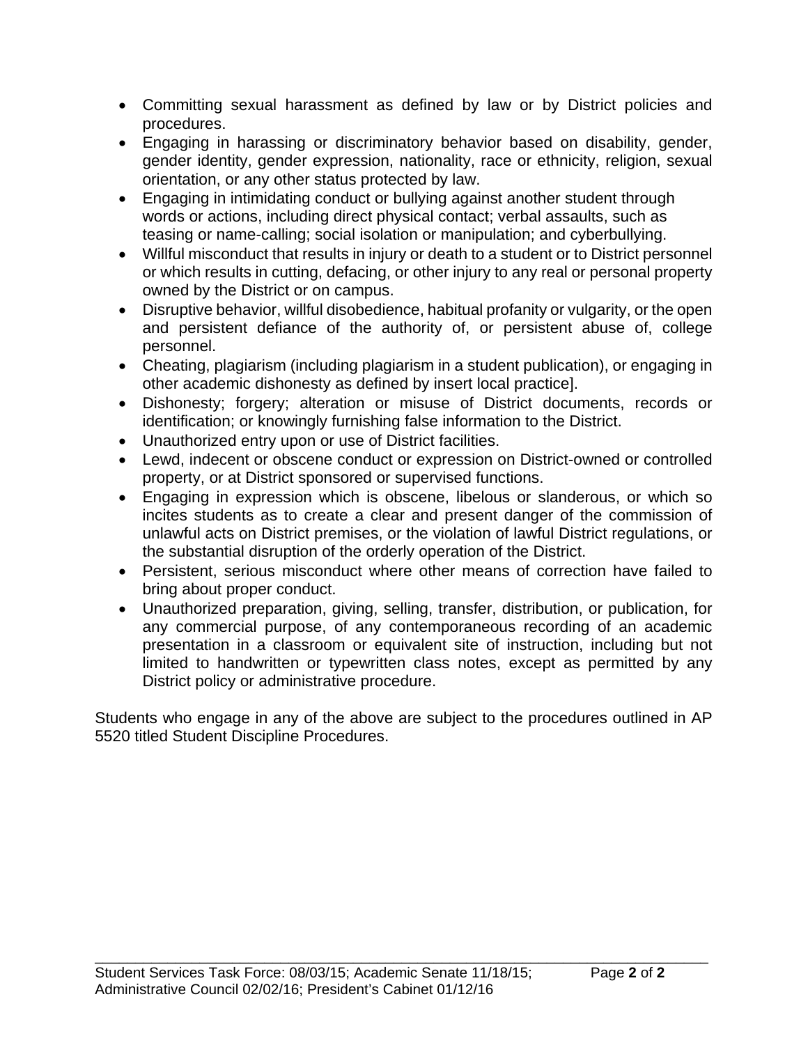- Committing sexual harassment as defined by law or by District policies and procedures.
- Engaging in harassing or discriminatory behavior based on disability, gender, gender identity, gender expression, nationality, race or ethnicity, religion, sexual orientation, or any other status protected by law.
- Engaging in intimidating conduct or bullying against another student through words or actions, including direct physical contact; verbal assaults, such as teasing or name-calling; social isolation or manipulation; and cyberbullying.
- Willful misconduct that results in injury or death to a student or to District personnel or which results in cutting, defacing, or other injury to any real or personal property owned by the District or on campus.
- Disruptive behavior, willful disobedience, habitual profanity or vulgarity, or the open and persistent defiance of the authority of, or persistent abuse of, college personnel.
- Cheating, plagiarism (including plagiarism in a student publication), or engaging in other academic dishonesty as defined by insert local practice].
- Dishonesty; forgery; alteration or misuse of District documents, records or identification; or knowingly furnishing false information to the District.
- Unauthorized entry upon or use of District facilities.
- Lewd, indecent or obscene conduct or expression on District-owned or controlled property, or at District sponsored or supervised functions.
- Engaging in expression which is obscene, libelous or slanderous, or which so incites students as to create a clear and present danger of the commission of unlawful acts on District premises, or the violation of lawful District regulations, or the substantial disruption of the orderly operation of the District.
- Persistent, serious misconduct where other means of correction have failed to bring about proper conduct.
- Unauthorized preparation, giving, selling, transfer, distribution, or publication, for any commercial purpose, of any contemporaneous recording of an academic presentation in a classroom or equivalent site of instruction, including but not limited to handwritten or typewritten class notes, except as permitted by any District policy or administrative procedure.

Students who engage in any of the above are subject to the procedures outlined in AP 5520 titled Student Discipline Procedures.

Student Services Task Force: 08/03/15; Academic Senate 11/18/15; Administrative Council 02/02/16; President's Cabinet 01/12/16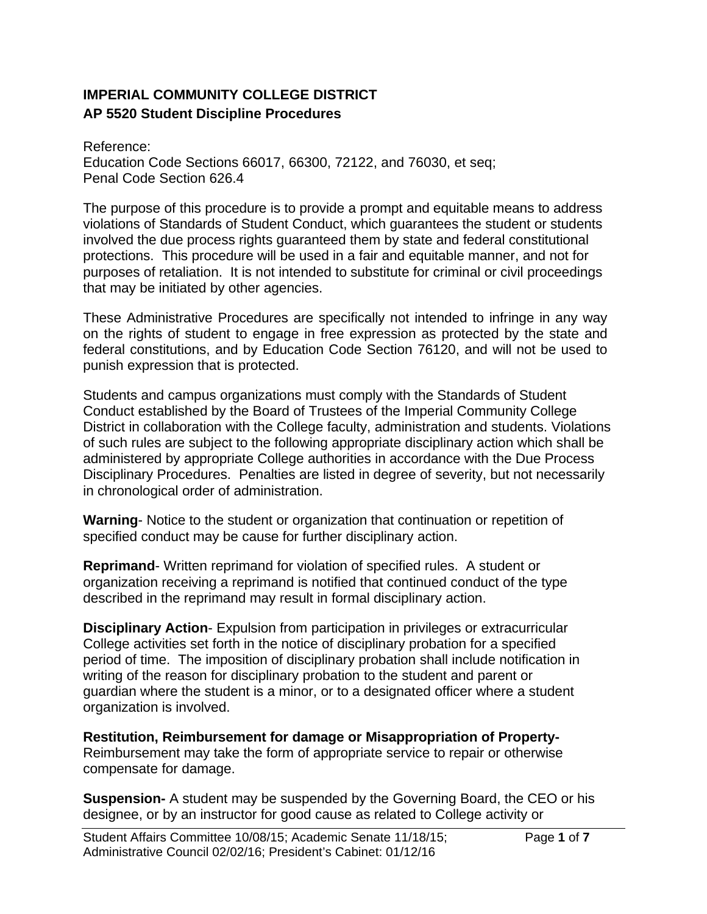**IMPERIAL COMMUNITY COLLEGE DISTRICT**
**AP 5520 Student Discipline Procedures**

Reference:
Education Code Sections 66017, 66300, 72122, and 76030, et seq;
Penal Code Section 626.4

The purpose of this procedure is to provide a prompt and equitable means to address violations of Standards of Student Conduct, which guarantees the student or students involved the due process rights guaranteed them by state and federal constitutional protections. This procedure will be used in a fair and equitable manner, and not for purposes of retaliation. It is not intended to substitute for criminal or civil proceedings that may be initiated by other agencies.

These Administrative Procedures are specifically not intended to infringe in any way on the rights of student to engage in free expression as protected by the state and federal constitutions, and by Education Code Section 76120, and will not be used to punish expression that is protected.

Students and campus organizations must comply with the Standards of Student Conduct established by the Board of Trustees of the Imperial Community College District in collaboration with the College faculty, administration and students. Violations of such rules are subject to the following appropriate disciplinary action which shall be administered by appropriate College authorities in accordance with the Due Process Disciplinary Procedures. Penalties are listed in degree of severity, but not necessarily in chronological order of administration.

**Warning**- Notice to the student or organization that continuation or repetition of specified conduct may be cause for further disciplinary action.

**Reprimand**- Written reprimand for violation of specified rules. A student or organization receiving a reprimand is notified that continued conduct of the type described in the reprimand may result in formal disciplinary action.

**Disciplinary Action**- Expulsion from participation in privileges or extracurricular College activities set forth in the notice of disciplinary probation for a specified period of time. The imposition of disciplinary probation shall include notification in writing of the reason for disciplinary probation to the student and parent or guardian where the student is a minor, or to a designated officer where a student organization is involved.

**Restitution, Reimbursement for damage or Misappropriation of Property-** Reimbursement may take the form of appropriate service to repair or otherwise compensate for damage.

**Suspension-** A student may be suspended by the Governing Board, the CEO or his designee, or by an instructor for good cause as related to College activity or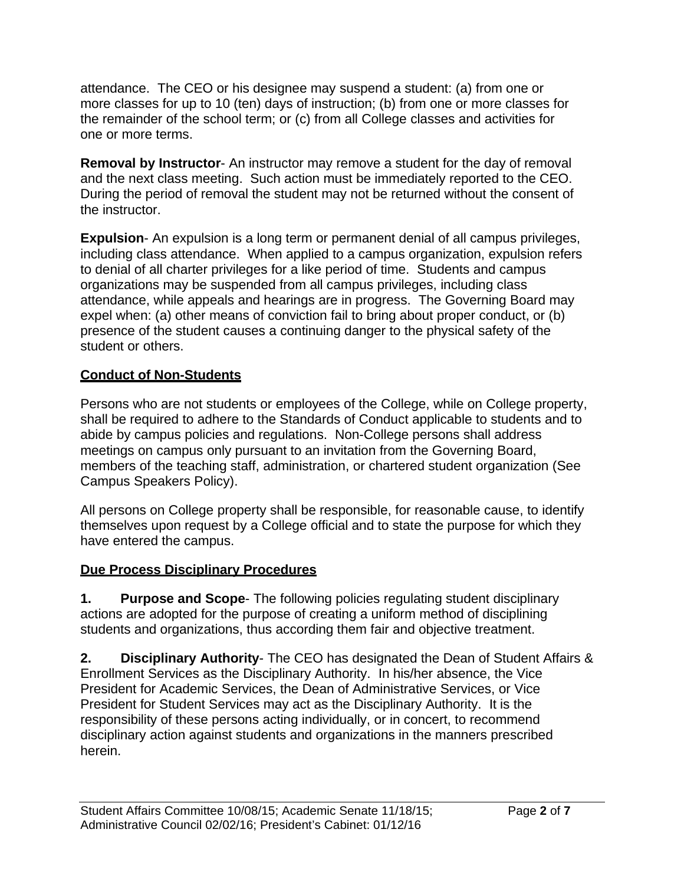attendance. The CEO or his designee may suspend a student: (a) from one or more classes for up to 10 (ten) days of instruction; (b) from one or more classes for the remainder of the school term; or (c) from all College classes and activities for one or more terms.

**Removal by Instructor**- An instructor may remove a student for the day of removal and the next class meeting. Such action must be immediately reported to the CEO. During the period of removal the student may not be returned without the consent of the instructor.

**Expulsion**- An expulsion is a long term or permanent denial of all campus privileges, including class attendance. When applied to a campus organization, expulsion refers to denial of all charter privileges for a like period of time. Students and campus organizations may be suspended from all campus privileges, including class attendance, while appeals and hearings are in progress. The Governing Board may expel when: (a) other means of conviction fail to bring about proper conduct, or (b) presence of the student causes a continuing danger to the physical safety of the student or others.

## Conduct of Non-Students

Persons who are not students or employees of the College, while on College property, shall be required to adhere to the Standards of Conduct applicable to students and to abide by campus policies and regulations. Non-College persons shall address meetings on campus only pursuant to an invitation from the Governing Board, members of the teaching staff, administration, or chartered student organization (See Campus Speakers Policy).

All persons on College property shall be responsible, for reasonable cause, to identify themselves upon request by a College official and to state the purpose for which they have entered the campus.

## Due Process Disciplinary Procedures

**1. Purpose and Scope**- The following policies regulating student disciplinary actions are adopted for the purpose of creating a uniform method of disciplining students and organizations, thus according them fair and objective treatment.

**2. Disciplinary Authority**- The CEO has designated the Dean of Student Affairs & Enrollment Services as the Disciplinary Authority. In his/her absence, the Vice President for Academic Services, the Dean of Administrative Services, or Vice President for Student Services may act as the Disciplinary Authority. It is the responsibility of these persons acting individually, or in concert, to recommend disciplinary action against students and organizations in the manners prescribed herein.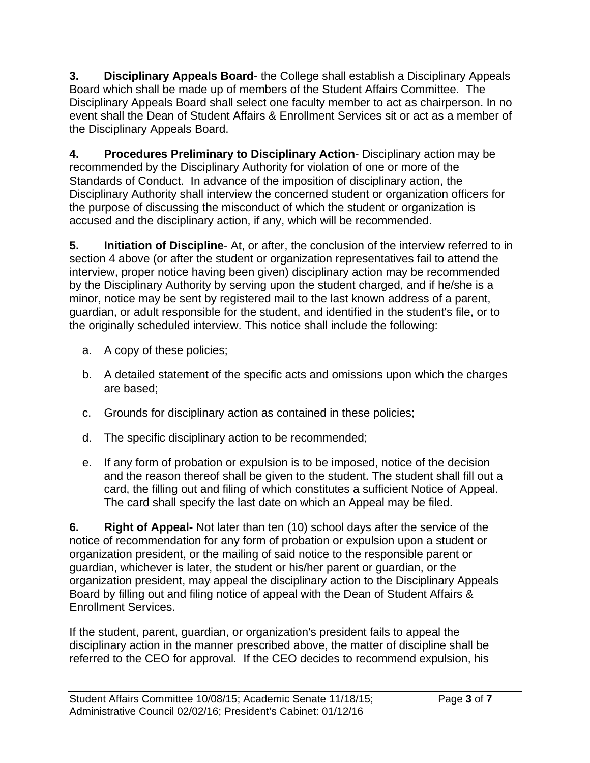**3. Disciplinary Appeals Board**- the College shall establish a Disciplinary Appeals Board which shall be made up of members of the Student Affairs Committee. The Disciplinary Appeals Board shall select one faculty member to act as chairperson. In no event shall the Dean of Student Affairs & Enrollment Services sit or act as a member of the Disciplinary Appeals Board.

**4. Procedures Preliminary to Disciplinary Action**- Disciplinary action may be recommended by the Disciplinary Authority for violation of one or more of the Standards of Conduct. In advance of the imposition of disciplinary action, the Disciplinary Authority shall interview the concerned student or organization officers for the purpose of discussing the misconduct of which the student or organization is accused and the disciplinary action, if any, which will be recommended.

**5. Initiation of Discipline**- At, or after, the conclusion of the interview referred to in section 4 above (or after the student or organization representatives fail to attend the interview, proper notice having been given) disciplinary action may be recommended by the Disciplinary Authority by serving upon the student charged, and if he/she is a minor, notice may be sent by registered mail to the last known address of a parent, guardian, or adult responsible for the student, and identified in the student's file, or to the originally scheduled interview. This notice shall include the following:

a. A copy of these policies;

b. A detailed statement of the specific acts and omissions upon which the charges are based;

c. Grounds for disciplinary action as contained in these policies;

d. The specific disciplinary action to be recommended;

e. If any form of probation or expulsion is to be imposed, notice of the decision and the reason thereof shall be given to the student. The student shall fill out a card, the filling out and filing of which constitutes a sufficient Notice of Appeal. The card shall specify the last date on which an Appeal may be filed.

**6. Right of Appeal-** Not later than ten (10) school days after the service of the notice of recommendation for any form of probation or expulsion upon a student or organization president, or the mailing of said notice to the responsible parent or guardian, whichever is later, the student or his/her parent or guardian, or the organization president, may appeal the disciplinary action to the Disciplinary Appeals Board by filling out and filing notice of appeal with the Dean of Student Affairs & Enrollment Services.

If the student, parent, guardian, or organization's president fails to appeal the disciplinary action in the manner prescribed above, the matter of discipline shall be referred to the CEO for approval. If the CEO decides to recommend expulsion, his

Student Affairs Committee 10/08/15; Academic Senate 11/18/15; Administrative Council 02/02/16; President's Cabinet: 01/12/16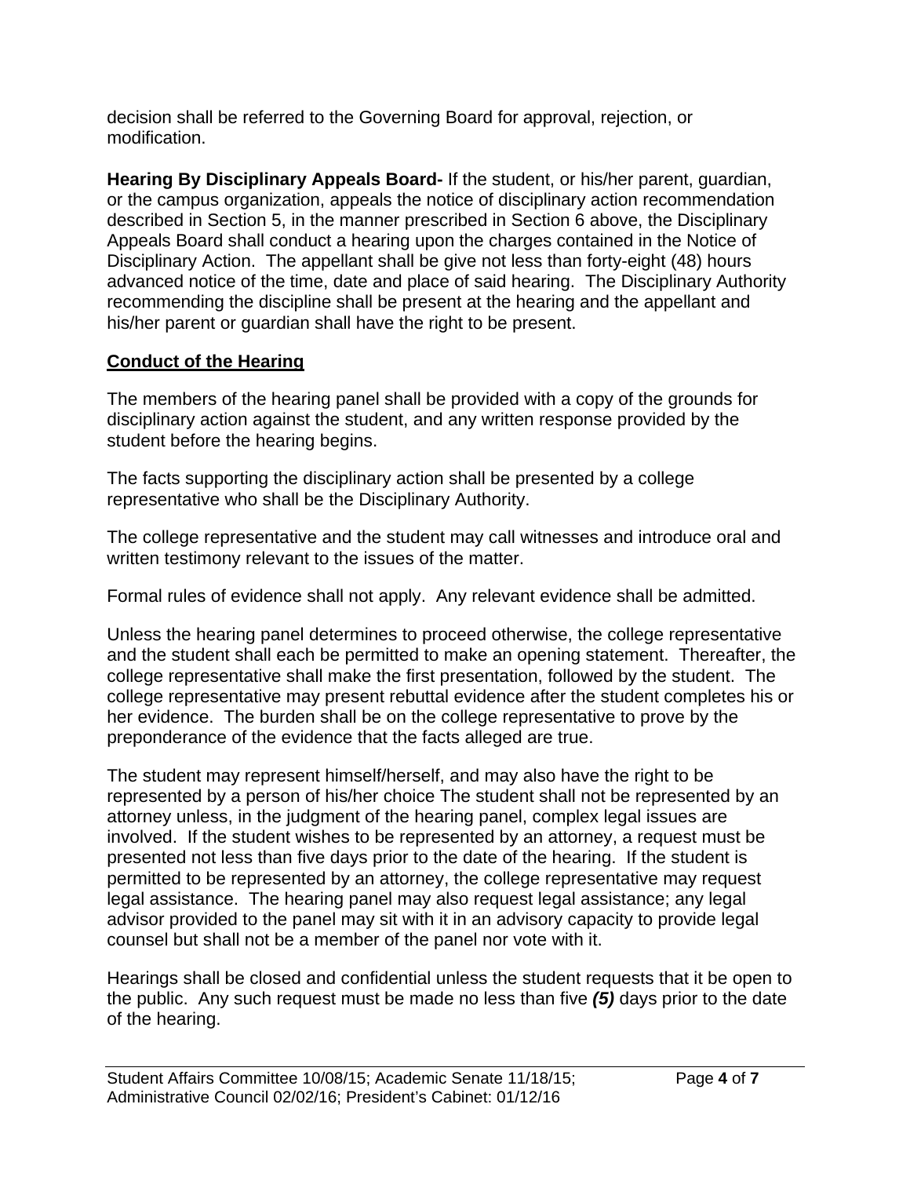decision shall be referred to the Governing Board for approval, rejection, or modification.

**Hearing By Disciplinary Appeals Board-** If the student, or his/her parent, guardian, or the campus organization, appeals the notice of disciplinary action recommendation described in Section 5, in the manner prescribed in Section 6 above, the Disciplinary Appeals Board shall conduct a hearing upon the charges contained in the Notice of Disciplinary Action. The appellant shall be give not less than forty-eight (48) hours advanced notice of the time, date and place of said hearing. The Disciplinary Authority recommending the discipline shall be present at the hearing and the appellant and his/her parent or guardian shall have the right to be present.

**Conduct of the Hearing**

The members of the hearing panel shall be provided with a copy of the grounds for disciplinary action against the student, and any written response provided by the student before the hearing begins.

The facts supporting the disciplinary action shall be presented by a college representative who shall be the Disciplinary Authority.

The college representative and the student may call witnesses and introduce oral and written testimony relevant to the issues of the matter.

Formal rules of evidence shall not apply. Any relevant evidence shall be admitted.

Unless the hearing panel determines to proceed otherwise, the college representative and the student shall each be permitted to make an opening statement. Thereafter, the college representative shall make the first presentation, followed by the student. The college representative may present rebuttal evidence after the student completes his or her evidence. The burden shall be on the college representative to prove by the preponderance of the evidence that the facts alleged are true.

The student may represent himself/herself, and may also have the right to be represented by a person of his/her choice The student shall not be represented by an attorney unless, in the judgment of the hearing panel, complex legal issues are involved. If the student wishes to be represented by an attorney, a request must be presented not less than five days prior to the date of the hearing. If the student is permitted to be represented by an attorney, the college representative may request legal assistance. The hearing panel may also request legal assistance; any legal advisor provided to the panel may sit with it in an advisory capacity to provide legal counsel but shall not be a member of the panel nor vote with it.

Hearings shall be closed and confidential unless the student requests that it be open to the public. Any such request must be made no less than five ***(5)*** days prior to the date of the hearing.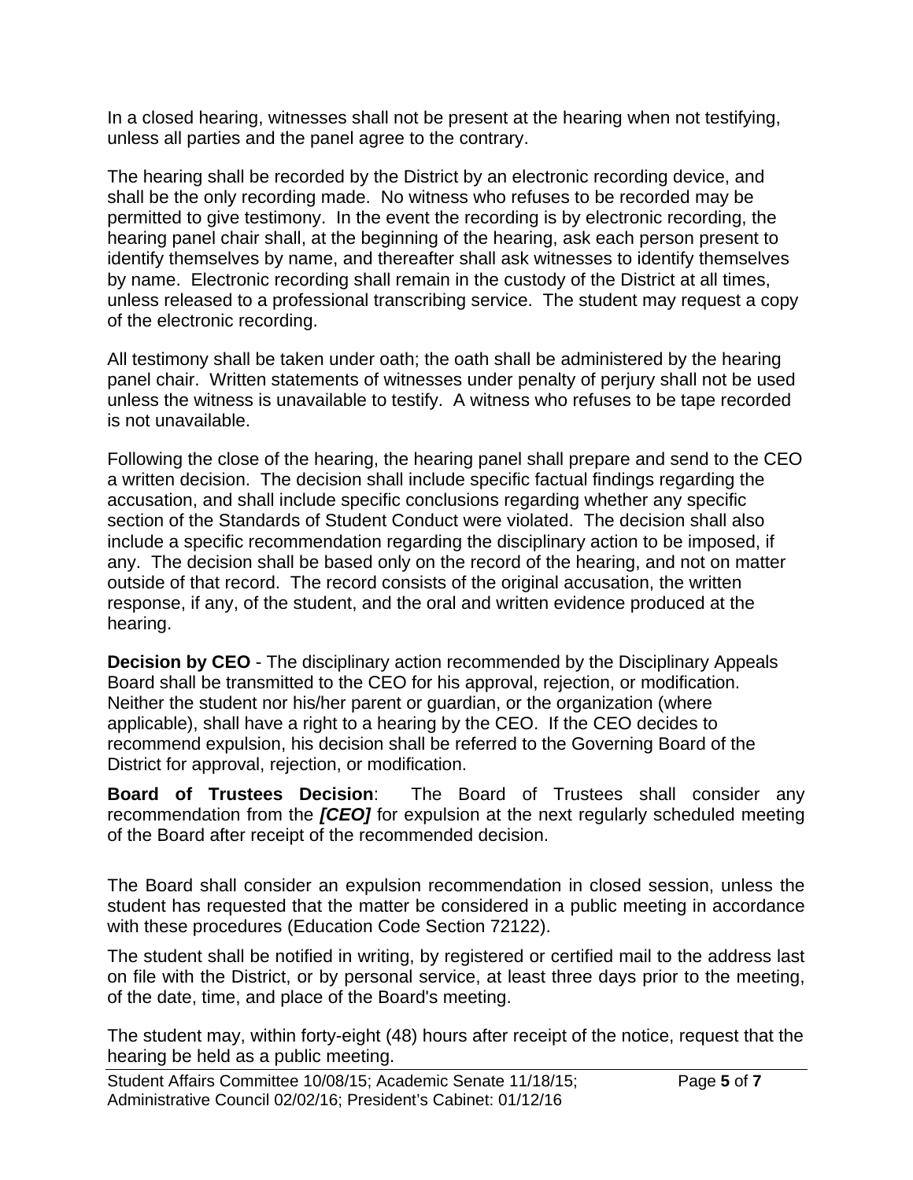In a closed hearing, witnesses shall not be present at the hearing when not testifying, unless all parties and the panel agree to the contrary.

The hearing shall be recorded by the District by an electronic recording device, and shall be the only recording made. No witness who refuses to be recorded may be permitted to give testimony. In the event the recording is by electronic recording, the hearing panel chair shall, at the beginning of the hearing, ask each person present to identify themselves by name, and thereafter shall ask witnesses to identify themselves by name. Electronic recording shall remain in the custody of the District at all times, unless released to a professional transcribing service. The student may request a copy of the electronic recording.

All testimony shall be taken under oath; the oath shall be administered by the hearing panel chair. Written statements of witnesses under penalty of perjury shall not be used unless the witness is unavailable to testify. A witness who refuses to be tape recorded is not unavailable.

Following the close of the hearing, the hearing panel shall prepare and send to the CEO a written decision. The decision shall include specific factual findings regarding the accusation, and shall include specific conclusions regarding whether any specific section of the Standards of Student Conduct were violated. The decision shall also include a specific recommendation regarding the disciplinary action to be imposed, if any. The decision shall be based only on the record of the hearing, and not on matter outside of that record. The record consists of the original accusation, the written response, if any, of the student, and the oral and written evidence produced at the hearing.

**Decision by CEO** - The disciplinary action recommended by the Disciplinary Appeals Board shall be transmitted to the CEO for his approval, rejection, or modification. Neither the student nor his/her parent or guardian, or the organization (where applicable), shall have a right to a hearing by the CEO. If the CEO decides to recommend expulsion, his decision shall be referred to the Governing Board of the District for approval, rejection, or modification.

**Board of Trustees Decision**: The Board of Trustees shall consider any recommendation from the ***[CEO]*** for expulsion at the next regularly scheduled meeting of the Board after receipt of the recommended decision.

The Board shall consider an expulsion recommendation in closed session, unless the student has requested that the matter be considered in a public meeting in accordance with these procedures (Education Code Section 72122).

The student shall be notified in writing, by registered or certified mail to the address last on file with the District, or by personal service, at least three days prior to the meeting, of the date, time, and place of the Board's meeting.

The student may, within forty-eight (48) hours after receipt of the notice, request that the hearing be held as a public meeting.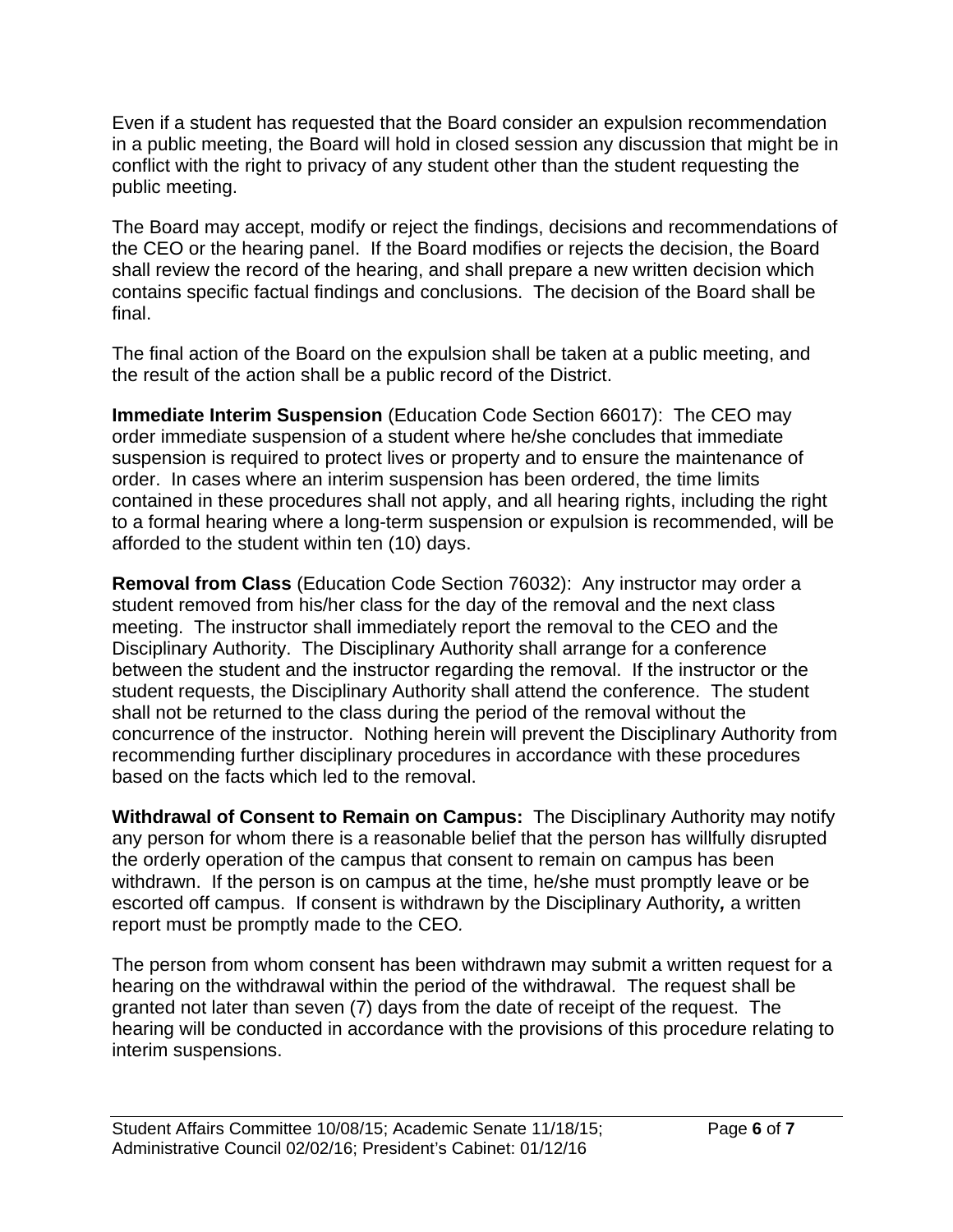Even if a student has requested that the Board consider an expulsion recommendation in a public meeting, the Board will hold in closed session any discussion that might be in conflict with the right to privacy of any student other than the student requesting the public meeting.

The Board may accept, modify or reject the findings, decisions and recommendations of the CEO or the hearing panel. If the Board modifies or rejects the decision, the Board shall review the record of the hearing, and shall prepare a new written decision which contains specific factual findings and conclusions. The decision of the Board shall be final.

The final action of the Board on the expulsion shall be taken at a public meeting, and the result of the action shall be a public record of the District.

**Immediate Interim Suspension** (Education Code Section 66017): The CEO may order immediate suspension of a student where he/she concludes that immediate suspension is required to protect lives or property and to ensure the maintenance of order. In cases where an interim suspension has been ordered, the time limits contained in these procedures shall not apply, and all hearing rights, including the right to a formal hearing where a long-term suspension or expulsion is recommended, will be afforded to the student within ten (10) days.

**Removal from Class** (Education Code Section 76032): Any instructor may order a student removed from his/her class for the day of the removal and the next class meeting. The instructor shall immediately report the removal to the CEO and the Disciplinary Authority. The Disciplinary Authority shall arrange for a conference between the student and the instructor regarding the removal. If the instructor or the student requests, the Disciplinary Authority shall attend the conference. The student shall not be returned to the class during the period of the removal without the concurrence of the instructor. Nothing herein will prevent the Disciplinary Authority from recommending further disciplinary procedures in accordance with these procedures based on the facts which led to the removal.

**Withdrawal of Consent to Remain on Campus:** The Disciplinary Authority may notify any person for whom there is a reasonable belief that the person has willfully disrupted the orderly operation of the campus that consent to remain on campus has been withdrawn. If the person is on campus at the time, he/she must promptly leave or be escorted off campus. If consent is withdrawn by the Disciplinary Authority*,* a written report must be promptly made to the CEO.

The person from whom consent has been withdrawn may submit a written request for a hearing on the withdrawal within the period of the withdrawal. The request shall be granted not later than seven (7) days from the date of receipt of the request. The hearing will be conducted in accordance with the provisions of this procedure relating to interim suspensions.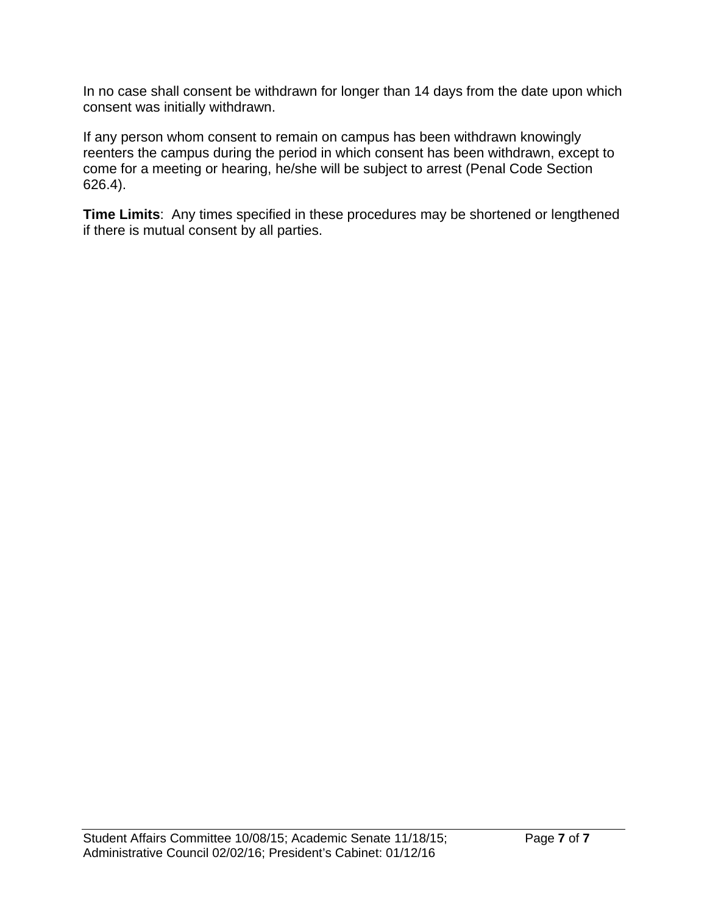In no case shall consent be withdrawn for longer than 14 days from the date upon which consent was initially withdrawn.

If any person whom consent to remain on campus has been withdrawn knowingly reenters the campus during the period in which consent has been withdrawn, except to come for a meeting or hearing, he/she will be subject to arrest (Penal Code Section 626.4).

**Time Limits**: Any times specified in these procedures may be shortened or lengthened if there is mutual consent by all parties.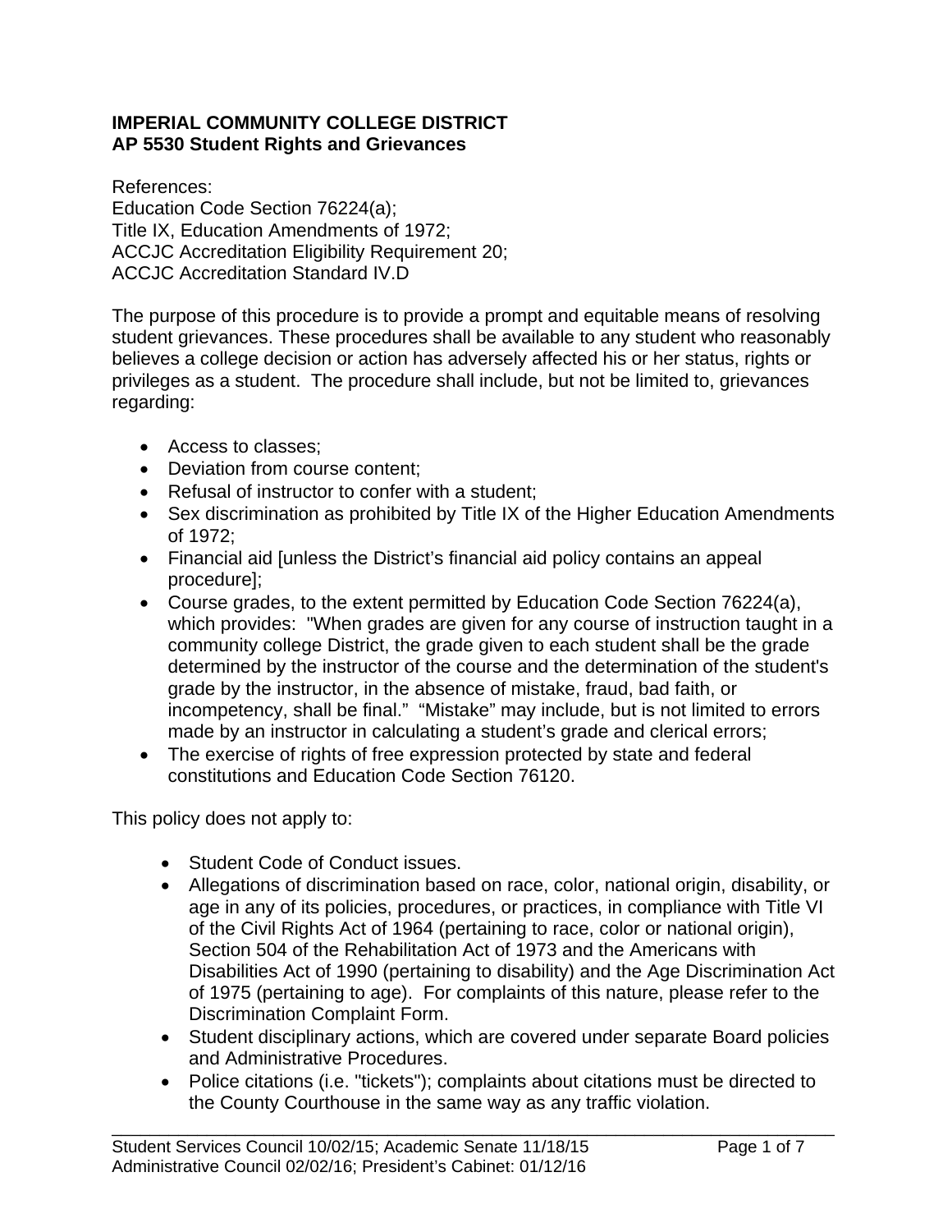**IMPERIAL COMMUNITY COLLEGE DISTRICT**
**AP 5530 Student Rights and Grievances**

References:
Education Code Section 76224(a);
Title IX, Education Amendments of 1972;
ACCJC Accreditation Eligibility Requirement 20;
ACCJC Accreditation Standard IV.D

The purpose of this procedure is to provide a prompt and equitable means of resolving student grievances. These procedures shall be available to any student who reasonably believes a college decision or action has adversely affected his or her status, rights or privileges as a student. The procedure shall include, but not be limited to, grievances regarding:

- Access to classes;
- Deviation from course content;
- Refusal of instructor to confer with a student;
- Sex discrimination as prohibited by Title IX of the Higher Education Amendments of 1972;
- Financial aid [unless the District's financial aid policy contains an appeal procedure];
- Course grades, to the extent permitted by Education Code Section 76224(a), which provides: "When grades are given for any course of instruction taught in a community college District, the grade given to each student shall be the grade determined by the instructor of the course and the determination of the student's grade by the instructor, in the absence of mistake, fraud, bad faith, or incompetency, shall be final." "Mistake" may include, but is not limited to errors made by an instructor in calculating a student's grade and clerical errors;
- The exercise of rights of free expression protected by state and federal constitutions and Education Code Section 76120.

This policy does not apply to:

- Student Code of Conduct issues.
- Allegations of discrimination based on race, color, national origin, disability, or age in any of its policies, procedures, or practices, in compliance with Title VI of the Civil Rights Act of 1964 (pertaining to race, color or national origin), Section 504 of the Rehabilitation Act of 1973 and the Americans with Disabilities Act of 1990 (pertaining to disability) and the Age Discrimination Act of 1975 (pertaining to age). For complaints of this nature, please refer to the Discrimination Complaint Form.
- Student disciplinary actions, which are covered under separate Board policies and Administrative Procedures.
- Police citations (i.e. "tickets"); complaints about citations must be directed to the County Courthouse in the same way as any traffic violation.

Student Services Council 10/02/15; Academic Senate 11/18/15
Administrative Council 02/02/16; President's Cabinet: 01/12/16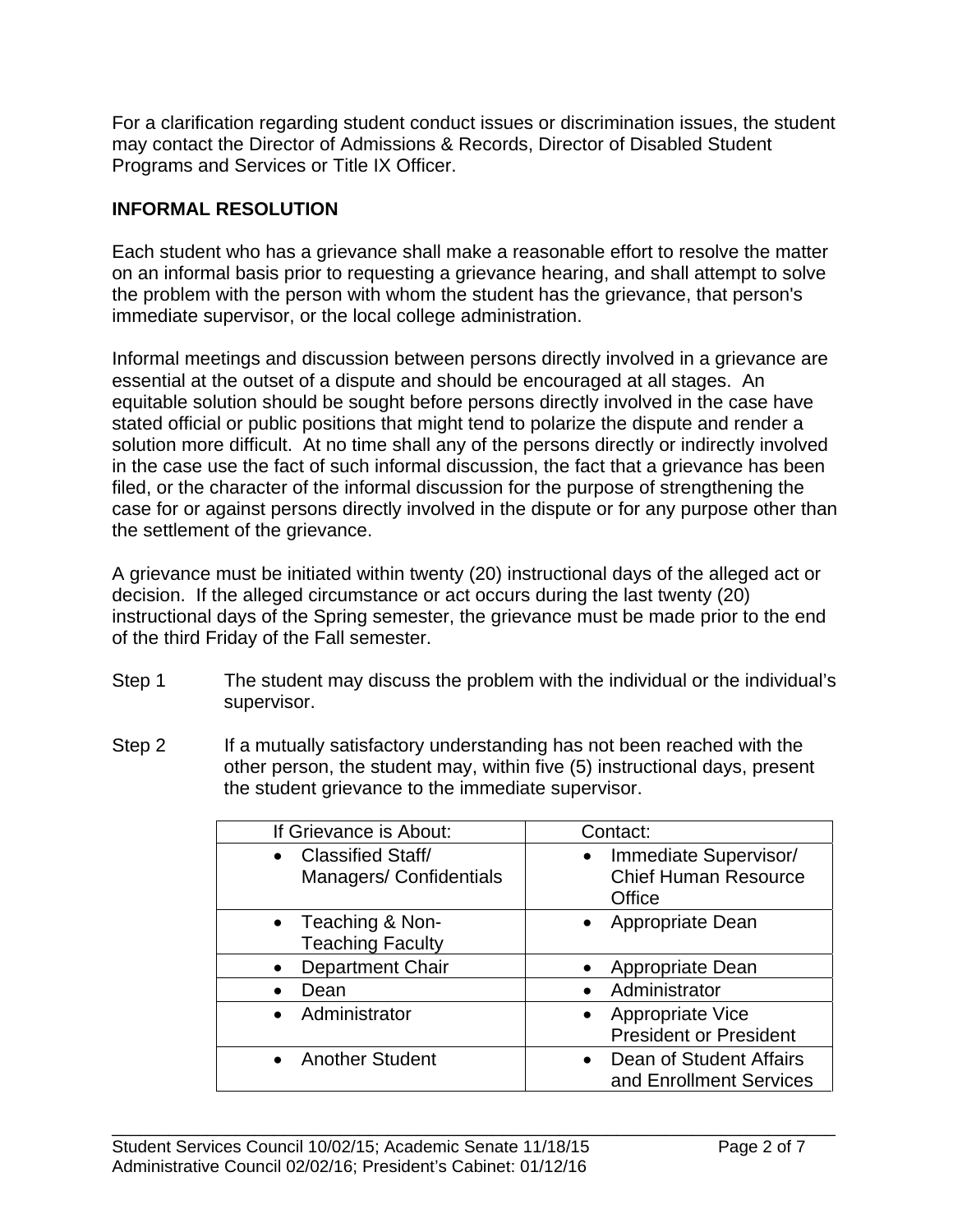For a clarification regarding student conduct issues or discrimination issues, the student may contact the Director of Admissions & Records, Director of Disabled Student Programs and Services or Title IX Officer.

**INFORMAL RESOLUTION**

Each student who has a grievance shall make a reasonable effort to resolve the matter on an informal basis prior to requesting a grievance hearing, and shall attempt to solve the problem with the person with whom the student has the grievance, that person's immediate supervisor, or the local college administration.

Informal meetings and discussion between persons directly involved in a grievance are essential at the outset of a dispute and should be encouraged at all stages. An equitable solution should be sought before persons directly involved in the case have stated official or public positions that might tend to polarize the dispute and render a solution more difficult. At no time shall any of the persons directly or indirectly involved in the case use the fact of such informal discussion, the fact that a grievance has been filed, or the character of the informal discussion for the purpose of strengthening the case for or against persons directly involved in the dispute or for any purpose other than the settlement of the grievance.

A grievance must be initiated within twenty (20) instructional days of the alleged act or decision. If the alleged circumstance or act occurs during the last twenty (20) instructional days of the Spring semester, the grievance must be made prior to the end of the third Friday of the Fall semester.

Step 1 The student may discuss the problem with the individual or the individual's supervisor.

Step 2 If a mutually satisfactory understanding has not been reached with the other person, the student may, within five (5) instructional days, present the student grievance to the immediate supervisor.

| If Grievance is About: | Contact: |
|---|---|
| • Classified Staff/ Managers/ Confidentials | • Immediate Supervisor/ Chief Human Resource Office |
| • Teaching & Non-Teaching Faculty | • Appropriate Dean |
| • Department Chair | • Appropriate Dean |
| • Dean | • Administrator |
| • Administrator | • Appropriate Vice President or President |
| • Another Student | • Dean of Student Affairs and Enrollment Services |

Student Services Council 10/02/15; Academic Senate 11/18/15
Administrative Council 02/02/16; President's Cabinet: 01/12/16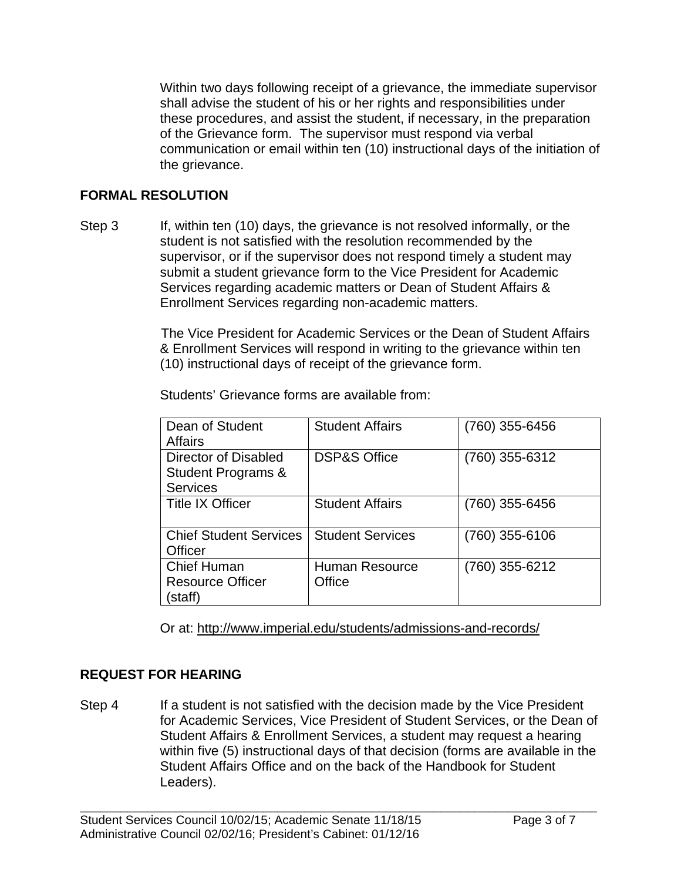Within two days following receipt of a grievance, the immediate supervisor shall advise the student of his or her rights and responsibilities under these procedures, and assist the student, if necessary, in the preparation of the Grievance form. The supervisor must respond via verbal communication or email within ten (10) instructional days of the initiation of the grievance.

**FORMAL RESOLUTION**

Step 3 If, within ten (10) days, the grievance is not resolved informally, or the student is not satisfied with the resolution recommended by the supervisor, or if the supervisor does not respond timely a student may submit a student grievance form to the Vice President for Academic Services regarding academic matters or Dean of Student Affairs & Enrollment Services regarding non-academic matters.

The Vice President for Academic Services or the Dean of Student Affairs & Enrollment Services will respond in writing to the grievance within ten (10) instructional days of receipt of the grievance form.

Students' Grievance forms are available from:

| Dean of Student Affairs | Student Affairs | (760) 355-6456 |
|---|---|---|
| Director of Disabled Student Programs & Services | DSP&S Office | (760) 355-6312 |
| Title IX Officer | Student Affairs | (760) 355-6456 |
| Chief Student Services Officer | Student Services | (760) 355-6106 |
| Chief Human Resource Officer (staff) | Human Resource Office | (760) 355-6212 |

Or at: http://www.imperial.edu/students/admissions-and-records/

**REQUEST FOR HEARING**

Step 4 If a student is not satisfied with the decision made by the Vice President for Academic Services, Vice President of Student Services, or the Dean of Student Affairs & Enrollment Services, a student may request a hearing within five (5) instructional days of that decision (forms are available in the Student Affairs Office and on the back of the Handbook for Student Leaders).

Student Services Council 10/02/15; Academic Senate 11/18/15
Administrative Council 02/02/16; President's Cabinet: 01/12/16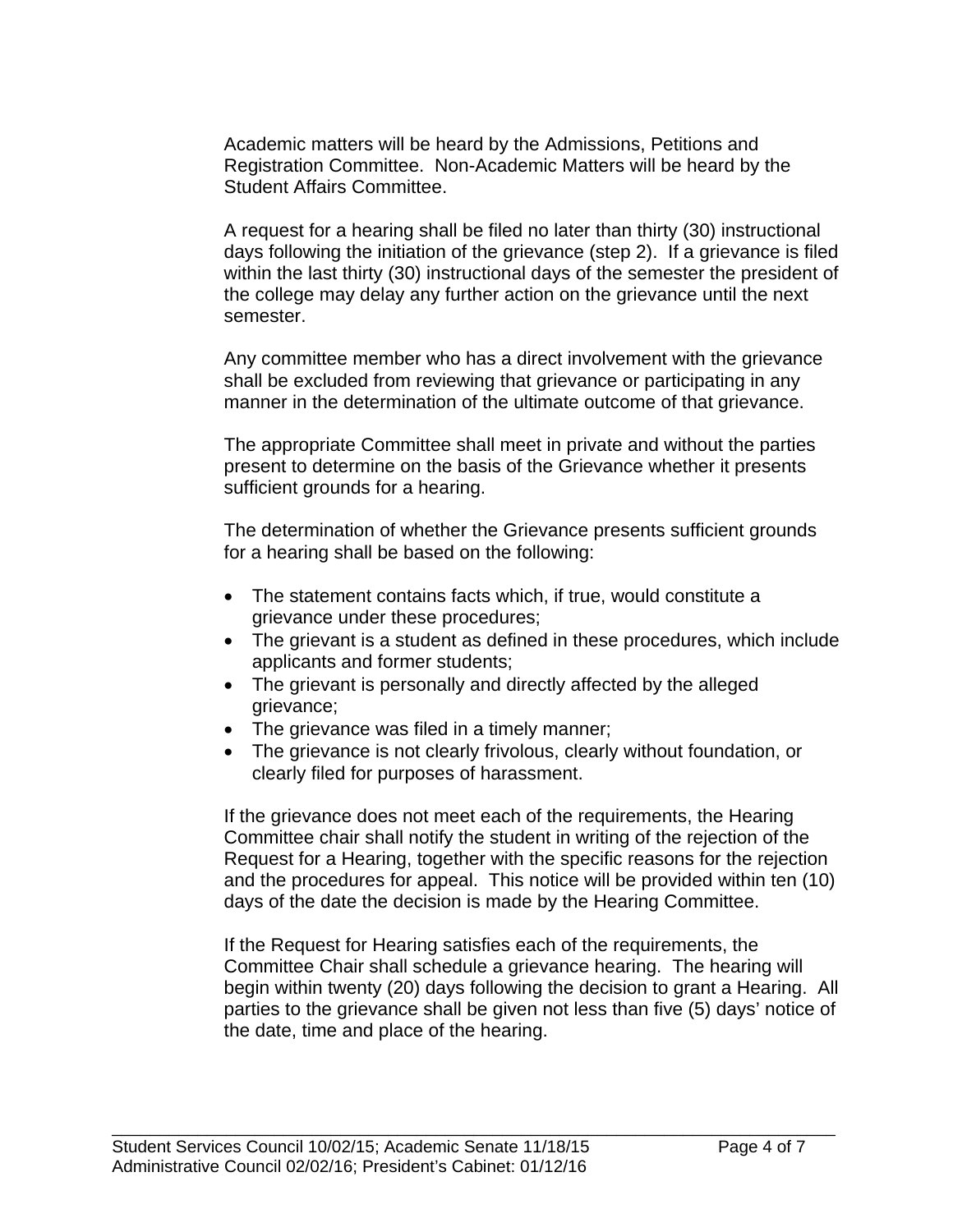Academic matters will be heard by the Admissions, Petitions and Registration Committee. Non-Academic Matters will be heard by the Student Affairs Committee.

A request for a hearing shall be filed no later than thirty (30) instructional days following the initiation of the grievance (step 2). If a grievance is filed within the last thirty (30) instructional days of the semester the president of the college may delay any further action on the grievance until the next semester.

Any committee member who has a direct involvement with the grievance shall be excluded from reviewing that grievance or participating in any manner in the determination of the ultimate outcome of that grievance.

The appropriate Committee shall meet in private and without the parties present to determine on the basis of the Grievance whether it presents sufficient grounds for a hearing.

The determination of whether the Grievance presents sufficient grounds for a hearing shall be based on the following:

- The statement contains facts which, if true, would constitute a grievance under these procedures;
- The grievant is a student as defined in these procedures, which include applicants and former students;
- The grievant is personally and directly affected by the alleged grievance;
- The grievance was filed in a timely manner;
- The grievance is not clearly frivolous, clearly without foundation, or clearly filed for purposes of harassment.

If the grievance does not meet each of the requirements, the Hearing Committee chair shall notify the student in writing of the rejection of the Request for a Hearing, together with the specific reasons for the rejection and the procedures for appeal. This notice will be provided within ten (10) days of the date the decision is made by the Hearing Committee.

If the Request for Hearing satisfies each of the requirements, the Committee Chair shall schedule a grievance hearing. The hearing will begin within twenty (20) days following the decision to grant a Hearing. All parties to the grievance shall be given not less than five (5) days' notice of the date, time and place of the hearing.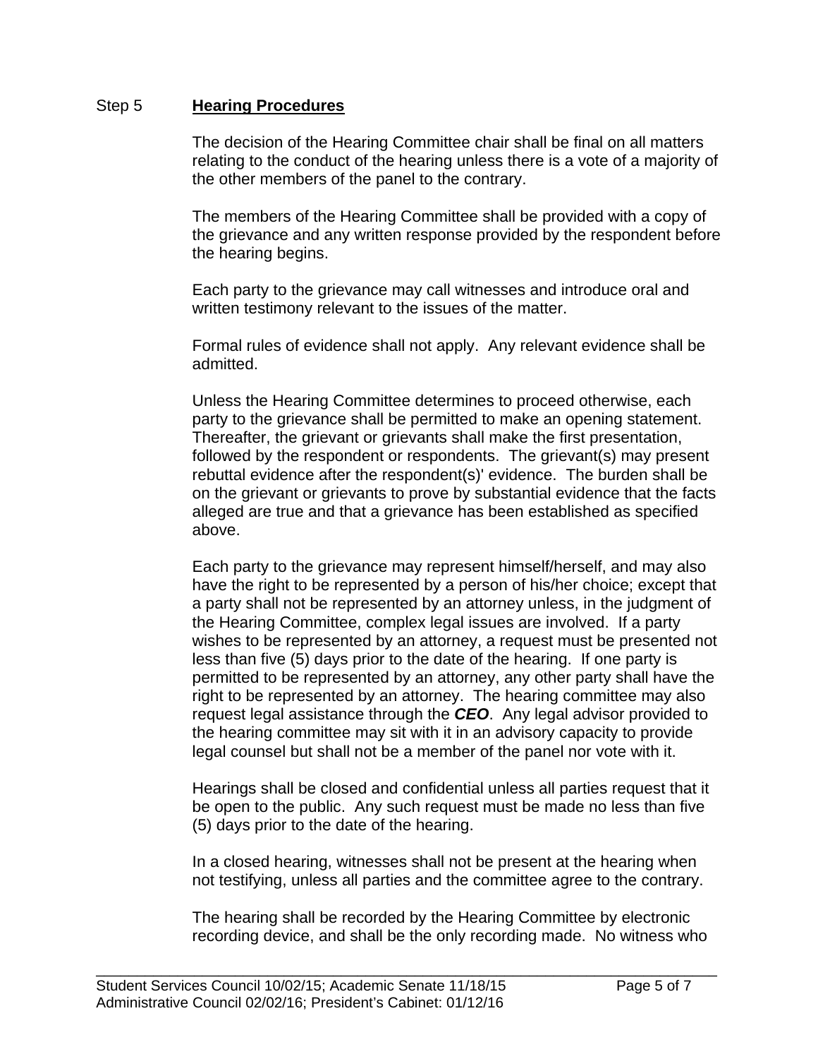Step 5 **<u>Hearing Procedures</u>**

The decision of the Hearing Committee chair shall be final on all matters relating to the conduct of the hearing unless there is a vote of a majority of the other members of the panel to the contrary.

The members of the Hearing Committee shall be provided with a copy of the grievance and any written response provided by the respondent before the hearing begins.

Each party to the grievance may call witnesses and introduce oral and written testimony relevant to the issues of the matter.

Formal rules of evidence shall not apply. Any relevant evidence shall be admitted.

Unless the Hearing Committee determines to proceed otherwise, each party to the grievance shall be permitted to make an opening statement. Thereafter, the grievant or grievants shall make the first presentation, followed by the respondent or respondents. The grievant(s) may present rebuttal evidence after the respondent(s)' evidence. The burden shall be on the grievant or grievants to prove by substantial evidence that the facts alleged are true and that a grievance has been established as specified above.

Each party to the grievance may represent himself/herself, and may also have the right to be represented by a person of his/her choice; except that a party shall not be represented by an attorney unless, in the judgment of the Hearing Committee, complex legal issues are involved. If a party wishes to be represented by an attorney, a request must be presented not less than five (5) days prior to the date of the hearing. If one party is permitted to be represented by an attorney, any other party shall have the right to be represented by an attorney. The hearing committee may also request legal assistance through the ***CEO***. Any legal advisor provided to the hearing committee may sit with it in an advisory capacity to provide legal counsel but shall not be a member of the panel nor vote with it.

Hearings shall be closed and confidential unless all parties request that it be open to the public. Any such request must be made no less than five (5) days prior to the date of the hearing.

In a closed hearing, witnesses shall not be present at the hearing when not testifying, unless all parties and the committee agree to the contrary.

The hearing shall be recorded by the Hearing Committee by electronic recording device, and shall be the only recording made. No witness who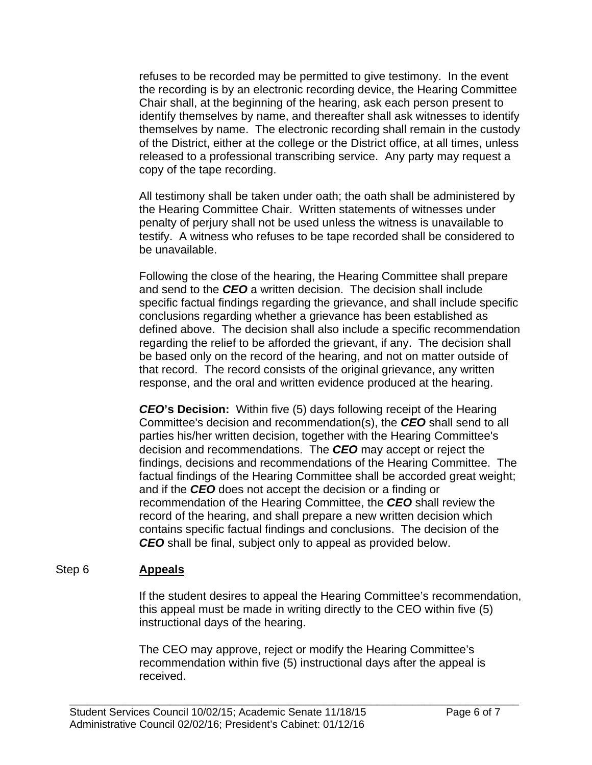refuses to be recorded may be permitted to give testimony. In the event the recording is by an electronic recording device, the Hearing Committee Chair shall, at the beginning of the hearing, ask each person present to identify themselves by name, and thereafter shall ask witnesses to identify themselves by name. The electronic recording shall remain in the custody of the District, either at the college or the District office, at all times, unless released to a professional transcribing service. Any party may request a copy of the tape recording.

All testimony shall be taken under oath; the oath shall be administered by the Hearing Committee Chair. Written statements of witnesses under penalty of perjury shall not be used unless the witness is unavailable to testify. A witness who refuses to be tape recorded shall be considered to be unavailable.

Following the close of the hearing, the Hearing Committee shall prepare and send to the ***CEO*** a written decision. The decision shall include specific factual findings regarding the grievance, and shall include specific conclusions regarding whether a grievance has been established as defined above. The decision shall also include a specific recommendation regarding the relief to be afforded the grievant, if any. The decision shall be based only on the record of the hearing, and not on matter outside of that record. The record consists of the original grievance, any written response, and the oral and written evidence produced at the hearing.

***CEO*'s Decision:** Within five (5) days following receipt of the Hearing Committee's decision and recommendation(s), the ***CEO*** shall send to all parties his/her written decision, together with the Hearing Committee's decision and recommendations. The ***CEO*** may accept or reject the findings, decisions and recommendations of the Hearing Committee. The factual findings of the Hearing Committee shall be accorded great weight; and if the ***CEO*** does not accept the decision or a finding or recommendation of the Hearing Committee, the ***CEO*** shall review the record of the hearing, and shall prepare a new written decision which contains specific factual findings and conclusions. The decision of the ***CEO*** shall be final, subject only to appeal as provided below.

Step 6 **<u>Appeals</u>**

If the student desires to appeal the Hearing Committee's recommendation, this appeal must be made in writing directly to the CEO within five (5) instructional days of the hearing.

The CEO may approve, reject or modify the Hearing Committee's recommendation within five (5) instructional days after the appeal is received.

Student Services Council 10/02/15; Academic Senate 11/18/15
Administrative Council 02/02/16; President's Cabinet: 01/12/16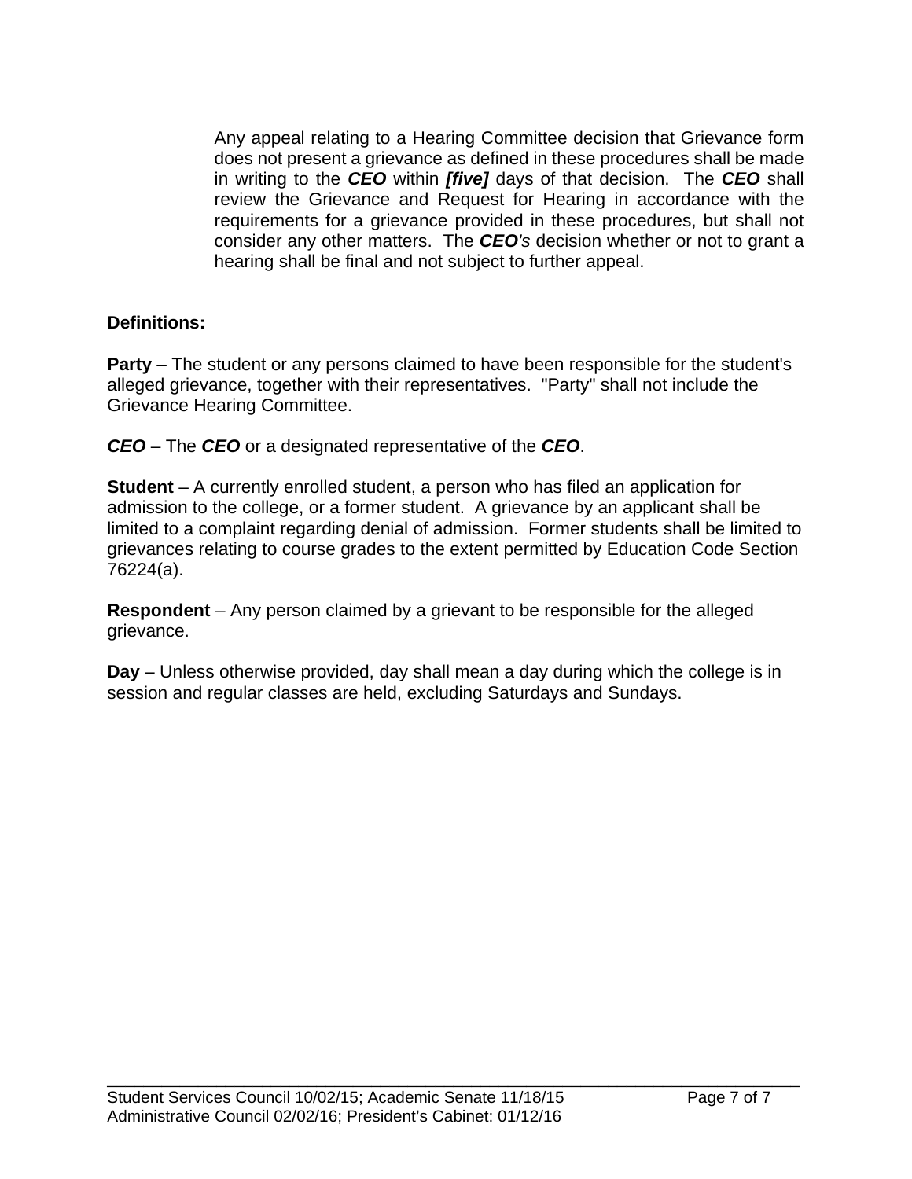Any appeal relating to a Hearing Committee decision that Grievance form does not present a grievance as defined in these procedures shall be made in writing to the ***CEO*** within ***[five]*** days of that decision. The ***CEO*** shall review the Grievance and Request for Hearing in accordance with the requirements for a grievance provided in these procedures, but shall not consider any other matters. The ***CEO****'s* decision whether or not to grant a hearing shall be final and not subject to further appeal.

**Definitions:**

**Party** – The student or any persons claimed to have been responsible for the student's alleged grievance, together with their representatives. "Party" shall not include the Grievance Hearing Committee.

***CEO*** – The ***CEO*** or a designated representative of the ***CEO***.

**Student** – A currently enrolled student, a person who has filed an application for admission to the college, or a former student. A grievance by an applicant shall be limited to a complaint regarding denial of admission. Former students shall be limited to grievances relating to course grades to the extent permitted by Education Code Section 76224(a).

**Respondent** – Any person claimed by a grievant to be responsible for the alleged grievance.

**Day** – Unless otherwise provided, day shall mean a day during which the college is in session and regular classes are held, excluding Saturdays and Sundays.

Student Services Council 10/02/15; Academic Senate 11/18/15
Administrative Council 02/02/16; President's Cabinet: 01/12/16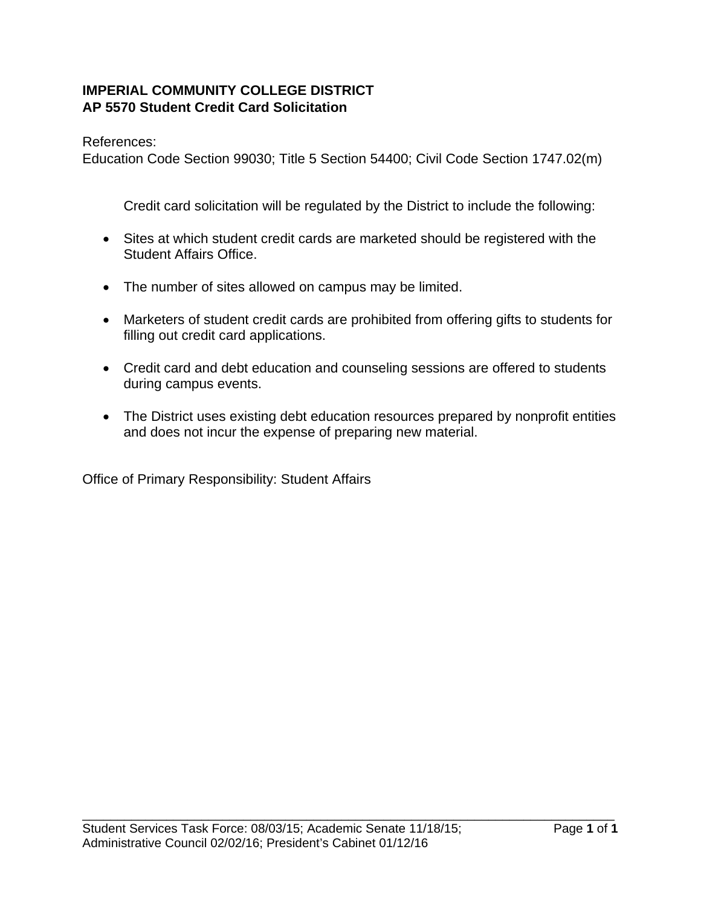**IMPERIAL COMMUNITY COLLEGE DISTRICT**
**AP 5570 Student Credit Card Solicitation**

References:
Education Code Section 99030; Title 5 Section 54400; Civil Code Section 1747.02(m)

Credit card solicitation will be regulated by the District to include the following:

- Sites at which student credit cards are marketed should be registered with the Student Affairs Office.
- The number of sites allowed on campus may be limited.
- Marketers of student credit cards are prohibited from offering gifts to students for filling out credit card applications.
- Credit card and debt education and counseling sessions are offered to students during campus events.
- The District uses existing debt education resources prepared by nonprofit entities and does not incur the expense of preparing new material.

Office of Primary Responsibility: Student Affairs

Student Services Task Force: 08/03/15; Academic Senate 11/18/15; Administrative Council 02/02/16; President's Cabinet 01/12/16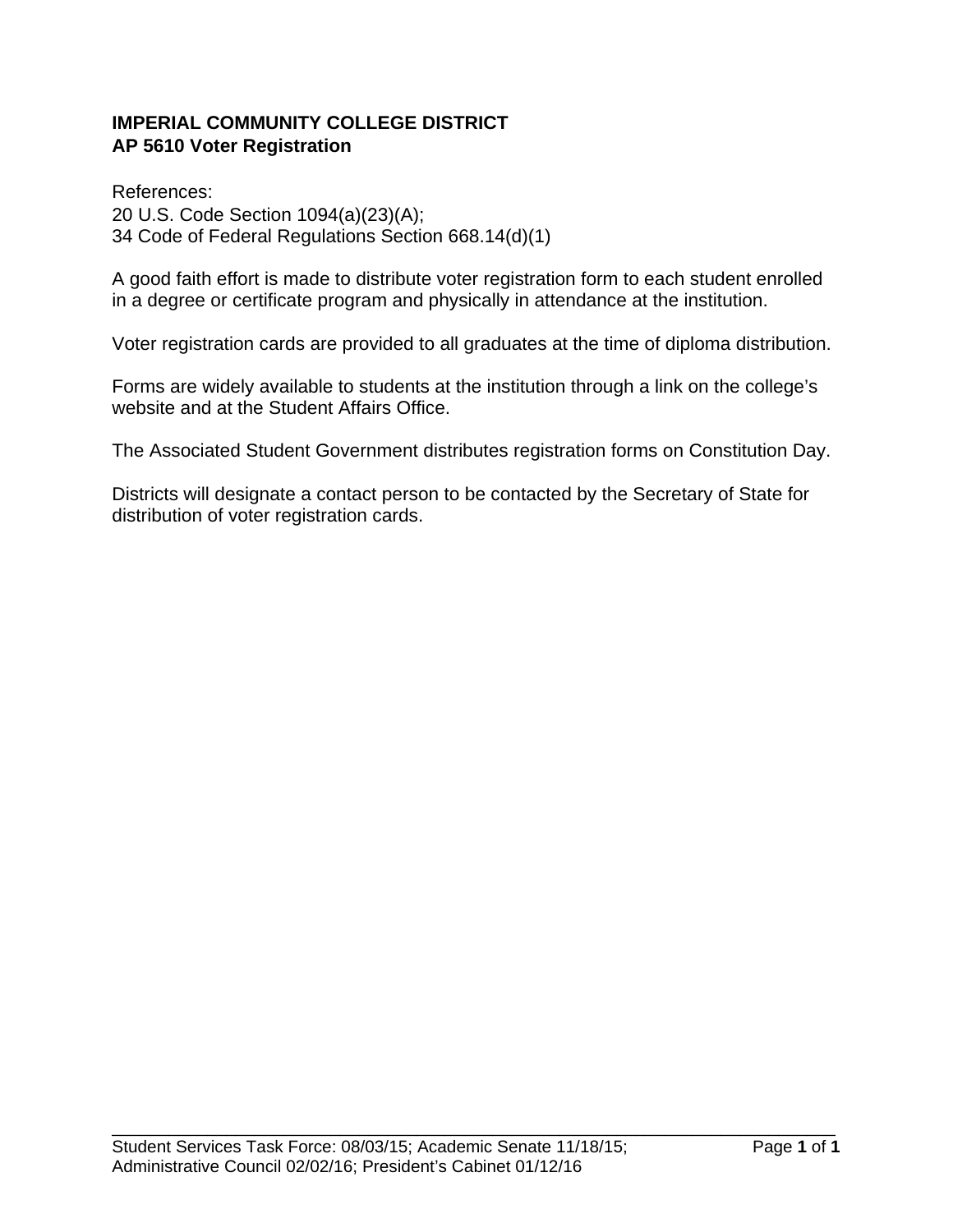**IMPERIAL COMMUNITY COLLEGE DISTRICT**
**AP 5610 Voter Registration**

References:
20 U.S. Code Section 1094(a)(23)(A);
34 Code of Federal Regulations Section 668.14(d)(1)

A good faith effort is made to distribute voter registration form to each student enrolled in a degree or certificate program and physically in attendance at the institution.

Voter registration cards are provided to all graduates at the time of diploma distribution.

Forms are widely available to students at the institution through a link on the college's website and at the Student Affairs Office.

The Associated Student Government distributes registration forms on Constitution Day.

Districts will designate a contact person to be contacted by the Secretary of State for distribution of voter registration cards.

Student Services Task Force: 08/03/15; Academic Senate 11/18/15; Administrative Council 02/02/16; President's Cabinet 01/12/16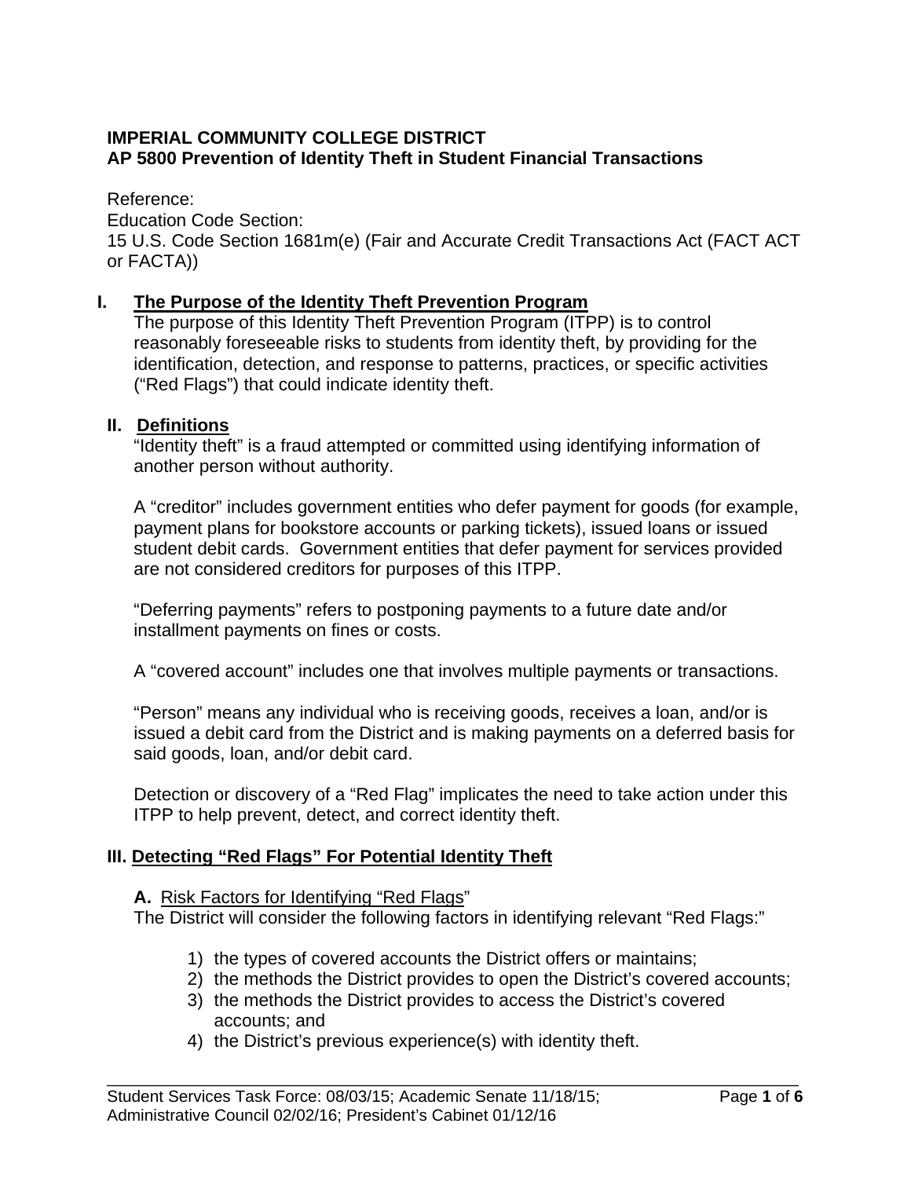**IMPERIAL COMMUNITY COLLEGE DISTRICT**
**AP 5800 Prevention of Identity Theft in Student Financial Transactions**

Reference:
Education Code Section:
15 U.S. Code Section 1681m(e) (Fair and Accurate Credit Transactions Act (FACT ACT or FACTA))

## I. The Purpose of the Identity Theft Prevention Program

The purpose of this Identity Theft Prevention Program (ITPP) is to control reasonably foreseeable risks to students from identity theft, by providing for the identification, detection, and response to patterns, practices, or specific activities ("Red Flags") that could indicate identity theft.

## II. Definitions

"Identity theft" is a fraud attempted or committed using identifying information of another person without authority.

A "creditor" includes government entities who defer payment for goods (for example, payment plans for bookstore accounts or parking tickets), issued loans or issued student debit cards. Government entities that defer payment for services provided are not considered creditors for purposes of this ITPP.

"Deferring payments" refers to postponing payments to a future date and/or installment payments on fines or costs.

A "covered account" includes one that involves multiple payments or transactions.

"Person" means any individual who is receiving goods, receives a loan, and/or is issued a debit card from the District and is making payments on a deferred basis for said goods, loan, and/or debit card.

Detection or discovery of a "Red Flag" implicates the need to take action under this ITPP to help prevent, detect, and correct identity theft.

## III. Detecting "Red Flags" For Potential Identity Theft

**A.** Risk Factors for Identifying "Red Flags"

The District will consider the following factors in identifying relevant "Red Flags:"

1) the types of covered accounts the District offers or maintains;
2) the methods the District provides to open the District's covered accounts;
3) the methods the District provides to access the District's covered accounts; and
4) the District's previous experience(s) with identity theft.

Student Services Task Force: 08/03/15; Academic Senate 11/18/15; Administrative Council 02/02/16; President's Cabinet 01/12/16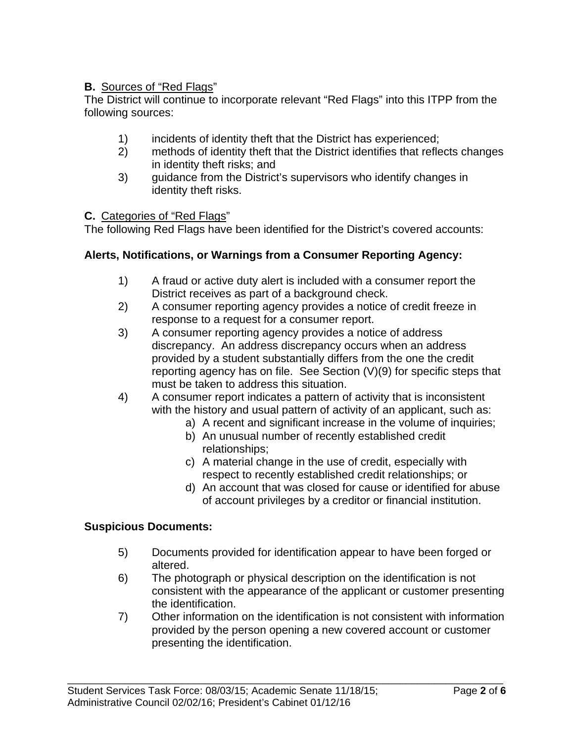**B.** <u>Sources of "Red Flags</u>"

The District will continue to incorporate relevant "Red Flags" into this ITPP from the following sources:

1) incidents of identity theft that the District has experienced;
2) methods of identity theft that the District identifies that reflects changes in identity theft risks; and
3) guidance from the District's supervisors who identify changes in identity theft risks.

**C.** <u>Categories of "Red Flags</u>"

The following Red Flags have been identified for the District's covered accounts:

**Alerts, Notifications, or Warnings from a Consumer Reporting Agency:**

1) A fraud or active duty alert is included with a consumer report the District receives as part of a background check.
2) A consumer reporting agency provides a notice of credit freeze in response to a request for a consumer report.
3) A consumer reporting agency provides a notice of address discrepancy. An address discrepancy occurs when an address provided by a student substantially differs from the one the credit reporting agency has on file. See Section (V)(9) for specific steps that must be taken to address this situation.
4) A consumer report indicates a pattern of activity that is inconsistent with the history and usual pattern of activity of an applicant, such as:
    a) A recent and significant increase in the volume of inquiries;
    b) An unusual number of recently established credit relationships;
    c) A material change in the use of credit, especially with respect to recently established credit relationships; or
    d) An account that was closed for cause or identified for abuse of account privileges by a creditor or financial institution.

**Suspicious Documents:**

5) Documents provided for identification appear to have been forged or altered.
6) The photograph or physical description on the identification is not consistent with the appearance of the applicant or customer presenting the identification.
7) Other information on the identification is not consistent with information provided by the person opening a new covered account or customer presenting the identification.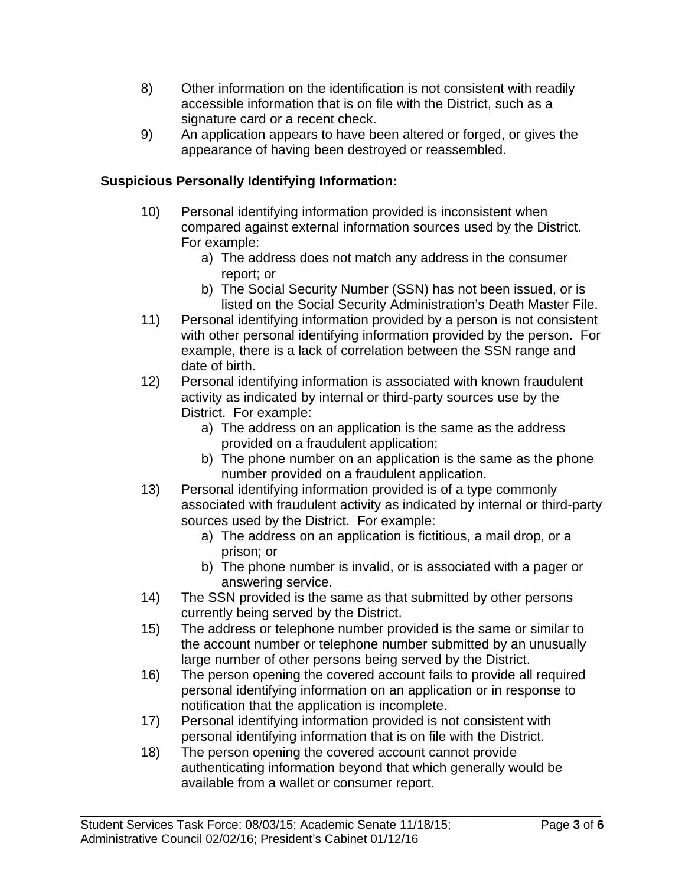8) Other information on the identification is not consistent with readily accessible information that is on file with the District, such as a signature card or a recent check.
9) An application appears to have been altered or forged, or gives the appearance of having been destroyed or reassembled.

**Suspicious Personally Identifying Information:**

10) Personal identifying information provided is inconsistent when compared against external information sources used by the District. For example:
    a) The address does not match any address in the consumer report; or
    b) The Social Security Number (SSN) has not been issued, or is listed on the Social Security Administration's Death Master File.
11) Personal identifying information provided by a person is not consistent with other personal identifying information provided by the person. For example, there is a lack of correlation between the SSN range and date of birth.
12) Personal identifying information is associated with known fraudulent activity as indicated by internal or third-party sources use by the District. For example:
    a) The address on an application is the same as the address provided on a fraudulent application;
    b) The phone number on an application is the same as the phone number provided on a fraudulent application.
13) Personal identifying information provided is of a type commonly associated with fraudulent activity as indicated by internal or third-party sources used by the District. For example:
    a) The address on an application is fictitious, a mail drop, or a prison; or
    b) The phone number is invalid, or is associated with a pager or answering service.
14) The SSN provided is the same as that submitted by other persons currently being served by the District.
15) The address or telephone number provided is the same or similar to the account number or telephone number submitted by an unusually large number of other persons being served by the District.
16) The person opening the covered account fails to provide all required personal identifying information on an application or in response to notification that the application is incomplete.
17) Personal identifying information provided is not consistent with personal identifying information that is on file with the District.
18) The person opening the covered account cannot provide authenticating information beyond that which generally would be available from a wallet or consumer report.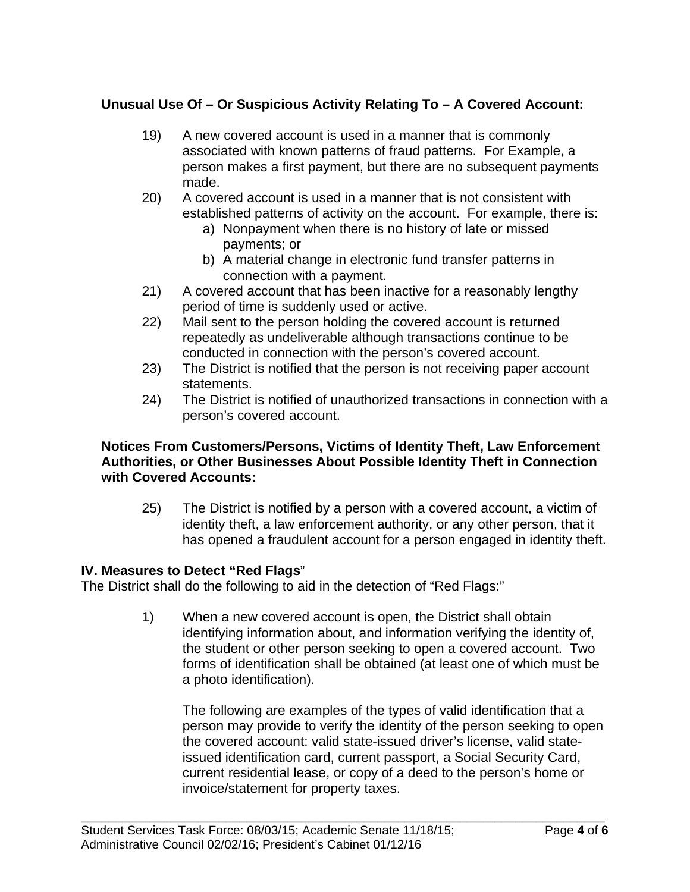**Unusual Use Of – Or Suspicious Activity Relating To – A Covered Account:**

19) A new covered account is used in a manner that is commonly associated with known patterns of fraud patterns. For Example, a person makes a first payment, but there are no subsequent payments made.

20) A covered account is used in a manner that is not consistent with established patterns of activity on the account. For example, there is:
   a) Nonpayment when there is no history of late or missed payments; or
   b) A material change in electronic fund transfer patterns in connection with a payment.

21) A covered account that has been inactive for a reasonably lengthy period of time is suddenly used or active.

22) Mail sent to the person holding the covered account is returned repeatedly as undeliverable although transactions continue to be conducted in connection with the person's covered account.

23) The District is notified that the person is not receiving paper account statements.

24) The District is notified of unauthorized transactions in connection with a person's covered account.

**Notices From Customers/Persons, Victims of Identity Theft, Law Enforcement Authorities, or Other Businesses About Possible Identity Theft in Connection with Covered Accounts:**

25) The District is notified by a person with a covered account, a victim of identity theft, a law enforcement authority, or any other person, that it has opened a fraudulent account for a person engaged in identity theft.

**IV. Measures to Detect "Red Flags"**

The District shall do the following to aid in the detection of "Red Flags:"

1) When a new covered account is open, the District shall obtain identifying information about, and information verifying the identity of, the student or other person seeking to open a covered account. Two forms of identification shall be obtained (at least one of which must be a photo identification).

   The following are examples of the types of valid identification that a person may provide to verify the identity of the person seeking to open the covered account: valid state-issued driver's license, valid state-issued identification card, current passport, a Social Security Card, current residential lease, or copy of a deed to the person's home or invoice/statement for property taxes.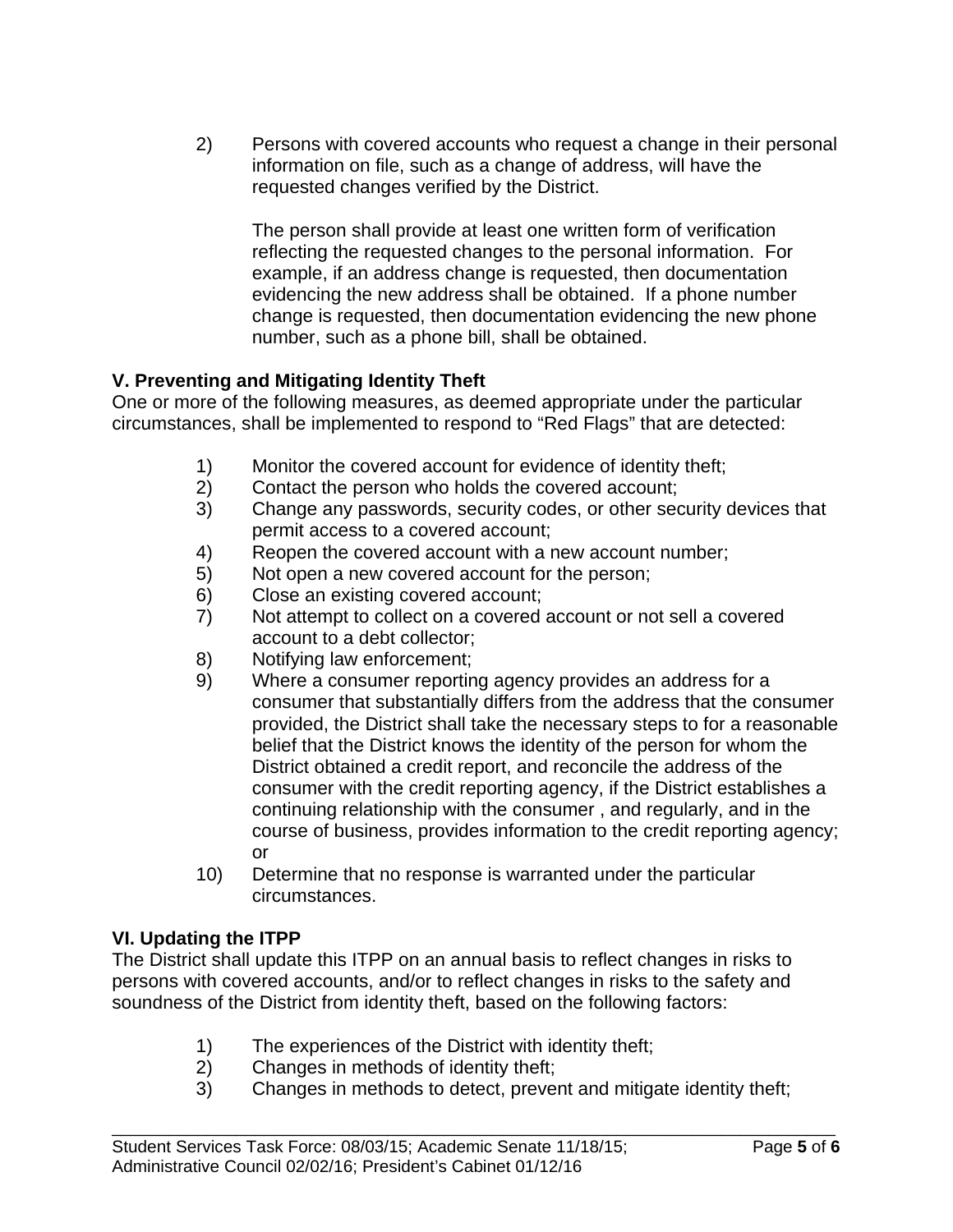2) Persons with covered accounts who request a change in their personal information on file, such as a change of address, will have the requested changes verified by the District.

   The person shall provide at least one written form of verification reflecting the requested changes to the personal information. For example, if an address change is requested, then documentation evidencing the new address shall be obtained. If a phone number change is requested, then documentation evidencing the new phone number, such as a phone bill, shall be obtained.

**V. Preventing and Mitigating Identity Theft**

One or more of the following measures, as deemed appropriate under the particular circumstances, shall be implemented to respond to "Red Flags" that are detected:

1) Monitor the covered account for evidence of identity theft;
2) Contact the person who holds the covered account;
3) Change any passwords, security codes, or other security devices that permit access to a covered account;
4) Reopen the covered account with a new account number;
5) Not open a new covered account for the person;
6) Close an existing covered account;
7) Not attempt to collect on a covered account or not sell a covered account to a debt collector;
8) Notifying law enforcement;
9) Where a consumer reporting agency provides an address for a consumer that substantially differs from the address that the consumer provided, the District shall take the necessary steps to for a reasonable belief that the District knows the identity of the person for whom the District obtained a credit report, and reconcile the address of the consumer with the credit reporting agency, if the District establishes a continuing relationship with the consumer , and regularly, and in the course of business, provides information to the credit reporting agency; or
10) Determine that no response is warranted under the particular circumstances.

**VI. Updating the ITPP**

The District shall update this ITPP on an annual basis to reflect changes in risks to persons with covered accounts, and/or to reflect changes in risks to the safety and soundness of the District from identity theft, based on the following factors:

1) The experiences of the District with identity theft;
2) Changes in methods of identity theft;
3) Changes in methods to detect, prevent and mitigate identity theft;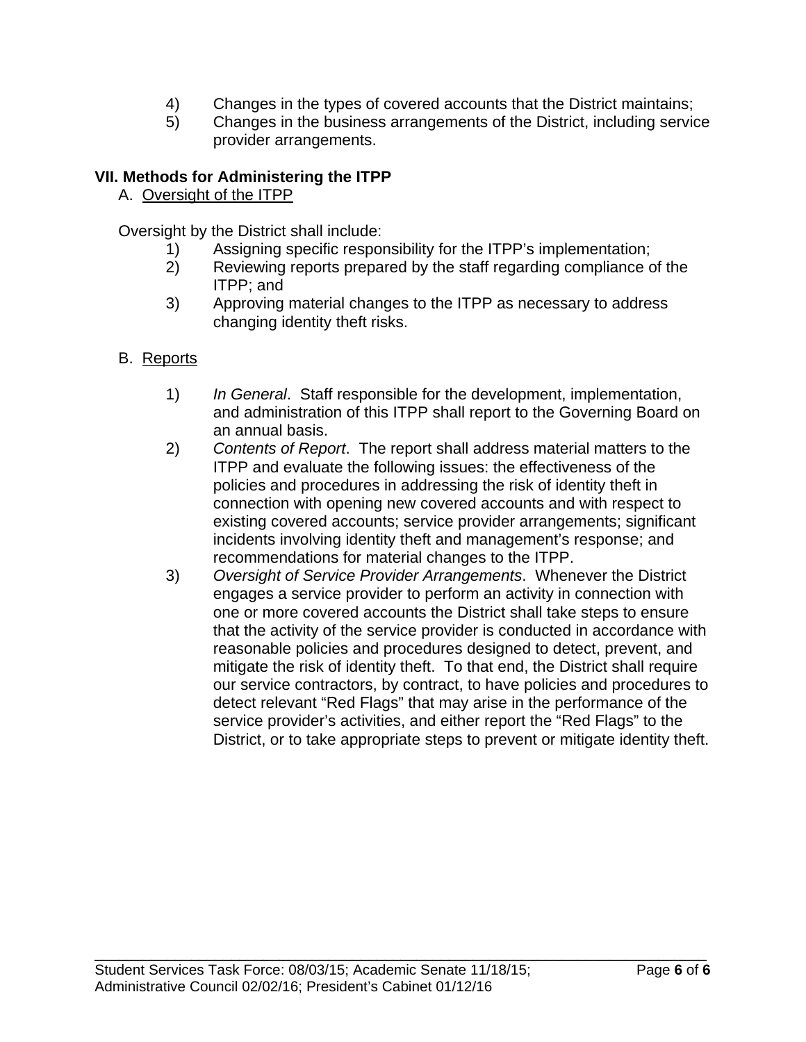4) Changes in the types of covered accounts that the District maintains;
5) Changes in the business arrangements of the District, including service provider arrangements.

**VII. Methods for Administering the ITPP**

A. Oversight of the ITPP

Oversight by the District shall include:

1) Assigning specific responsibility for the ITPP's implementation;
2) Reviewing reports prepared by the staff regarding compliance of the ITPP; and
3) Approving material changes to the ITPP as necessary to address changing identity theft risks.

B. Reports

1) *In General*. Staff responsible for the development, implementation, and administration of this ITPP shall report to the Governing Board on an annual basis.
2) *Contents of Report*. The report shall address material matters to the ITPP and evaluate the following issues: the effectiveness of the policies and procedures in addressing the risk of identity theft in connection with opening new covered accounts and with respect to existing covered accounts; service provider arrangements; significant incidents involving identity theft and management's response; and recommendations for material changes to the ITPP.
3) *Oversight of Service Provider Arrangements*. Whenever the District engages a service provider to perform an activity in connection with one or more covered accounts the District shall take steps to ensure that the activity of the service provider is conducted in accordance with reasonable policies and procedures designed to detect, prevent, and mitigate the risk of identity theft. To that end, the District shall require our service contractors, by contract, to have policies and procedures to detect relevant "Red Flags" that may arise in the performance of the service provider's activities, and either report the "Red Flags" to the District, or to take appropriate steps to prevent or mitigate identity theft.

Student Services Task Force: 08/03/15; Academic Senate 11/18/15; Administrative Council 02/02/16; President's Cabinet 01/12/16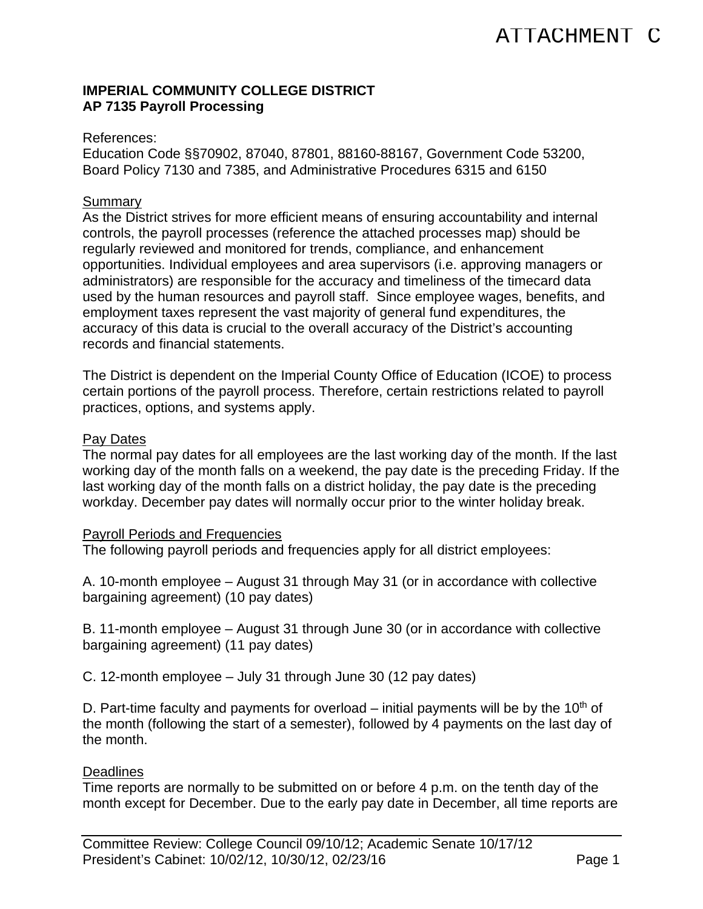ATTACHMENT C

**IMPERIAL COMMUNITY COLLEGE DISTRICT**
**AP 7135 Payroll Processing**

References:
Education Code §§70902, 87040, 87801, 88160-88167, Government Code 53200, Board Policy 7130 and 7385, and Administrative Procedures 6315 and 6150

Summary

As the District strives for more efficient means of ensuring accountability and internal controls, the payroll processes (reference the attached processes map) should be regularly reviewed and monitored for trends, compliance, and enhancement opportunities. Individual employees and area supervisors (i.e. approving managers or administrators) are responsible for the accuracy and timeliness of the timecard data used by the human resources and payroll staff. Since employee wages, benefits, and employment taxes represent the vast majority of general fund expenditures, the accuracy of this data is crucial to the overall accuracy of the District's accounting records and financial statements.

The District is dependent on the Imperial County Office of Education (ICOE) to process certain portions of the payroll process. Therefore, certain restrictions related to payroll practices, options, and systems apply.

Pay Dates

The normal pay dates for all employees are the last working day of the month. If the last working day of the month falls on a weekend, the pay date is the preceding Friday. If the last working day of the month falls on a district holiday, the pay date is the preceding workday. December pay dates will normally occur prior to the winter holiday break.

Payroll Periods and Frequencies

The following payroll periods and frequencies apply for all district employees:

A. 10-month employee – August 31 through May 31 (or in accordance with collective bargaining agreement) (10 pay dates)

B. 11-month employee – August 31 through June 30 (or in accordance with collective bargaining agreement) (11 pay dates)

C. 12-month employee – July 31 through June 30 (12 pay dates)

D. Part-time faculty and payments for overload – initial payments will be by the 10th of the month (following the start of a semester), followed by 4 payments on the last day of the month.

Deadlines

Time reports are normally to be submitted on or before 4 p.m. on the tenth day of the month except for December. Due to the early pay date in December, all time reports are

Committee Review: College Council 09/10/12; Academic Senate 10/17/12
President's Cabinet: 10/02/12, 10/30/12, 02/23/16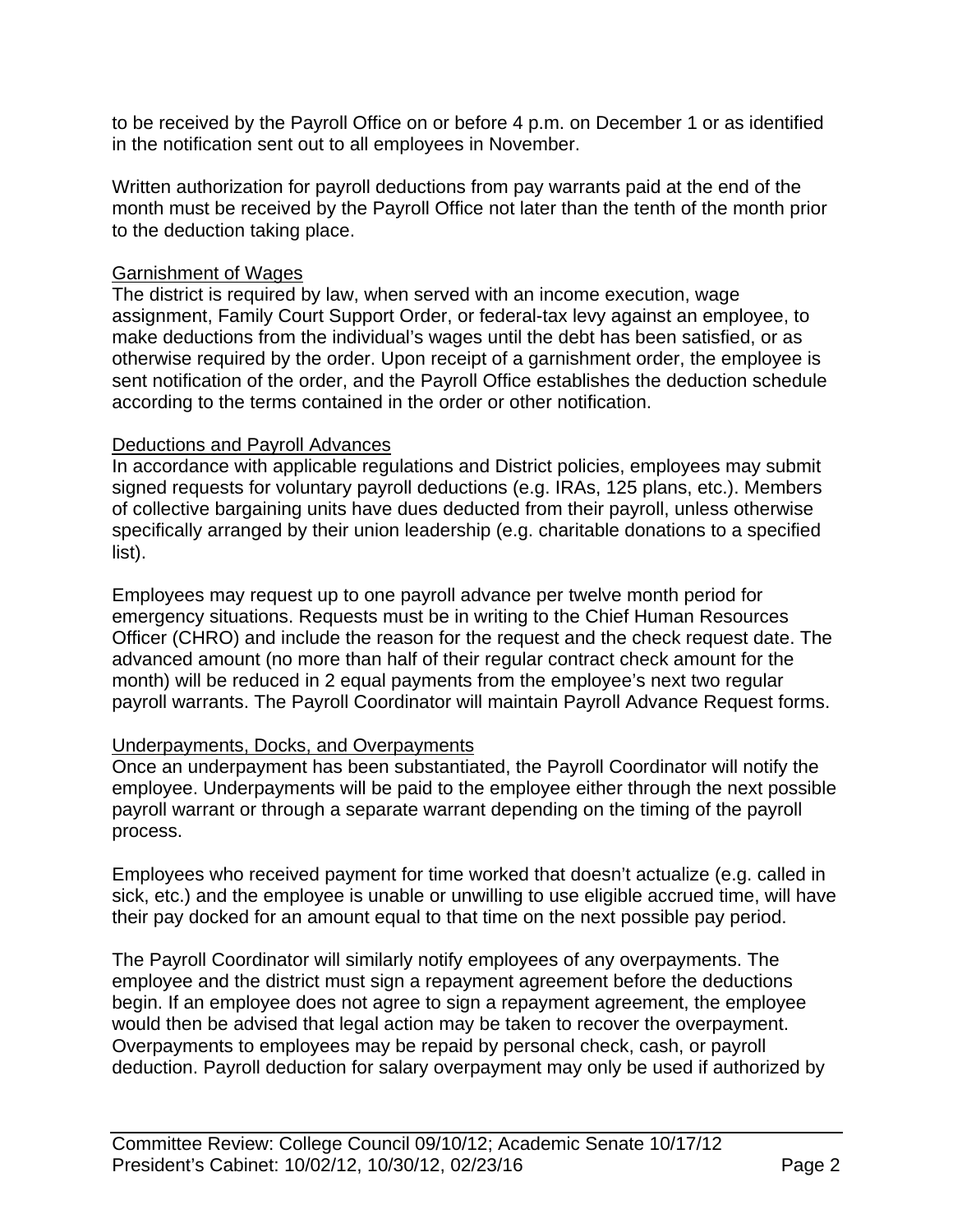to be received by the Payroll Office on or before 4 p.m. on December 1 or as identified in the notification sent out to all employees in November.

Written authorization for payroll deductions from pay warrants paid at the end of the month must be received by the Payroll Office not later than the tenth of the month prior to the deduction taking place.

<u>Garnishment of Wages</u>

The district is required by law, when served with an income execution, wage assignment, Family Court Support Order, or federal-tax levy against an employee, to make deductions from the individual's wages until the debt has been satisfied, or as otherwise required by the order. Upon receipt of a garnishment order, the employee is sent notification of the order, and the Payroll Office establishes the deduction schedule according to the terms contained in the order or other notification.

<u>Deductions and Payroll Advances</u>

In accordance with applicable regulations and District policies, employees may submit signed requests for voluntary payroll deductions (e.g. IRAs, 125 plans, etc.). Members of collective bargaining units have dues deducted from their payroll, unless otherwise specifically arranged by their union leadership (e.g. charitable donations to a specified list).

Employees may request up to one payroll advance per twelve month period for emergency situations. Requests must be in writing to the Chief Human Resources Officer (CHRO) and include the reason for the request and the check request date. The advanced amount (no more than half of their regular contract check amount for the month) will be reduced in 2 equal payments from the employee's next two regular payroll warrants. The Payroll Coordinator will maintain Payroll Advance Request forms.

<u>Underpayments, Docks, and Overpayments</u>

Once an underpayment has been substantiated, the Payroll Coordinator will notify the employee. Underpayments will be paid to the employee either through the next possible payroll warrant or through a separate warrant depending on the timing of the payroll process.

Employees who received payment for time worked that doesn't actualize (e.g. called in sick, etc.) and the employee is unable or unwilling to use eligible accrued time, will have their pay docked for an amount equal to that time on the next possible pay period.

The Payroll Coordinator will similarly notify employees of any overpayments. The employee and the district must sign a repayment agreement before the deductions begin. If an employee does not agree to sign a repayment agreement, the employee would then be advised that legal action may be taken to recover the overpayment. Overpayments to employees may be repaid by personal check, cash, or payroll deduction. Payroll deduction for salary overpayment may only be used if authorized by

Committee Review: College Council 09/10/12; Academic Senate 10/17/12
President's Cabinet: 10/02/12, 10/30/12, 02/23/16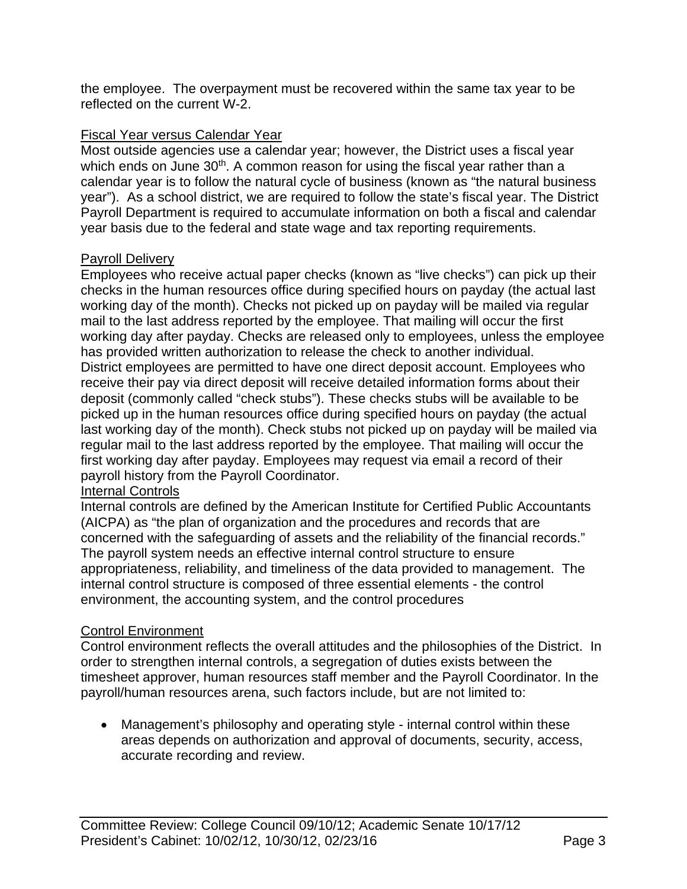the employee. The overpayment must be recovered within the same tax year to be reflected on the current W-2.

<u>Fiscal Year versus Calendar Year</u>
Most outside agencies use a calendar year; however, the District uses a fiscal year which ends on June 30th. A common reason for using the fiscal year rather than a calendar year is to follow the natural cycle of business (known as "the natural business year"). As a school district, we are required to follow the state's fiscal year. The District Payroll Department is required to accumulate information on both a fiscal and calendar year basis due to the federal and state wage and tax reporting requirements.

<u>Payroll Delivery</u>
Employees who receive actual paper checks (known as "live checks") can pick up their checks in the human resources office during specified hours on payday (the actual last working day of the month). Checks not picked up on payday will be mailed via regular mail to the last address reported by the employee. That mailing will occur the first working day after payday. Checks are released only to employees, unless the employee has provided written authorization to release the check to another individual.
District employees are permitted to have one direct deposit account. Employees who receive their pay via direct deposit will receive detailed information forms about their deposit (commonly called "check stubs"). These checks stubs will be available to be picked up in the human resources office during specified hours on payday (the actual last working day of the month). Check stubs not picked up on payday will be mailed via regular mail to the last address reported by the employee. That mailing will occur the first working day after payday. Employees may request via email a record of their payroll history from the Payroll Coordinator.

<u>Internal Controls</u>
Internal controls are defined by the American Institute for Certified Public Accountants (AICPA) as "the plan of organization and the procedures and records that are concerned with the safeguarding of assets and the reliability of the financial records." The payroll system needs an effective internal control structure to ensure appropriateness, reliability, and timeliness of the data provided to management. The internal control structure is composed of three essential elements - the control environment, the accounting system, and the control procedures

<u>Control Environment</u>
Control environment reflects the overall attitudes and the philosophies of the District. In order to strengthen internal controls, a segregation of duties exists between the timesheet approver, human resources staff member and the Payroll Coordinator. In the payroll/human resources arena, such factors include, but are not limited to:

- Management's philosophy and operating style - internal control within these areas depends on authorization and approval of documents, security, access, accurate recording and review.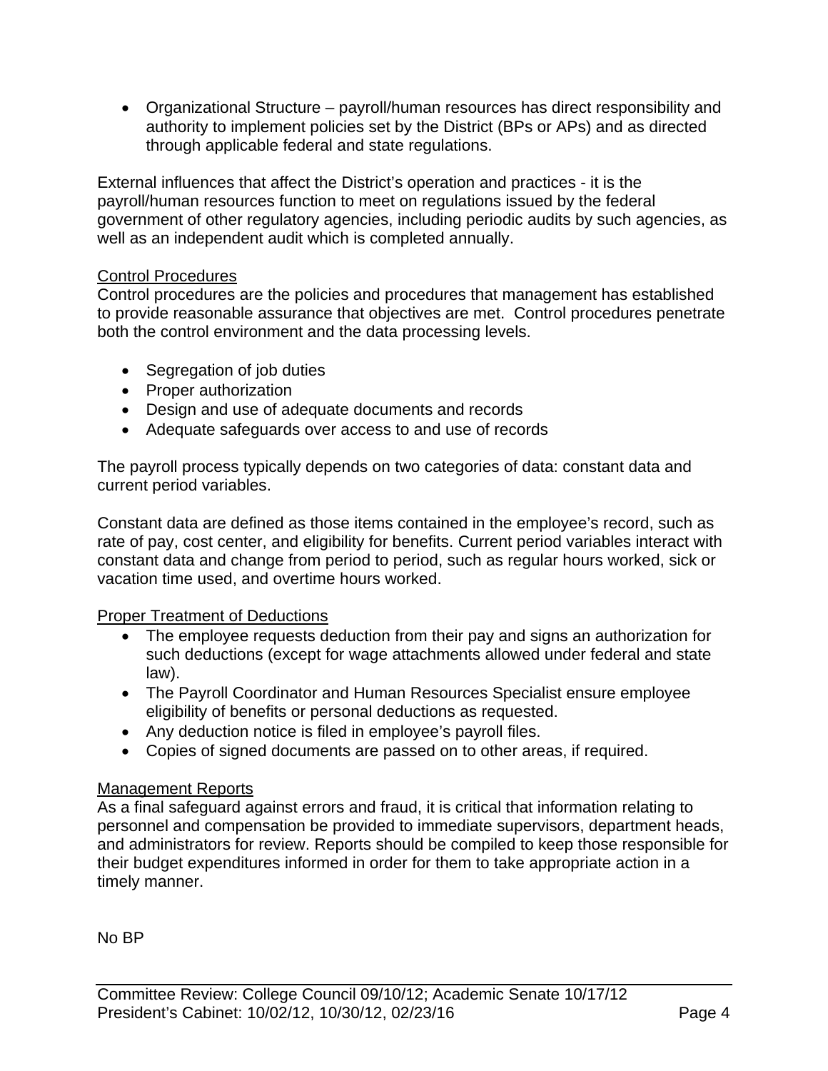- Organizational Structure – payroll/human resources has direct responsibility and authority to implement policies set by the District (BPs or APs) and as directed through applicable federal and state regulations.

External influences that affect the District's operation and practices - it is the payroll/human resources function to meet on regulations issued by the federal government of other regulatory agencies, including periodic audits by such agencies, as well as an independent audit which is completed annually.

Control Procedures

Control procedures are the policies and procedures that management has established to provide reasonable assurance that objectives are met. Control procedures penetrate both the control environment and the data processing levels.

- Segregation of job duties
- Proper authorization
- Design and use of adequate documents and records
- Adequate safeguards over access to and use of records

The payroll process typically depends on two categories of data: constant data and current period variables.

Constant data are defined as those items contained in the employee's record, such as rate of pay, cost center, and eligibility for benefits. Current period variables interact with constant data and change from period to period, such as regular hours worked, sick or vacation time used, and overtime hours worked.

Proper Treatment of Deductions

- The employee requests deduction from their pay and signs an authorization for such deductions (except for wage attachments allowed under federal and state law).
- The Payroll Coordinator and Human Resources Specialist ensure employee eligibility of benefits or personal deductions as requested.
- Any deduction notice is filed in employee's payroll files.
- Copies of signed documents are passed on to other areas, if required.

Management Reports

As a final safeguard against errors and fraud, it is critical that information relating to personnel and compensation be provided to immediate supervisors, department heads, and administrators for review. Reports should be compiled to keep those responsible for their budget expenditures informed in order for them to take appropriate action in a timely manner.

No BP

Committee Review: College Council 09/10/12; Academic Senate 10/17/12
President's Cabinet: 10/02/12, 10/30/12, 02/23/16